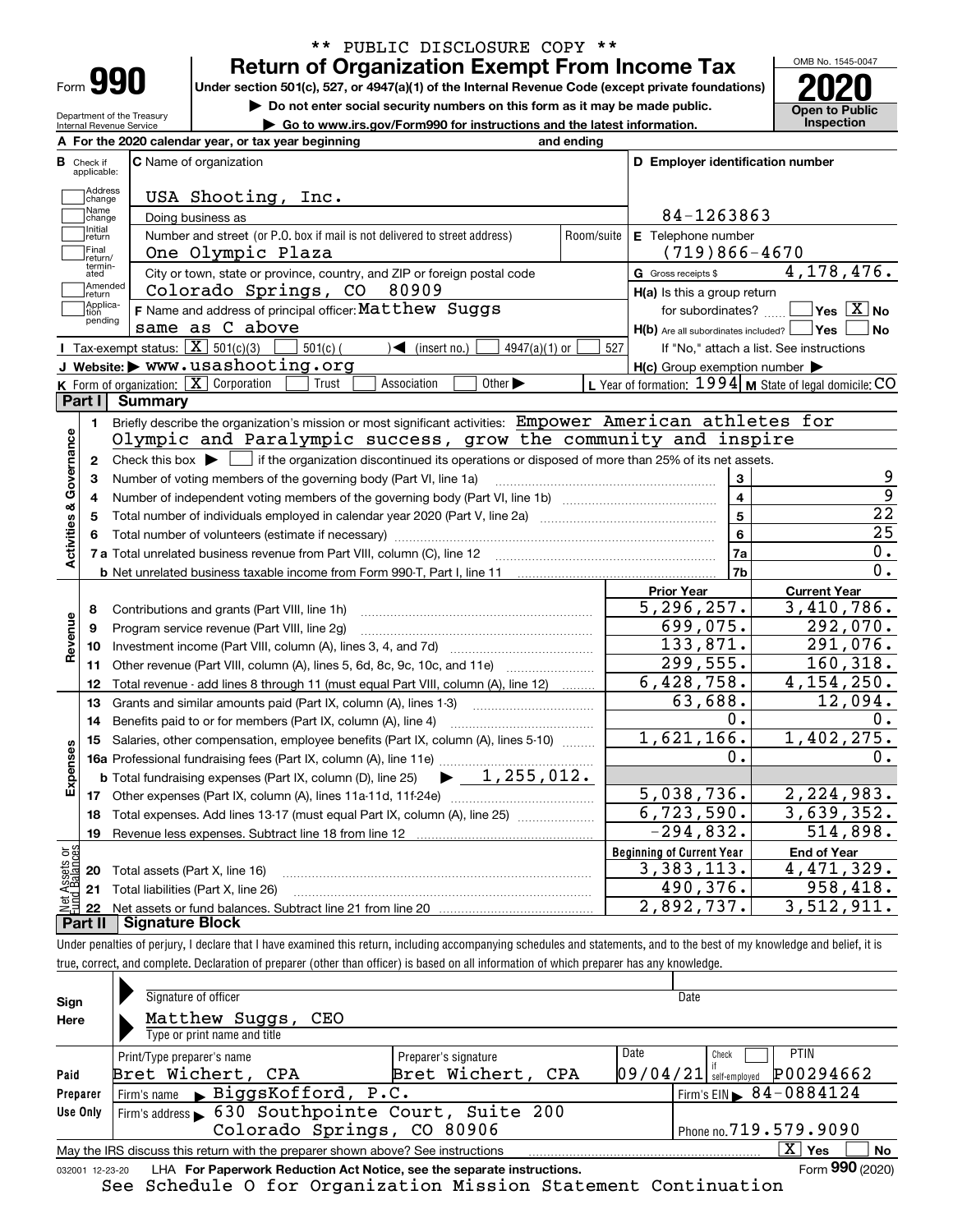\*\* PUBLIC DISCLOSURE COPY \*\*

# Form 990 — Return of Organization Exempt From Income Tax (2020)

Under section 501(c), 527, or 4947(a)(1) of the Internal Revenue Code (except private foundations)

▶ Do not enter social security numbers on this form as it may be made public.

▶ Go to www.irs.gov/Form990 for instructions and the latest information.

Department of the Treasury, Internal Revenue Service

OMB No. 1545-0047 — Open to Public Inspection

**A** For the 2020 calendar year, or tax year beginning and ending

**B** Check if applicable: Address change, Name change, Initial return, Final return/terminated, Amended return, Application pending

**C** Name of organization: USA Shooting, Inc.

Doing business as

Number and street (or P.O. box if mail is not delivered to street address): One Olympic Plaza — Room/suite

City or town, state or province, country, and ZIP or foreign postal code: Colorado Springs, CO 80909

**D** Employer identification number: 84-1263863

**E** Telephone number: (719)866-4670

**G** Gross receipts $ 4,178,476.

**F** Name and address of principal officer: Matthew Suggs, same as C above

**H(a)** Is this a group return for subordinates? ☐ Yes ☒ No

**H(b)** Are all subordinates included? ☐ Yes ☐ No — If "No," attach a list. See instructions

**H(c)** Group exemption number ▶

**I** Tax-exempt status: ☒ 501(c)(3) ☐ 501(c) ( ) ◀ (insert no.) ☐ 4947(a)(1) or ☐ 527

**J** Website: ▶ www.usashooting.org

**K** Form of organization: ☒ Corporation ☐ Trust ☐ Association ☐ Other ▶

**L** Year of formation: 1994 **M** State of legal domicile: CO

## Part I Summary

**Activities & Governance**

1. Briefly describe the organization's mission or most significant activities: Empower American athletes for Olympic and Paralympic success, grow the community and inspire
2. Check this box ▶ ☐ if the organization discontinued its operations or disposed of more than 25% of its net assets.

| Line | Description | | Value |
|---|---|---|---|
| 3 | Number of voting members of the governing body (Part VI, line 1a) | 3 | 9 |
| 4 | Number of independent voting members of the governing body (Part VI, line 1b) | 4 | 9 |
| 5 | Total number of individuals employed in calendar year 2020 (Part V, line 2a) | 5 | 22 |
| 6 | Total number of volunteers (estimate if necessary) | 6 | 25 |
| 7a | Total unrelated business revenue from Part VIII, column (C), line 12 | 7a | 0. |
| 7b | Net unrelated business taxable income from Form 990-T, Part I, line 11 | 7b | 0. |

| Line | Description | Prior Year | Current Year |
|---|---|---|---|
| **Revenue** | | | |
| 8 | Contributions and grants (Part VIII, line 1h) | 5,296,257. | 3,410,786. |
| 9 | Program service revenue (Part VIII, line 2g) | 699,075. | 292,070. |
| 10 | Investment income (Part VIII, column (A), lines 3, 4, and 7d) | 133,871. | 291,076. |
| 11 | Other revenue (Part VIII, column (A), lines 5, 6d, 8c, 9c, 10c, and 11e) | 299,555. | 160,318. |
| 12 | Total revenue - add lines 8 through 11 (must equal Part VIII, column (A), line 12) | 6,428,758. | 4,154,250. |
| **Expenses** | | | |
| 13 | Grants and similar amounts paid (Part IX, column (A), lines 1-3) | 63,688. | 12,094. |
| 14 | Benefits paid to or for members (Part IX, column (A), line 4) | 0. | 0. |
| 15 | Salaries, other compensation, employee benefits (Part IX, column (A), lines 5-10) | 1,621,166. | 1,402,275. |
| 16a | Professional fundraising fees (Part IX, column (A), line 11e) | 0. | 0. |
| b | Total fundraising expenses (Part IX, column (D), line 25) ▶ 1,255,012. | | |
| 17 | Other expenses (Part IX, column (A), lines 11a-11d, 11f-24e) | 5,038,736. | 2,224,983. |
| 18 | Total expenses. Add lines 13-17 (must equal Part IX, column (A), line 25) | 6,723,590. | 3,639,352. |
| 19 | Revenue less expenses. Subtract line 18 from line 12 | -294,832. | 514,898. |
| **Net Assets or Fund Balances** | | **Beginning of Current Year** | **End of Year** |
| 20 | Total assets (Part X, line 16) | 3,383,113. | 4,471,329. |
| 21 | Total liabilities (Part X, line 26) | 490,376. | 958,418. |
| 22 | Net assets or fund balances. Subtract line 21 from line 20 | 2,892,737. | 3,512,911. |

## Part II Signature Block

Under penalties of perjury, I declare that I have examined this return, including accompanying schedules and statements, and to the best of my knowledge and belief, it is true, correct, and complete. Declaration of preparer (other than officer) is based on all information of which preparer has any knowledge.

**Sign Here**

Signature of officer — Date

Matthew Suggs, CEO

Type or print name and title

**Paid Preparer Use Only**

| Print/Type preparer's name | Preparer's signature | Date | Check ☐ if self-employed | PTIN |
|---|---|---|---|---|
| Bret Wichert, CPA | Bret Wichert, CPA | 09/04/21 | | P00294662 |

Firm's name ▶ BiggsKofford, P.C. — Firm's EIN ▶ 84-0884124

Firm's address ▶ 630 Southpointe Court, Suite 200, Colorado Springs, CO 80906 — Phone no. 719.579.9090

May the IRS discuss this return with the preparer shown above? See instructions ☒ Yes ☐ No

032001 12-23-20 LHA For Paperwork Reduction Act Notice, see the separate instructions. Form **990** (2020)

See Schedule O for Organization Mission Statement Continuation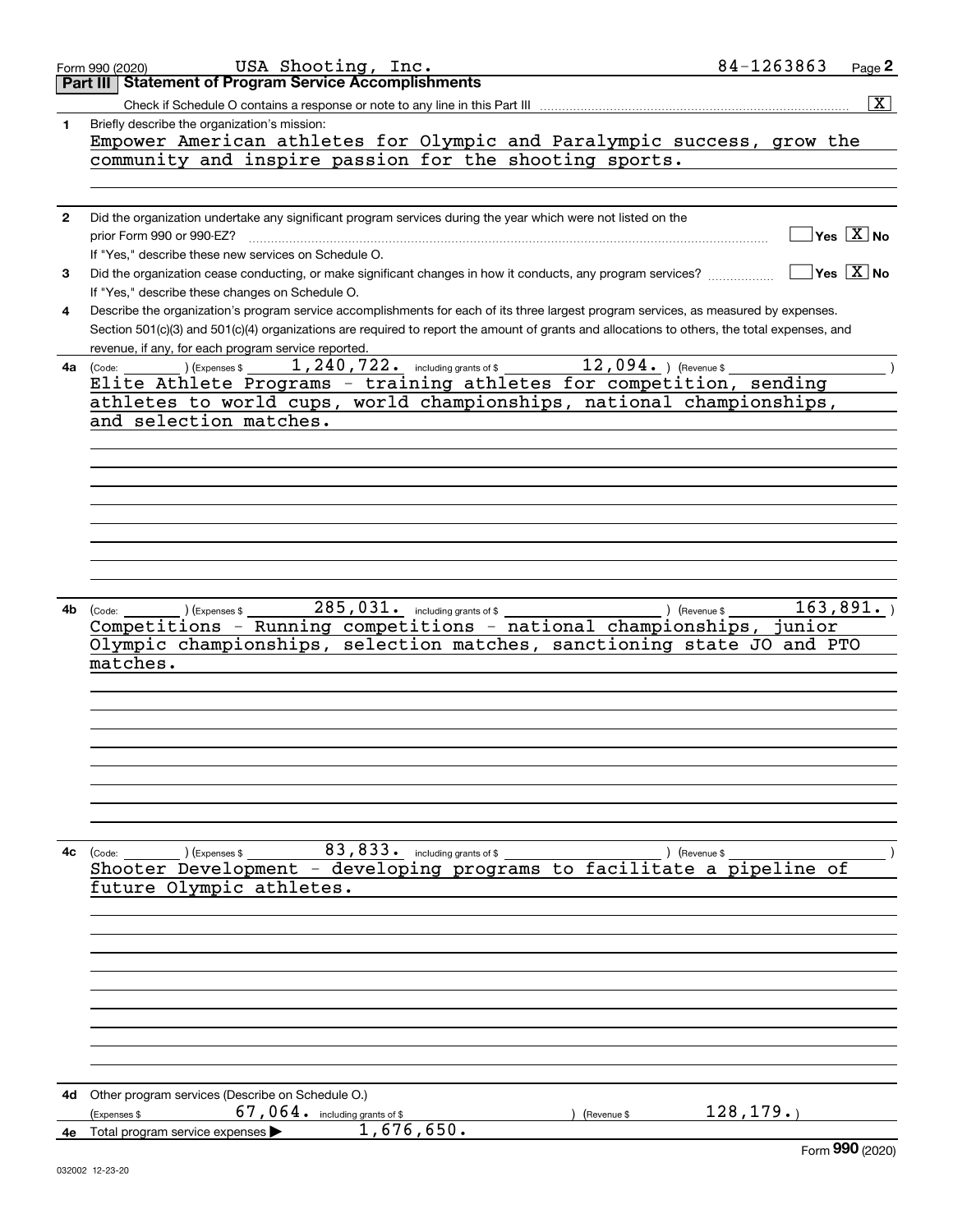Form 990 (2020) USA Shooting, Inc. 84-1263863

## Part III Statement of Program Service Accomplishments

Check if Schedule O contains a response or note to any line in this Part III ..... [X]

**1** Briefly describe the organization's mission:

Empower American athletes for Olympic and Paralympic success, grow the community and inspire passion for the shooting sports.

**2** Did the organization undertake any significant program services during the year which were not listed on the prior Form 990 or 990-EZ? ..... [ ] Yes [X] No

If "Yes," describe these new services on Schedule O.

**3** Did the organization cease conducting, or make significant changes in how it conducts, any program services? ..... [ ] Yes [X] No

If "Yes," describe these changes on Schedule O.

**4** Describe the organization's program service accomplishments for each of its three largest program services, as measured by expenses. Section 501(c)(3) and 501(c)(4) organizations are required to report the amount of grants and allocations to others, the total expenses, and revenue, if any, for each program service reported.

**4a** (Code: ) (Expenses $ 1,240,722. including grants of $ 12,094. ) (Revenue $ )

Elite Athlete Programs - training athletes for competition, sending athletes to world cups, world championships, national championships, and selection matches.

**4b** (Code: ) (Expenses $ 285,031. including grants of $ ) (Revenue $ 163,891. )

Competitions - Running competitions - national championships, junior Olympic championships, selection matches, sanctioning state JO and PTO matches.

**4c** (Code: ) (Expenses $ 83,833. including grants of $ ) (Revenue $ )

Shooter Development - developing programs to facilitate a pipeline of future Olympic athletes.

**4d** Other program services (Describe on Schedule O.)

(Expenses $ 67,064. including grants of $ ) (Revenue $ 128,179.)

**4e** Total program service expenses ▶ 1,676,650.

Form **990** (2020)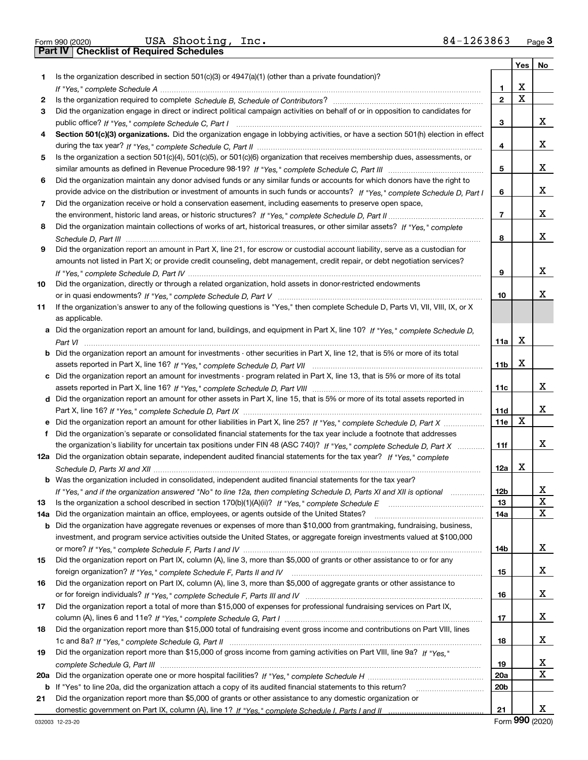Form 990 (2020) USA Shooting, Inc. 84-1263863 Page **3**

## Part IV Checklist of Required Schedules

| | | | Yes | No |
|---|---|---|---|---|
| **1** | Is the organization described in section 501(c)(3) or 4947(a)(1) (other than a private foundation)? *If "Yes," complete Schedule A* | **1** | X | |
| **2** | Is the organization required to complete *Schedule B, Schedule of Contributors*? | **2** | X | |
| **3** | Did the organization engage in direct or indirect political campaign activities on behalf of or in opposition to candidates for public office? *If "Yes," complete Schedule C, Part I* | **3** | | X |
| **4** | **Section 501(c)(3) organizations.** Did the organization engage in lobbying activities, or have a section 501(h) election in effect during the tax year? *If "Yes," complete Schedule C, Part II* | **4** | | X |
| **5** | Is the organization a section 501(c)(4), 501(c)(5), or 501(c)(6) organization that receives membership dues, assessments, or similar amounts as defined in Revenue Procedure 98-19? *If "Yes," complete Schedule C, Part III* | **5** | | X |
| **6** | Did the organization maintain any donor advised funds or any similar funds or accounts for which donors have the right to provide advice on the distribution or investment of amounts in such funds or accounts? *If "Yes," complete Schedule D, Part I* | **6** | | X |
| **7** | Did the organization receive or hold a conservation easement, including easements to preserve open space, the environment, historic land areas, or historic structures? *If "Yes," complete Schedule D, Part II* | **7** | | X |
| **8** | Did the organization maintain collections of works of art, historical treasures, or other similar assets? *If "Yes," complete Schedule D, Part III* | **8** | | X |
| **9** | Did the organization report an amount in Part X, line 21, for escrow or custodial account liability, serve as a custodian for amounts not listed in Part X; or provide credit counseling, debt management, credit repair, or debt negotiation services? *If "Yes," complete Schedule D, Part IV* | **9** | | X |
| **10** | Did the organization, directly or through a related organization, hold assets in donor-restricted endowments or in quasi endowments? *If "Yes," complete Schedule D, Part V* | **10** | | X |
| **11** | If the organization's answer to any of the following questions is "Yes," then complete Schedule D, Parts VI, VII, VIII, IX, or X as applicable. | | | |
| **a** | Did the organization report an amount for land, buildings, and equipment in Part X, line 10? *If "Yes," complete Schedule D, Part VI* | **11a** | X | |
| **b** | Did the organization report an amount for investments - other securities in Part X, line 12, that is 5% or more of its total assets reported in Part X, line 16? *If "Yes," complete Schedule D, Part VII* | **11b** | X | |
| **c** | Did the organization report an amount for investments - program related in Part X, line 13, that is 5% or more of its total assets reported in Part X, line 16? *If "Yes," complete Schedule D, Part VIII* | **11c** | | X |
| **d** | Did the organization report an amount for other assets in Part X, line 15, that is 5% or more of its total assets reported in Part X, line 16? *If "Yes," complete Schedule D, Part IX* | **11d** | | X |
| **e** | Did the organization report an amount for other liabilities in Part X, line 25? *If "Yes," complete Schedule D, Part X* | **11e** | X | |
| **f** | Did the organization's separate or consolidated financial statements for the tax year include a footnote that addresses the organization's liability for uncertain tax positions under FIN 48 (ASC 740)? *If "Yes," complete Schedule D, Part X* | **11f** | | X |
| **12a** | Did the organization obtain separate, independent audited financial statements for the tax year? *If "Yes," complete Schedule D, Parts XI and XII* | **12a** | X | |
| **b** | Was the organization included in consolidated, independent audited financial statements for the tax year? *If "Yes," and if the organization answered "No" to line 12a, then completing Schedule D, Parts XI and XII is optional* | **12b** | | X |
| **13** | Is the organization a school described in section 170(b)(1)(A)(ii)? *If "Yes," complete Schedule E* | **13** | | X |
| **14a** | Did the organization maintain an office, employees, or agents outside of the United States? | **14a** | | X |
| **b** | Did the organization have aggregate revenues or expenses of more than $10,000 from grantmaking, fundraising, business, investment, and program service activities outside the United States, or aggregate foreign investments valued at $100,000 or more? *If "Yes," complete Schedule F, Parts I and IV* | **14b** | | X |
| **15** | Did the organization report on Part IX, column (A), line 3, more than $5,000 of grants or other assistance to or for any foreign organization? *If "Yes," complete Schedule F, Parts II and IV* | **15** | | X |
| **16** | Did the organization report on Part IX, column (A), line 3, more than $5,000 of aggregate grants or other assistance to or for foreign individuals? *If "Yes," complete Schedule F, Parts III and IV* | **16** | | X |
| **17** | Did the organization report a total of more than $15,000 of expenses for professional fundraising services on Part IX, column (A), lines 6 and 11e? *If "Yes," complete Schedule G, Part I* | **17** | | X |
| **18** | Did the organization report more than $15,000 total of fundraising event gross income and contributions on Part VIII, lines 1c and 8a? *If "Yes," complete Schedule G, Part II* | **18** | | X |
| **19** | Did the organization report more than $15,000 of gross income from gaming activities on Part VIII, line 9a? *If "Yes," complete Schedule G, Part III* | **19** | | X |
| **20a** | Did the organization operate one or more hospital facilities? *If "Yes," complete Schedule H* | **20a** | | X |
| **b** | If "Yes" to line 20a, did the organization attach a copy of its audited financial statements to this return? | **20b** | | |
| **21** | Did the organization report more than $5,000 of grants or other assistance to any domestic organization or domestic government on Part IX, column (A), line 1? *If "Yes," complete Schedule I, Parts I and II* | **21** | | X |

032003 12-23-20 Form **990** (2020)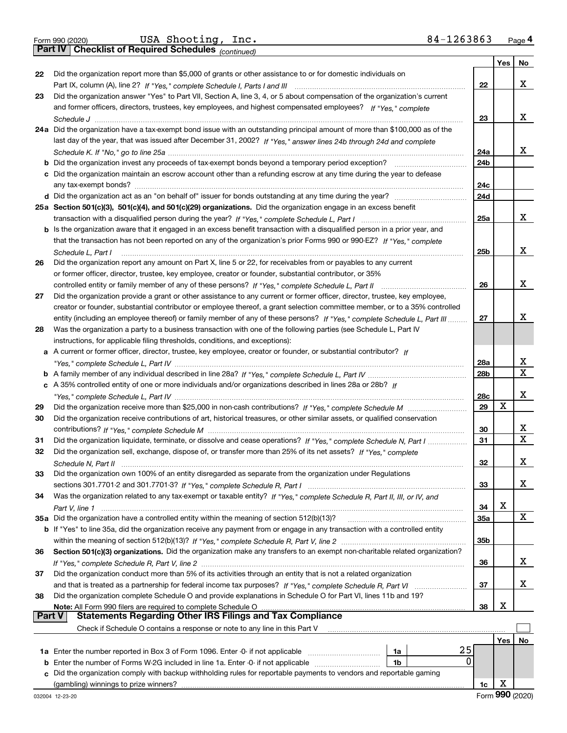Form 990 (2020) USA Shooting, Inc. 84-1263863 Page 4

**Part IV Checklist of Required Schedules** *(continued)*

| | | | Yes | No |
|---|---|---|---|---|
| 22 | Did the organization report more than $5,000 of grants or other assistance to or for domestic individuals on Part IX, column (A), line 2? *If "Yes," complete Schedule I, Parts I and III* | 22 | | X |
| 23 | Did the organization answer "Yes" to Part VII, Section A, line 3, 4, or 5 about compensation of the organization's current and former officers, directors, trustees, key employees, and highest compensated employees? *If "Yes," complete Schedule J* | 23 | | X |
| 24a | Did the organization have a tax-exempt bond issue with an outstanding principal amount of more than $100,000 as of the last day of the year, that was issued after December 31, 2002? *If "Yes," answer lines 24b through 24d and complete Schedule K. If "No," go to line 25a* | 24a | | X |
| b | Did the organization invest any proceeds of tax-exempt bonds beyond a temporary period exception? | 24b | | |
| c | Did the organization maintain an escrow account other than a refunding escrow at any time during the year to defease any tax-exempt bonds? | 24c | | |
| d | Did the organization act as an "on behalf of" issuer for bonds outstanding at any time during the year? | 24d | | |
| 25a | **Section 501(c)(3), 501(c)(4), and 501(c)(29) organizations.** Did the organization engage in an excess benefit transaction with a disqualified person during the year? *If "Yes," complete Schedule L, Part I* | 25a | | X |
| b | Is the organization aware that it engaged in an excess benefit transaction with a disqualified person in a prior year, and that the transaction has not been reported on any of the organization's prior Forms 990 or 990-EZ? *If "Yes," complete Schedule L, Part I* | 25b | | X |
| 26 | Did the organization report any amount on Part X, line 5 or 22, for receivables from or payables to any current or former officer, director, trustee, key employee, creator or founder, substantial contributor, or 35% controlled entity or family member of any of these persons? *If "Yes," complete Schedule L, Part II* | 26 | | X |
| 27 | Did the organization provide a grant or other assistance to any current or former officer, director, trustee, key employee, creator or founder, substantial contributor or employee thereof, a grant selection committee member, or to a 35% controlled entity (including an employee thereof) or family member of any of these persons? *If "Yes," complete Schedule L, Part III* | 27 | | X |
| 28 | Was the organization a party to a business transaction with one of the following parties (see Schedule L, Part IV instructions, for applicable filing thresholds, conditions, and exceptions): | | | |
| a | A current or former officer, director, trustee, key employee, creator or founder, or substantial contributor? *If "Yes," complete Schedule L, Part IV* | 28a | | X |
| b | A family member of any individual described in line 28a? *If "Yes," complete Schedule L, Part IV* | 28b | | X |
| c | A 35% controlled entity of one or more individuals and/or organizations described in lines 28a or 28b? *If "Yes," complete Schedule L, Part IV* | 28c | | X |
| 29 | Did the organization receive more than $25,000 in non-cash contributions? *If "Yes," complete Schedule M* | 29 | X | |
| 30 | Did the organization receive contributions of art, historical treasures, or other similar assets, or qualified conservation contributions? *If "Yes," complete Schedule M* | 30 | | X |
| 31 | Did the organization liquidate, terminate, or dissolve and cease operations? *If "Yes," complete Schedule N, Part I* | 31 | | X |
| 32 | Did the organization sell, exchange, dispose of, or transfer more than 25% of its net assets? *If "Yes," complete Schedule N, Part II* | 32 | | X |
| 33 | Did the organization own 100% of an entity disregarded as separate from the organization under Regulations sections 301.7701-2 and 301.7701-3? *If "Yes," complete Schedule R, Part I* | 33 | | X |
| 34 | Was the organization related to any tax-exempt or taxable entity? *If "Yes," complete Schedule R, Part II, III, or IV, and Part V, line 1* | 34 | X | |
| 35a | Did the organization have a controlled entity within the meaning of section 512(b)(13)? | 35a | | X |
| b | If "Yes" to line 35a, did the organization receive any payment from or engage in any transaction with a controlled entity within the meaning of section 512(b)(13)? *If "Yes," complete Schedule R, Part V, line 2* | 35b | | |
| 36 | **Section 501(c)(3) organizations.** Did the organization make any transfers to an exempt non-charitable related organization? *If "Yes," complete Schedule R, Part V, line 2* | 36 | | X |
| 37 | Did the organization conduct more than 5% of its activities through an entity that is not a related organization and that is treated as a partnership for federal income tax purposes? *If "Yes," complete Schedule R, Part VI* | 37 | | X |
| 38 | Did the organization complete Schedule O and provide explanations in Schedule O for Part VI, lines 11b and 19? **Note:** All Form 990 filers are required to complete Schedule O | 38 | X | |

**Part V Statements Regarding Other IRS Filings and Tax Compliance**

Check if Schedule O contains a response or note to any line in this Part V ☐

| | | | | Yes | No |
|---|---|---|---|---|---|
| 1a | Enter the number reported in Box 3 of Form 1096. Enter -0- if not applicable | 1a | 25 | | |
| b | Enter the number of Forms W-2G included in line 1a. Enter -0- if not applicable | 1b | 0 | | |
| c | Did the organization comply with backup withholding rules for reportable payments to vendors and reportable gaming (gambling) winnings to prize winners? | | 1c | X | |

032004 12-23-20 Form **990** (2020)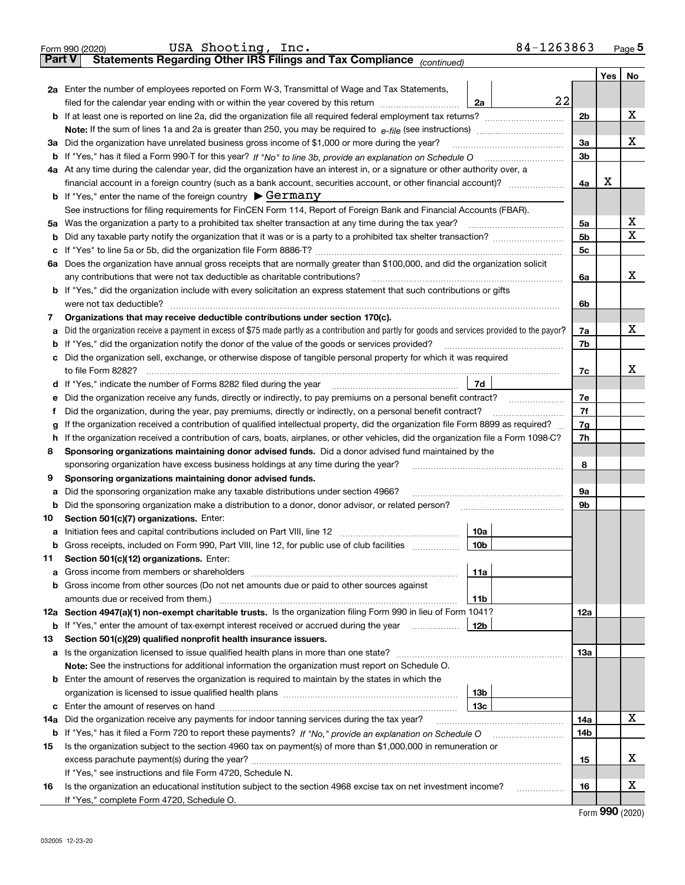Form 990 (2020) USA Shooting, Inc. 84-1263863 Page **5**

## Part V Statements Regarding Other IRS Filings and Tax Compliance *(continued)*

| | | | | | Yes | No |
|---|---|---|---|---|---|---|
| **2a** | Enter the number of employees reported on Form W-3, Transmittal of Wage and Tax Statements, filed for the calendar year ending with or within the year covered by this return | 2a | 22 | | | |
| **b** | If at least one is reported on line 2a, did the organization file all required federal employment tax returns? | | | 2b | | X |
| | **Note:** If the sum of lines 1a and 2a is greater than 250, you may be required to *e-file* (see instructions) | | | | | |
| **3a** | Did the organization have unrelated business gross income of $1,000 or more during the year? | | | 3a | | X |
| **b** | If "Yes," has it filed a Form 990-T for this year? *If "No" to line 3b, provide an explanation on Schedule O* | | | 3b | | |
| **4a** | At any time during the calendar year, did the organization have an interest in, or a signature or other authority over, a financial account in a foreign country (such as a bank account, securities account, or other financial account)? | | | 4a | X | |
| **b** | If "Yes," enter the name of the foreign country ▶ Germany | | | | | |
| | See instructions for filing requirements for FinCEN Form 114, Report of Foreign Bank and Financial Accounts (FBAR). | | | | | |
| **5a** | Was the organization a party to a prohibited tax shelter transaction at any time during the tax year? | | | 5a | | X |
| **b** | Did any taxable party notify the organization that it was or is a party to a prohibited tax shelter transaction? | | | 5b | | X |
| **c** | If "Yes" to line 5a or 5b, did the organization file Form 8886-T? | | | 5c | | |
| **6a** | Does the organization have annual gross receipts that are normally greater than $100,000, and did the organization solicit any contributions that were not tax deductible as charitable contributions? | | | 6a | | X |
| **b** | If "Yes," did the organization include with every solicitation an express statement that such contributions or gifts were not tax deductible? | | | 6b | | |
| **7** | **Organizations that may receive deductible contributions under section 170(c).** | | | | | |
| **a** | Did the organization receive a payment in excess of $75 made partly as a contribution and partly for goods and services provided to the payor? | | | 7a | | X |
| **b** | If "Yes," did the organization notify the donor of the value of the goods or services provided? | | | 7b | | |
| **c** | Did the organization sell, exchange, or otherwise dispose of tangible personal property for which it was required to file Form 8282? | | | 7c | | X |
| **d** | If "Yes," indicate the number of Forms 8282 filed during the year | 7d | | | | |
| **e** | Did the organization receive any funds, directly or indirectly, to pay premiums on a personal benefit contract? | | | 7e | | |
| **f** | Did the organization, during the year, pay premiums, directly or indirectly, on a personal benefit contract? | | | 7f | | |
| **g** | If the organization received a contribution of qualified intellectual property, did the organization file Form 8899 as required? | | | 7g | | |
| **h** | If the organization received a contribution of cars, boats, airplanes, or other vehicles, did the organization file a Form 1098-C? | | | 7h | | |
| **8** | **Sponsoring organizations maintaining donor advised funds.** Did a donor advised fund maintained by the sponsoring organization have excess business holdings at any time during the year? | | | 8 | | |
| **9** | **Sponsoring organizations maintaining donor advised funds.** | | | | | |
| **a** | Did the sponsoring organization make any taxable distributions under section 4966? | | | 9a | | |
| **b** | Did the sponsoring organization make a distribution to a donor, donor advisor, or related person? | | | 9b | | |
| **10** | **Section 501(c)(7) organizations.** Enter: | | | | | |
| **a** | Initiation fees and capital contributions included on Part VIII, line 12 | 10a | | | | |
| **b** | Gross receipts, included on Form 990, Part VIII, line 12, for public use of club facilities | 10b | | | | |
| **11** | **Section 501(c)(12) organizations.** Enter: | | | | | |
| **a** | Gross income from members or shareholders | 11a | | | | |
| **b** | Gross income from other sources (Do not net amounts due or paid to other sources against amounts due or received from them.) | 11b | | | | |
| **12a** | **Section 4947(a)(1) non-exempt charitable trusts.** Is the organization filing Form 990 in lieu of Form 1041? | | | 12a | | |
| **b** | If "Yes," enter the amount of tax-exempt interest received or accrued during the year | 12b | | | | |
| **13** | **Section 501(c)(29) qualified nonprofit health insurance issuers.** | | | | | |
| **a** | Is the organization licensed to issue qualified health plans in more than one state? | | | 13a | | |
| | **Note:** See the instructions for additional information the organization must report on Schedule O. | | | | | |
| **b** | Enter the amount of reserves the organization is required to maintain by the states in which the organization is licensed to issue qualified health plans | 13b | | | | |
| **c** | Enter the amount of reserves on hand | 13c | | | | |
| **14a** | Did the organization receive any payments for indoor tanning services during the tax year? | | | 14a | | X |
| **b** | If "Yes," has it filed a Form 720 to report these payments? *If "No," provide an explanation on Schedule O* | | | 14b | | |
| **15** | Is the organization subject to the section 4960 tax on payment(s) of more than $1,000,000 in remuneration or excess parachute payment(s) during the year? | | | 15 | | X |
| | If "Yes," see instructions and file Form 4720, Schedule N. | | | | | |
| **16** | Is the organization an educational institution subject to the section 4968 excise tax on net investment income? | | | 16 | | X |
| | If "Yes," complete Form 4720, Schedule O. | | | | | |

Form **990** (2020)

032005 12-23-20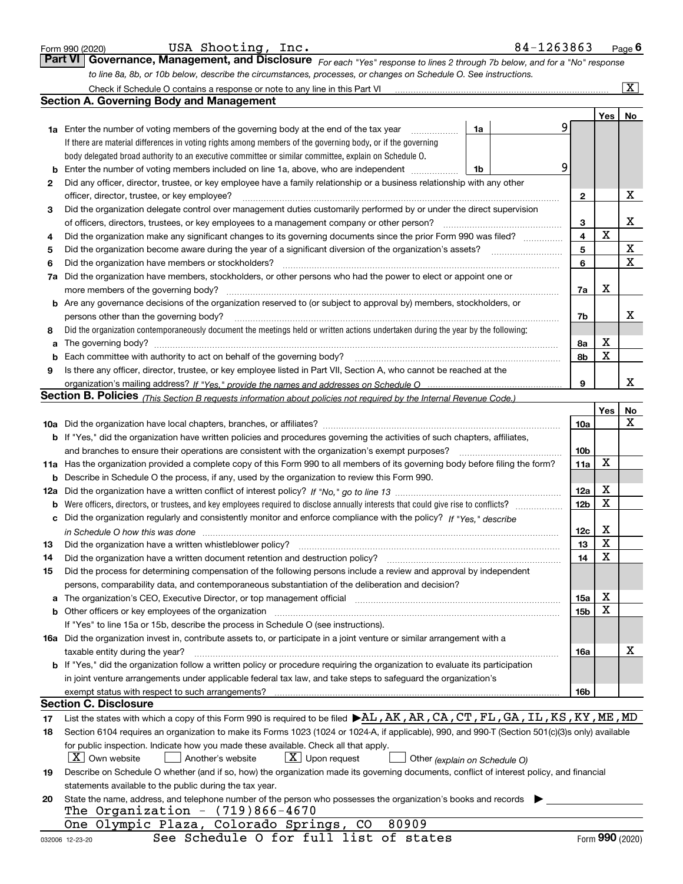Form 990 (2020) USA Shooting, Inc. 84-1263863 Page 6

**Part VI Governance, Management, and Disclosure** *For each "Yes" response to lines 2 through 7b below, and for a "No" response to line 8a, 8b, or 10b below, describe the circumstances, processes, or changes on Schedule O. See instructions.*

Check if Schedule O contains a response or note to any line in this Part VI ..... [X]

## Section A. Governing Body and Management

| | | | | Yes | No |
|---|---|---|---|---|---|
| **1a** | Enter the number of voting members of the governing body at the end of the tax year ..... If there are material differences in voting rights among members of the governing body, or if the governing body delegated broad authority to an executive committee or similar committee, explain on Schedule O. | 1a | 9 | | |
| **b** | Enter the number of voting members included on line 1a, above, who are independent ..... | 1b | 9 | | |
| **2** | Did any officer, director, trustee, or key employee have a family relationship or a business relationship with any other officer, director, trustee, or key employee? ..... | 2 | | | X |
| **3** | Did the organization delegate control over management duties customarily performed by or under the direct supervision of officers, directors, trustees, or key employees to a management company or other person? ..... | 3 | | | X |
| **4** | Did the organization make any significant changes to its governing documents since the prior Form 990 was filed? ..... | 4 | | X | |
| **5** | Did the organization become aware during the year of a significant diversion of the organization's assets? ..... | 5 | | | X |
| **6** | Did the organization have members or stockholders? ..... | 6 | | | X |
| **7a** | Did the organization have members, stockholders, or other persons who had the power to elect or appoint one or more members of the governing body? ..... | 7a | | X | |
| **b** | Are any governance decisions of the organization reserved to (or subject to approval by) members, stockholders, or persons other than the governing body? ..... | 7b | | | X |
| **8** | Did the organization contemporaneously document the meetings held or written actions undertaken during the year by the following: | | | | |
| **a** | The governing body? ..... | 8a | | X | |
| **b** | Each committee with authority to act on behalf of the governing body? ..... | 8b | | X | |
| **9** | Is there any officer, director, trustee, or key employee listed in Part VII, Section A, who cannot be reached at the organization's mailing address? *If "Yes," provide the names and addresses on Schedule O* ..... | 9 | | | X |

## Section B. Policies *(This Section B requests information about policies not required by the Internal Revenue Code.)*

| | | | Yes | No |
|---|---|---|---|---|
| **10a** | Did the organization have local chapters, branches, or affiliates? ..... | 10a | | X |
| **b** | If "Yes," did the organization have written policies and procedures governing the activities of such chapters, affiliates, and branches to ensure their operations are consistent with the organization's exempt purposes? ..... | 10b | | |
| **11a** | Has the organization provided a complete copy of this Form 990 to all members of its governing body before filing the form? | 11a | X | |
| **b** | Describe in Schedule O the process, if any, used by the organization to review this Form 990. | | | |
| **12a** | Did the organization have a written conflict of interest policy? *If "No," go to line 13* ..... | 12a | X | |
| **b** | Were officers, directors, or trustees, and key employees required to disclose annually interests that could give rise to conflicts? ..... | 12b | X | |
| **c** | Did the organization regularly and consistently monitor and enforce compliance with the policy? *If "Yes," describe in Schedule O how this was done* ..... | 12c | X | |
| **13** | Did the organization have a written whistleblower policy? ..... | 13 | X | |
| **14** | Did the organization have a written document retention and destruction policy? ..... | 14 | X | |
| **15** | Did the process for determining compensation of the following persons include a review and approval by independent persons, comparability data, and contemporaneous substantiation of the deliberation and decision? | | | |
| **a** | The organization's CEO, Executive Director, or top management official ..... | 15a | X | |
| **b** | Other officers or key employees of the organization ..... If "Yes" to line 15a or 15b, describe the process in Schedule O (see instructions). | 15b | X | |
| **16a** | Did the organization invest in, contribute assets to, or participate in a joint venture or similar arrangement with a taxable entity during the year? ..... | 16a | | X |
| **b** | If "Yes," did the organization follow a written policy or procedure requiring the organization to evaluate its participation in joint venture arrangements under applicable federal tax law, and take steps to safeguard the organization's exempt status with respect to such arrangements? ..... | 16b | | |

## Section C. Disclosure

**17** List the states with which a copy of this Form 990 is required to be filed ▶AL,AK,AR,CA,CT,FL,GA,IL,KS,KY,ME,MD

**18** Section 6104 requires an organization to make its Forms 1023 (1024 or 1024-A, if applicable), 990, and 990-T (Section 501(c)(3)s only) available for public inspection. Indicate how you made these available. Check all that apply.

[X] Own website  [ ] Another's website  [X] Upon request  [ ] Other *(explain on Schedule O)*

**19** Describe on Schedule O whether (and if so, how) the organization made its governing documents, conflict of interest policy, and financial statements available to the public during the tax year.

**20** State the name, address, and telephone number of the person who possesses the organization's books and records ▶

The Organization - (719)866-4670
One Olympic Plaza, Colorado Springs, CO 80909

See Schedule O for full list of states

032006 12-23-20 Form **990** (2020)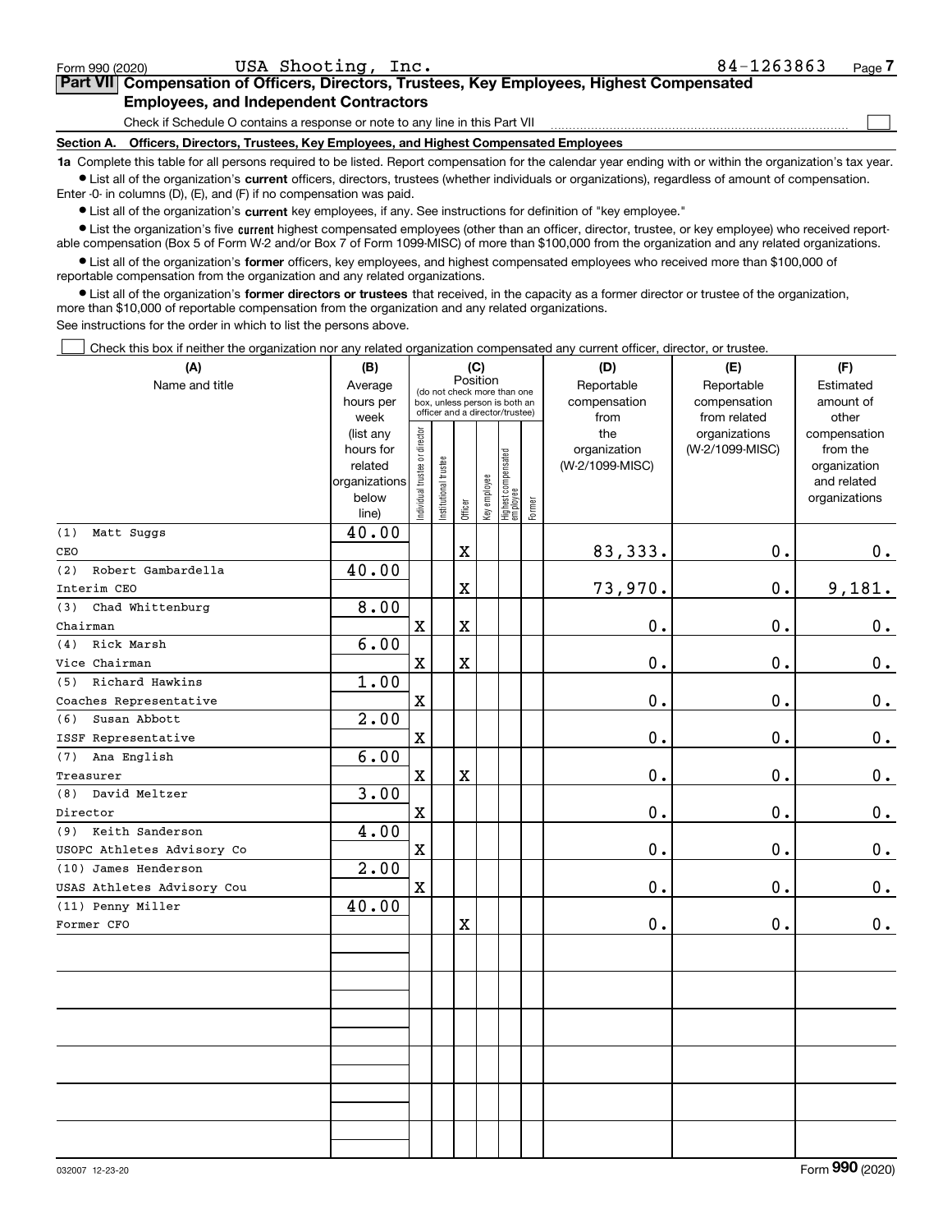Form 990 (2020) USA Shooting, Inc. 84-1263863 Page 7

## Part VII Compensation of Officers, Directors, Trustees, Key Employees, Highest Compensated Employees, and Independent Contractors

Check if Schedule O contains a response or note to any line in this Part VII ☐

### Section A. Officers, Directors, Trustees, Key Employees, and Highest Compensated Employees

**1a** Complete this table for all persons required to be listed. Report compensation for the calendar year ending with or within the organization's tax year.

- List all of the organization's **current** officers, directors, trustees (whether individuals or organizations), regardless of amount of compensation. Enter -0- in columns (D), (E), and (F) if no compensation was paid.
- List all of the organization's **current** key employees, if any. See instructions for definition of "key employee."
- List the organization's five **current** highest compensated employees (other than an officer, director, trustee, or key employee) who received reportable compensation (Box 5 of Form W-2 and/or Box 7 of Form 1099-MISC) of more than $100,000 from the organization and any related organizations.
- List all of the organization's **former** officers, key employees, and highest compensated employees who received more than $100,000 of reportable compensation from the organization and any related organizations.
- List all of the organization's **former directors or trustees** that received, in the capacity as a former director or trustee of the organization, more than $10,000 of reportable compensation from the organization and any related organizations.

See instructions for the order in which to list the persons above.

☐ Check this box if neither the organization nor any related organization compensated any current officer, director, or trustee.

| (A) Name and title | (B) Average hours per week (list any hours for related organizations below line) | (C) Position: Individual trustee or director | Institutional trustee | Officer | Key employee | Highest compensated employee | Former | (D) Reportable compensation from the organization (W-2/1099-MISC) | (E) Reportable compensation from related organizations (W-2/1099-MISC) | (F) Estimated amount of other compensation from the organization and related organizations |
|---|---|---|---|---|---|---|---|---|---|---|
| (1) Matt Suggs<br>CEO | 40.00 | | | X | | | | 83,333. | 0. | 0. |
| (2) Robert Gambardella<br>Interim CEO | 40.00 | | | X | | | | 73,970. | 0. | 9,181. |
| (3) Chad Whittenburg<br>Chairman | 8.00 | X | | X | | | | 0. | 0. | 0. |
| (4) Rick Marsh<br>Vice Chairman | 6.00 | X | | X | | | | 0. | 0. | 0. |
| (5) Richard Hawkins<br>Coaches Representative | 1.00 | X | | | | | | 0. | 0. | 0. |
| (6) Susan Abbott<br>ISSF Representative | 2.00 | X | | | | | | 0. | 0. | 0. |
| (7) Ana English<br>Treasurer | 6.00 | X | | X | | | | 0. | 0. | 0. |
| (8) David Meltzer<br>Director | 3.00 | X | | | | | | 0. | 0. | 0. |
| (9) Keith Sanderson<br>USOPC Athletes Advisory Co | 4.00 | X | | | | | | 0. | 0. | 0. |
| (10) James Henderson<br>USAS Athletes Advisory Cou | 2.00 | X | | | | | | 0. | 0. | 0. |
| (11) Penny Miller<br>Former CFO | 40.00 | | | X | | | | 0. | 0. | 0. |

032007 12-23-20 Form **990** (2020)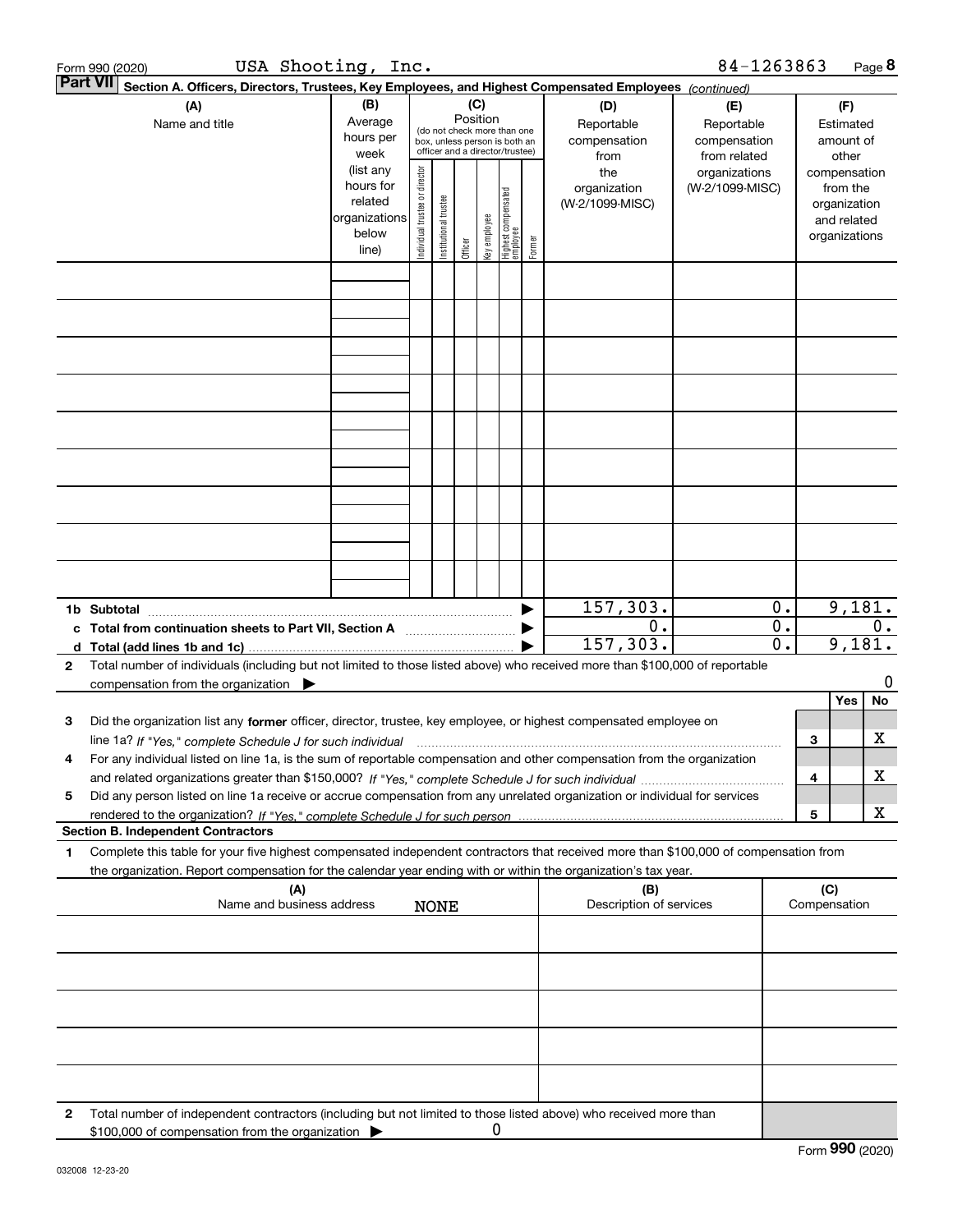Form 990 (2020) USA Shooting, Inc. 84-1263863 Page 8

**Part VII Section A. Officers, Directors, Trustees, Key Employees, and Highest Compensated Employees** *(continued)*

| (A) Name and title | (B) Average hours per week (list any hours for related organizations below line) | (C) Position: Individual trustee or director | Institutional trustee | Officer | Key employee | Highest compensated employee | Former | (D) Reportable compensation from the organization (W-2/1099-MISC) | (E) Reportable compensation from related organizations (W-2/1099-MISC) | (F) Estimated amount of other compensation from the organization and related organizations |
|---|---|---|---|---|---|---|---|---|---|---|
| | | | | | | | | | | |
| | | | | | | | | | | |
| | | | | | | | | | | |
| | | | | | | | | | | |
| | | | | | | | | | | |
| | | | | | | | | | | |
| | | | | | | | | | | |
| | | | | | | | | | | |
| | | | | | | | | | | |
| **1b Subtotal** | | | | | | | | 157,303. | 0. | 9,181. |
| **c Total from continuation sheets to Part VII, Section A** | | | | | | | | 0. | 0. | 0. |
| **d Total (add lines 1b and 1c)** | | | | | | | | 157,303. | 0. | 9,181. |

**2** Total number of individuals (including but not limited to those listed above) who received more than $100,000 of reportable compensation from the organization ▶ 0

| | | | Yes | No |
|---|---|---|---|---|
| **3** | Did the organization list any **former** officer, director, trustee, key employee, or highest compensated employee on line 1a? *If "Yes," complete Schedule J for such individual* | 3 | | X |
| **4** | For any individual listed on line 1a, is the sum of reportable compensation and other compensation from the organization and related organizations greater than $150,000? *If "Yes," complete Schedule J for such individual* | 4 | | X |
| **5** | Did any person listed on line 1a receive or accrue compensation from any unrelated organization or individual for services rendered to the organization? *If "Yes," complete Schedule J for such person* | 5 | | X |

**Section B. Independent Contractors**

**1** Complete this table for your five highest compensated independent contractors that received more than $100,000 of compensation from the organization. Report compensation for the calendar year ending with or within the organization's tax year.

| (A) Name and business address | (B) Description of services | (C) Compensation |
|---|---|---|
| NONE | | |
| | | |
| | | |
| | | |
| | | |

**2** Total number of independent contractors (including but not limited to those listed above) who received more than $100,000 of compensation from the organization ▶ 0

Form **990** (2020)

032008 12-23-20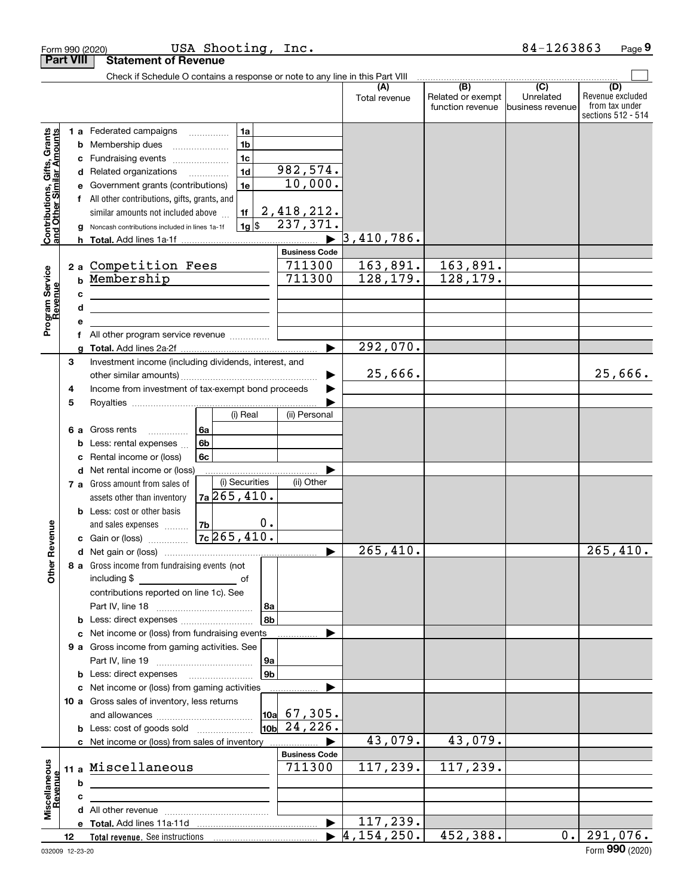Form 990 (2020) USA Shooting, Inc. 84-1263863

## Part VIII Statement of Revenue

Check if Schedule O contains a response or note to any line in this Part VIII

| | | | | (A) Total revenue | (B) Related or exempt function revenue | (C) Unrelated business revenue | (D) Revenue excluded from tax under sections 512 - 514 |
|---|---|---|---|---|---|---|---|
| **Contributions, Gifts, Grants and Other Similar Amounts** | 1 a Federated campaigns | 1a | | | | | |
| | b Membership dues | 1b | | | | | |
| | c Fundraising events | 1c | | | | | |
| | d Related organizations | 1d | 982,574. | | | | |
| | e Government grants (contributions) | 1e | 10,000. | | | | |
| | f All other contributions, gifts, grants, and similar amounts not included above | 1f | 2,418,212. | | | | |
| | g Noncash contributions included in lines 1a-1f | 1g $ | 237,371. | | | | |
| | h **Total.** Add lines 1a-1f | | | 3,410,786. | | | |
| | | | **Business Code** | | | | |
| **Program Service Revenue** | 2 a Competition Fees | | 711300 | 163,891. | 163,891. | | |
| | b Membership | | 711300 | 128,179. | 128,179. | | |
| | c | | | | | | |
| | d | | | | | | |
| | e | | | | | | |
| | f All other program service revenue | | | | | | |
| | g **Total.** Add lines 2a-2f | | | 292,070. | | | |
| **Other Revenue** | 3 Investment income (including dividends, interest, and other similar amounts) | | | 25,666. | | | 25,666. |
| | 4 Income from investment of tax-exempt bond proceeds | | | | | | |
| | 5 Royalties | | | | | | |
| | | (i) Real | (ii) Personal | | | | |
| | 6 a Gross rents 6a | | | | | | |
| | b Less: rental expenses 6b | | | | | | |
| | c Rental income or (loss) 6c | | | | | | |
| | d Net rental income or (loss) | | | | | | |
| | | (i) Securities | (ii) Other | | | | |
| | 7 a Gross amount from sales of assets other than inventory 7a | 265,410. | | | | | |
| | b Less: cost or other basis and sales expenses 7b | 0. | | | | | |
| | c Gain or (loss) 7c | 265,410. | | | | | |
| | d Net gain or (loss) | | | 265,410. | | | 265,410. |
| | 8 a Gross income from fundraising events (not including $ of contributions reported on line 1c). See Part IV, line 18 | 8a | | | | | |
| | b Less: direct expenses | 8b | | | | | |
| | c Net income or (loss) from fundraising events | | | | | | |
| | 9 a Gross income from gaming activities. See Part IV, line 19 | 9a | | | | | |
| | b Less: direct expenses | 9b | | | | | |
| | c Net income or (loss) from gaming activities | | | | | | |
| | 10 a Gross sales of inventory, less returns and allowances | 10a | 67,305. | | | | |
| | b Less: cost of goods sold | 10b | 24,226. | | | | |
| | c Net income or (loss) from sales of inventory | | | 43,079. | 43,079. | | |
| | | | **Business Code** | | | | |
| **Miscellaneous Revenue** | 11 a Miscellaneous | | 711300 | 117,239. | 117,239. | | |
| | b | | | | | | |
| | c | | | | | | |
| | d All other revenue | | | | | | |
| | e **Total.** Add lines 11a-11d | | | 117,239. | | | |
| | 12 **Total revenue.** See instructions | | | 4,154,250. | 452,388. | 0. | 291,076. |

032009 12-23-20 Form **990** (2020)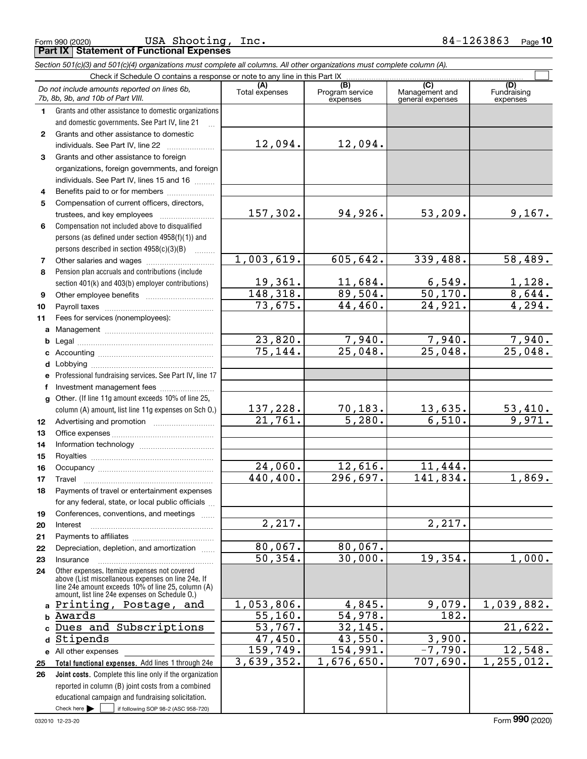Form 990 (2020) USA Shooting, Inc. 84-1263863 Page 10

**Part IX Statement of Functional Expenses**

*Section 501(c)(3) and 501(c)(4) organizations must complete all columns. All other organizations must complete column (A).*

Check if Schedule O contains a response or note to any line in this Part IX ☐

| | *Do not include amounts reported on lines 6b, 7b, 8b, 9b, and 10b of Part VIII.* | (A) Total expenses | (B) Program service expenses | (C) Management and general expenses | (D) Fundraising expenses |
|---|---|---|---|---|---|
| 1 | Grants and other assistance to domestic organizations and domestic governments. See Part IV, line 21 | | | | |
| 2 | Grants and other assistance to domestic individuals. See Part IV, line 22 | 12,094. | 12,094. | | |
| 3 | Grants and other assistance to foreign organizations, foreign governments, and foreign individuals. See Part IV, lines 15 and 16 | | | | |
| 4 | Benefits paid to or for members | | | | |
| 5 | Compensation of current officers, directors, trustees, and key employees | 157,302. | 94,926. | 53,209. | 9,167. |
| 6 | Compensation not included above to disqualified persons (as defined under section 4958(f)(1)) and persons described in section 4958(c)(3)(B) | | | | |
| 7 | Other salaries and wages | 1,003,619. | 605,642. | 339,488. | 58,489. |
| 8 | Pension plan accruals and contributions (include section 401(k) and 403(b) employer contributions) | 19,361. | 11,684. | 6,549. | 1,128. |
| 9 | Other employee benefits | 148,318. | 89,504. | 50,170. | 8,644. |
| 10 | Payroll taxes | 73,675. | 44,460. | 24,921. | 4,294. |
| 11 | Fees for services (nonemployees): | | | | |
| a | Management | | | | |
| b | Legal | 23,820. | 7,940. | 7,940. | 7,940. |
| c | Accounting | 75,144. | 25,048. | 25,048. | 25,048. |
| d | Lobbying | | | | |
| e | Professional fundraising services. See Part IV, line 17 | | | | |
| f | Investment management fees | | | | |
| g | Other. (If line 11g amount exceeds 10% of line 25, column (A) amount, list line 11g expenses on Sch O.) | 137,228. | 70,183. | 13,635. | 53,410. |
| 12 | Advertising and promotion | 21,761. | 5,280. | 6,510. | 9,971. |
| 13 | Office expenses | | | | |
| 14 | Information technology | | | | |
| 15 | Royalties | | | | |
| 16 | Occupancy | 24,060. | 12,616. | 11,444. | |
| 17 | Travel | 440,400. | 296,697. | 141,834. | 1,869. |
| 18 | Payments of travel or entertainment expenses for any federal, state, or local public officials | | | | |
| 19 | Conferences, conventions, and meetings | | | | |
| 20 | Interest | 2,217. | | 2,217. | |
| 21 | Payments to affiliates | | | | |
| 22 | Depreciation, depletion, and amortization | 80,067. | 80,067. | | |
| 23 | Insurance | 50,354. | 30,000. | 19,354. | 1,000. |
| 24 | Other expenses. Itemize expenses not covered above (List miscellaneous expenses on line 24e. If line 24e amount exceeds 10% of line 25, column (A) amount, list line 24e expenses on Schedule O.) | | | | |
| a | Printing, Postage, and | 1,053,806. | 4,845. | 9,079. | 1,039,882. |
| b | Awards | 55,160. | 54,978. | 182. | |
| c | Dues and Subscriptions | 53,767. | 32,145. | | 21,622. |
| d | Stipends | 47,450. | 43,550. | 3,900. | |
| e | All other expenses | 159,749. | 154,991. | -7,790. | 12,548. |
| 25 | **Total functional expenses.** Add lines 1 through 24e | 3,639,352. | 1,676,650. | 707,690. | 1,255,012. |
| 26 | **Joint costs.** Complete this line only if the organization reported in column (B) joint costs from a combined educational campaign and fundraising solicitation. Check here ☐ if following SOP 98-2 (ASC 958-720) | | | | |

032010 12-23-20 Form **990** (2020)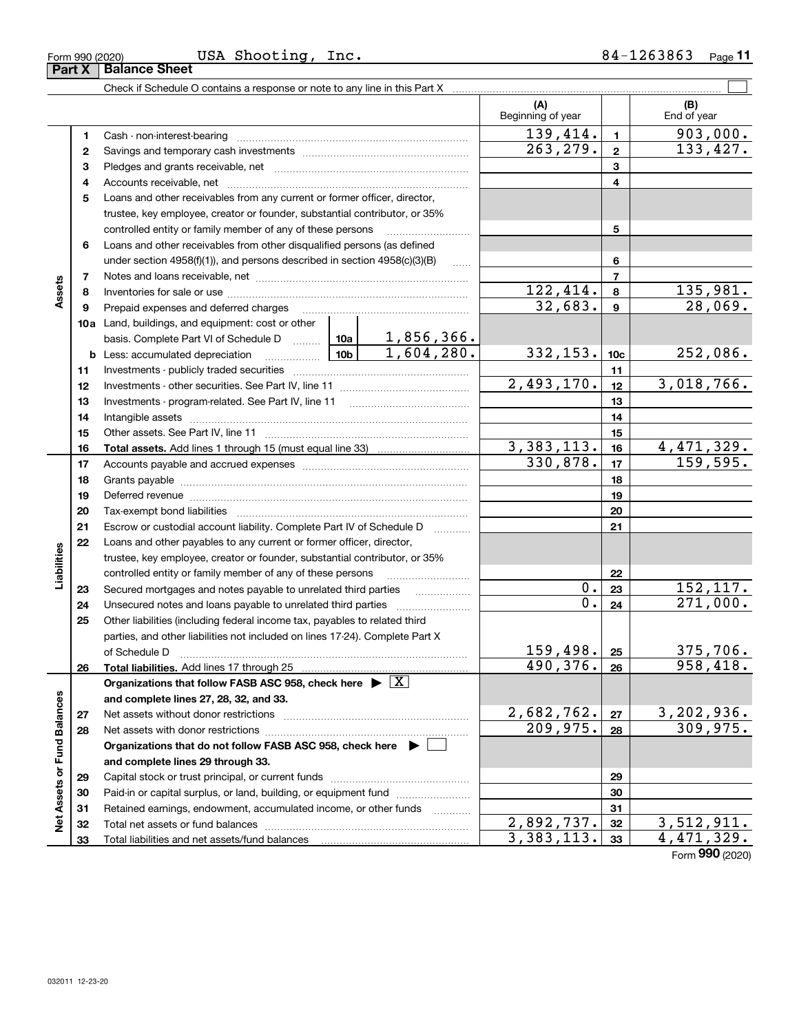Form 990 (2020) USA Shooting, Inc. 84-1263863

## Part X Balance Sheet

Check if Schedule O contains a response or note to any line in this Part X ☐

| | | | (A) Beginning of year | | (B) End of year |
|---|---|---|---|---|---|
| **Assets** | 1 | Cash - non-interest-bearing | 139,414. | 1 | 903,000. |
| | 2 | Savings and temporary cash investments | 263,279. | 2 | 133,427. |
| | 3 | Pledges and grants receivable, net | | 3 | |
| | 4 | Accounts receivable, net | | 4 | |
| | 5 | Loans and other receivables from any current or former officer, director, trustee, key employee, creator or founder, substantial contributor, or 35% controlled entity or family member of any of these persons | | 5 | |
| | 6 | Loans and other receivables from other disqualified persons (as defined under section 4958(f)(1)), and persons described in section 4958(c)(3)(B) | | 6 | |
| | 7 | Notes and loans receivable, net | | 7 | |
| | 8 | Inventories for sale or use | 122,414. | 8 | 135,981. |
| | 9 | Prepaid expenses and deferred charges | 32,683. | 9 | 28,069. |
| | 10a | Land, buildings, and equipment: cost or other basis. Complete Part VI of Schedule D — 10a: 1,856,366. | | | |
| | b | Less: accumulated depreciation — 10b: 1,604,280. | 332,153. | 10c | 252,086. |
| | 11 | Investments - publicly traded securities | | 11 | |
| | 12 | Investments - other securities. See Part IV, line 11 | 2,493,170. | 12 | 3,018,766. |
| | 13 | Investments - program-related. See Part IV, line 11 | | 13 | |
| | 14 | Intangible assets | | 14 | |
| | 15 | Other assets. See Part IV, line 11 | | 15 | |
| | 16 | **Total assets.** Add lines 1 through 15 (must equal line 33) | 3,383,113. | 16 | 4,471,329. |
| **Liabilities** | 17 | Accounts payable and accrued expenses | 330,878. | 17 | 159,595. |
| | 18 | Grants payable | | 18 | |
| | 19 | Deferred revenue | | 19 | |
| | 20 | Tax-exempt bond liabilities | | 20 | |
| | 21 | Escrow or custodial account liability. Complete Part IV of Schedule D | | 21 | |
| | 22 | Loans and other payables to any current or former officer, director, trustee, key employee, creator or founder, substantial contributor, or 35% controlled entity or family member of any of these persons | | 22 | |
| | 23 | Secured mortgages and notes payable to unrelated third parties | 0. | 23 | 152,117. |
| | 24 | Unsecured notes and loans payable to unrelated third parties | 0. | 24 | 271,000. |
| | 25 | Other liabilities (including federal income tax, payables to related third parties, and other liabilities not included on lines 17-24). Complete Part X of Schedule D | 159,498. | 25 | 375,706. |
| | 26 | **Total liabilities.** Add lines 17 through 25 | 490,376. | 26 | 958,418. |
| **Net Assets or Fund Balances** | | **Organizations that follow FASB ASC 958, check here** ▶ ☒ **and complete lines 27, 28, 32, and 33.** | | | |
| | 27 | Net assets without donor restrictions | 2,682,762. | 27 | 3,202,936. |
| | 28 | Net assets with donor restrictions | 209,975. | 28 | 309,975. |
| | | **Organizations that do not follow FASB ASC 958, check here** ▶ ☐ **and complete lines 29 through 33.** | | | |
| | 29 | Capital stock or trust principal, or current funds | | 29 | |
| | 30 | Paid-in or capital surplus, or land, building, or equipment fund | | 30 | |
| | 31 | Retained earnings, endowment, accumulated income, or other funds | | 31 | |
| | 32 | Total net assets or fund balances | 2,892,737. | 32 | 3,512,911. |
| | 33 | Total liabilities and net assets/fund balances | 3,383,113. | 33 | 4,471,329. |

Form **990** (2020)

032011 12-23-20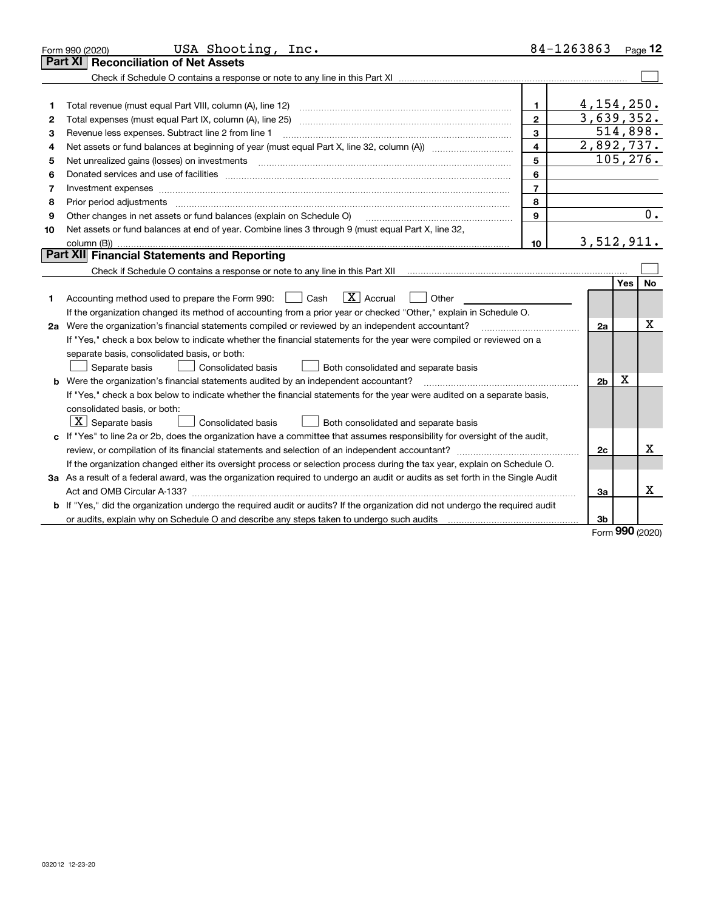Form 990 (2020) USA Shooting, Inc. 84-1263863 Page 12

## Part XI Reconciliation of Net Assets

Check if Schedule O contains a response or note to any line in this Part XI ☐

| | | | |
|---|---|---|---|
| 1 | Total revenue (must equal Part VIII, column (A), line 12) | 1 | 4,154,250. |
| 2 | Total expenses (must equal Part IX, column (A), line 25) | 2 | 3,639,352. |
| 3 | Revenue less expenses. Subtract line 2 from line 1 | 3 | 514,898. |
| 4 | Net assets or fund balances at beginning of year (must equal Part X, line 32, column (A)) | 4 | 2,892,737. |
| 5 | Net unrealized gains (losses) on investments | 5 | 105,276. |
| 6 | Donated services and use of facilities | 6 | |
| 7 | Investment expenses | 7 | |
| 8 | Prior period adjustments | 8 | |
| 9 | Other changes in net assets or fund balances (explain on Schedule O) | 9 | 0. |
| 10 | Net assets or fund balances at end of year. Combine lines 3 through 9 (must equal Part X, line 32, column (B)) | 10 | 3,512,911. |

## Part XII Financial Statements and Reporting

Check if Schedule O contains a response or note to any line in this Part XII ☐

| | | | Yes | No |
|---|---|---|---|---|
| 1 | Accounting method used to prepare the Form 990: ☐ Cash ☒ Accrual ☐ Other<br>If the organization changed its method of accounting from a prior year or checked "Other," explain in Schedule O. | | | |
| 2a | Were the organization's financial statements compiled or reviewed by an independent accountant?<br>If "Yes," check a box below to indicate whether the financial statements for the year were compiled or reviewed on a separate basis, consolidated basis, or both:<br>☐ Separate basis ☐ Consolidated basis ☐ Both consolidated and separate basis | 2a | | X |
| b | Were the organization's financial statements audited by an independent accountant?<br>If "Yes," check a box below to indicate whether the financial statements for the year were audited on a separate basis, consolidated basis, or both:<br>☒ Separate basis ☐ Consolidated basis ☐ Both consolidated and separate basis | 2b | X | |
| c | If "Yes" to line 2a or 2b, does the organization have a committee that assumes responsibility for oversight of the audit, review, or compilation of its financial statements and selection of an independent accountant?<br>If the organization changed either its oversight process or selection process during the tax year, explain on Schedule O. | 2c | | X |
| 3a | As a result of a federal award, was the organization required to undergo an audit or audits as set forth in the Single Audit Act and OMB Circular A-133? | 3a | | X |
| b | If "Yes," did the organization undergo the required audit or audits? If the organization did not undergo the required audit or audits, explain why on Schedule O and describe any steps taken to undergo such audits | 3b | | |

Form 990 (2020)

032012 12-23-20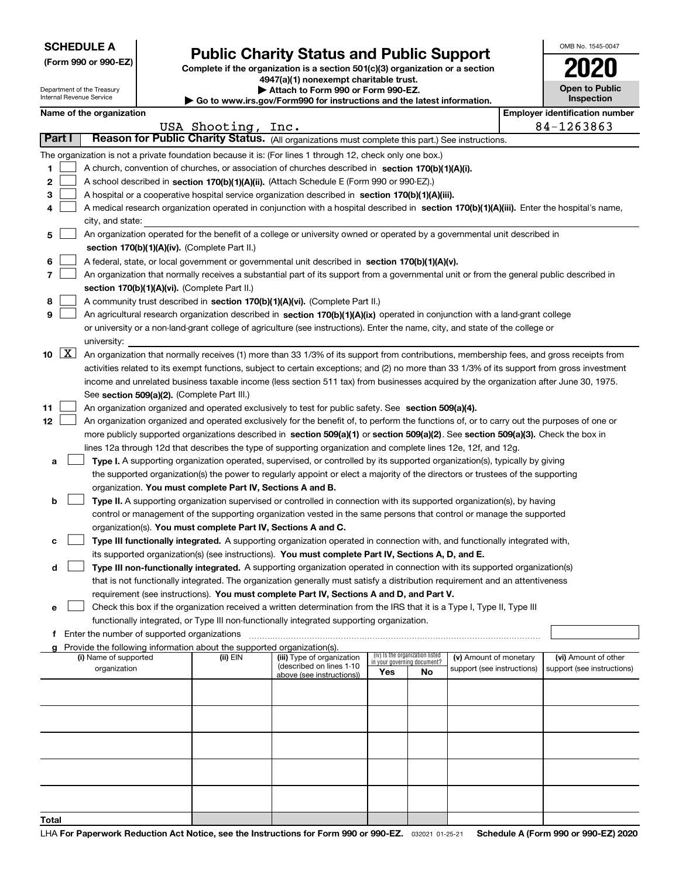**SCHEDULE A**
**(Form 990 or 990-EZ)**

Department of the Treasury
Internal Revenue Service

# Public Charity Status and Public Support

**Complete if the organization is a section 501(c)(3) organization or a section 4947(a)(1) nonexempt charitable trust.**
**▶ Attach to Form 990 or Form 990-EZ.**
**▶ Go to www.irs.gov/Form990 for instructions and the latest information.**

OMB No. 1545-0047
**2020**
**Open to Public Inspection**

**Name of the organization:** USA Shooting, Inc.
**Employer identification number:** 84-1263863

## Part I Reason for Public Charity Status. (All organizations must complete this part.) See instructions.

The organization is not a private foundation because it is: (For lines 1 through 12, check only one box.)

1. ☐ A church, convention of churches, or association of churches described in **section 170(b)(1)(A)(i).**
2. ☐ A school described in **section 170(b)(1)(A)(ii).** (Attach Schedule E (Form 990 or 990-EZ).)
3. ☐ A hospital or a cooperative hospital service organization described in **section 170(b)(1)(A)(iii).**
4. ☐ A medical research organization operated in conjunction with a hospital described in **section 170(b)(1)(A)(iii).** Enter the hospital's name, city, and state:
5. ☐ An organization operated for the benefit of a college or university owned or operated by a governmental unit described in **section 170(b)(1)(A)(iv).** (Complete Part II.)
6. ☐ A federal, state, or local government or governmental unit described in **section 170(b)(1)(A)(v).**
7. ☐ An organization that normally receives a substantial part of its support from a governmental unit or from the general public described in **section 170(b)(1)(A)(vi).** (Complete Part II.)
8. ☐ A community trust described in **section 170(b)(1)(A)(vi).** (Complete Part II.)
9. ☐ An agricultural research organization described in **section 170(b)(1)(A)(ix)** operated in conjunction with a land-grant college or university or a non-land-grant college of agriculture (see instructions). Enter the name, city, and state of the college or university:
10. ☒ An organization that normally receives (1) more than 33 1/3% of its support from contributions, membership fees, and gross receipts from activities related to its exempt functions, subject to certain exceptions; and (2) no more than 33 1/3% of its support from gross investment income and unrelated business taxable income (less section 511 tax) from businesses acquired by the organization after June 30, 1975. See **section 509(a)(2).** (Complete Part III.)
11. ☐ An organization organized and operated exclusively to test for public safety. See **section 509(a)(4).**
12. ☐ An organization organized and operated exclusively for the benefit of, to perform the functions of, or to carry out the purposes of one or more publicly supported organizations described in **section 509(a)(1)** or **section 509(a)(2).** See **section 509(a)(3).** Check the box in lines 12a through 12d that describes the type of supporting organization and complete lines 12e, 12f, and 12g.
   - **a** ☐ **Type I.** A supporting organization operated, supervised, or controlled by its supported organization(s), typically by giving the supported organization(s) the power to regularly appoint or elect a majority of the directors or trustees of the supporting organization. **You must complete Part IV, Sections A and B.**
   - **b** ☐ **Type II.** A supporting organization supervised or controlled in connection with its supported organization(s), by having control or management of the supporting organization vested in the same persons that control or manage the supported organization(s). **You must complete Part IV, Sections A and C.**
   - **c** ☐ **Type III functionally integrated.** A supporting organization operated in connection with, and functionally integrated with, its supported organization(s) (see instructions). **You must complete Part IV, Sections A, D, and E.**
   - **d** ☐ **Type III non-functionally integrated.** A supporting organization operated in connection with its supported organization(s) that is not functionally integrated. The organization generally must satisfy a distribution requirement and an attentiveness requirement (see instructions). **You must complete Part IV, Sections A and D, and Part V.**
   - **e** ☐ Check this box if the organization received a written determination from the IRS that it is a Type I, Type II, Type III functionally integrated, or Type III non-functionally integrated supporting organization.
   - **f** Enter the number of supported organizations
   - **g** Provide the following information about the supported organization(s).

| (i) Name of supported organization | (ii) EIN | (iii) Type of organization (described on lines 1-10 above (see instructions)) | (iv) Is the organization listed in your governing document? Yes | No | (v) Amount of monetary support (see instructions) | (vi) Amount of other support (see instructions) |
|---|---|---|---|---|---|---|
| | | | | | | |
| | | | | | | |
| | | | | | | |
| | | | | | | |
| | | | | | | |
| **Total** | | | | | | |

LHA **For Paperwork Reduction Act Notice, see the Instructions for Form 990 or 990-EZ.** 032021 01-25-21 **Schedule A (Form 990 or 990-EZ) 2020**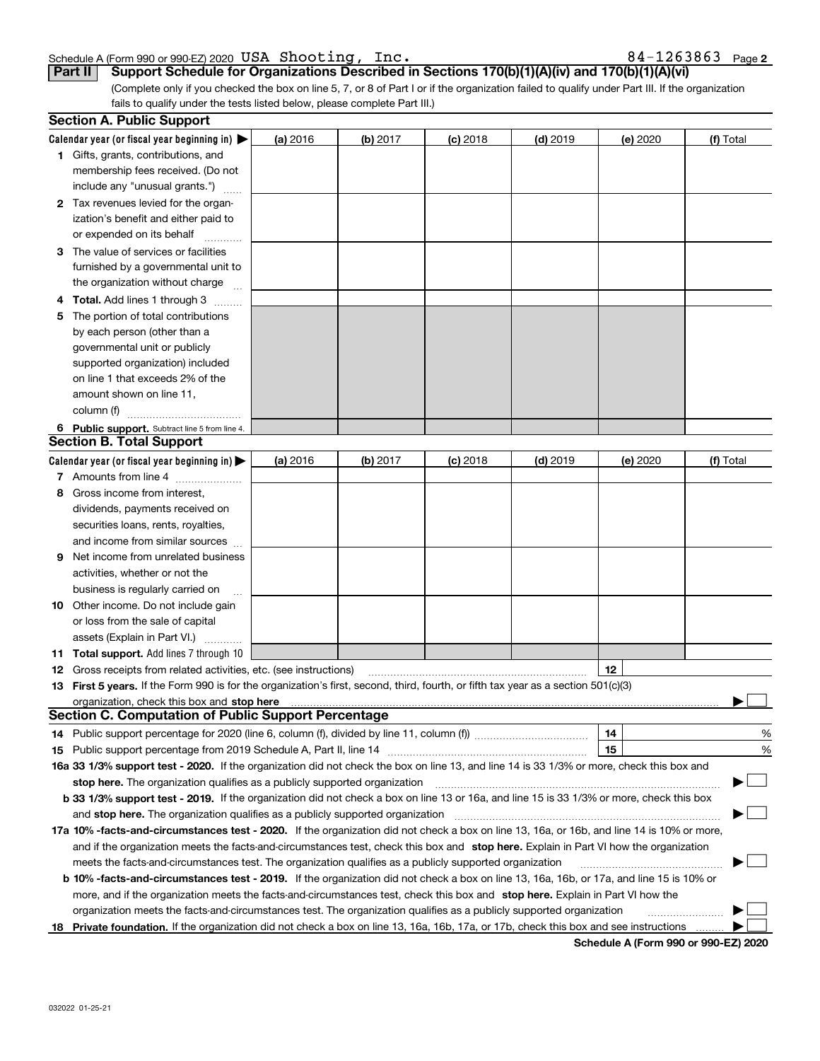Schedule A (Form 990 or 990-EZ) 2020 USA Shooting, Inc. 84-1263863 Page 2

**Part II** **Support Schedule for Organizations Described in Sections 170(b)(1)(A)(iv) and 170(b)(1)(A)(vi)**

(Complete only if you checked the box on line 5, 7, or 8 of Part I or if the organization failed to qualify under Part III. If the organization fails to qualify under the tests listed below, please complete Part III.)

## Section A. Public Support

| Calendar year (or fiscal year beginning in) ▶ | (a) 2016 | (b) 2017 | (c) 2018 | (d) 2019 | (e) 2020 | (f) Total |
|---|---|---|---|---|---|---|
| **1** Gifts, grants, contributions, and membership fees received. (Do not include any "unusual grants.") | | | | | | |
| **2** Tax revenues levied for the organization's benefit and either paid to or expended on its behalf | | | | | | |
| **3** The value of services or facilities furnished by a governmental unit to the organization without charge | | | | | | |
| **4** **Total.** Add lines 1 through 3 | | | | | | |
| **5** The portion of total contributions by each person (other than a governmental unit or publicly supported organization) included on line 1 that exceeds 2% of the amount shown on line 11, column (f) | | | | | | |
| **6** **Public support.** Subtract line 5 from line 4. | | | | | | |

## Section B. Total Support

| Calendar year (or fiscal year beginning in) ▶ | (a) 2016 | (b) 2017 | (c) 2018 | (d) 2019 | (e) 2020 | (f) Total |
|---|---|---|---|---|---|---|
| **7** Amounts from line 4 | | | | | | |
| **8** Gross income from interest, dividends, payments received on securities loans, rents, royalties, and income from similar sources | | | | | | |
| **9** Net income from unrelated business activities, whether or not the business is regularly carried on | | | | | | |
| **10** Other income. Do not include gain or loss from the sale of capital assets (Explain in Part VI.) | | | | | | |
| **11** **Total support.** Add lines 7 through 10 | | | | | | |

**12** Gross receipts from related activities, etc. (see instructions) | **12** |

**13** **First 5 years.** If the Form 990 is for the organization's first, second, third, fourth, or fifth tax year as a section 501(c)(3) organization, check this box and **stop here** ▶ ☐

## Section C. Computation of Public Support Percentage

**14** Public support percentage for 2020 (line 6, column (f), divided by line 11, column (f)) | **14** | %

**15** Public support percentage from 2019 Schedule A, Part II, line 14 | **15** | %

**16a 33 1/3% support test - 2020.** If the organization did not check the box on line 13, and line 14 is 33 1/3% or more, check this box and **stop here.** The organization qualifies as a publicly supported organization ▶ ☐

**b 33 1/3% support test - 2019.** If the organization did not check a box on line 13 or 16a, and line 15 is 33 1/3% or more, check this box and **stop here.** The organization qualifies as a publicly supported organization ▶ ☐

**17a 10% -facts-and-circumstances test - 2020.** If the organization did not check a box on line 13, 16a, or 16b, and line 14 is 10% or more, and if the organization meets the facts-and-circumstances test, check this box and **stop here.** Explain in Part VI how the organization meets the facts-and-circumstances test. The organization qualifies as a publicly supported organization ▶ ☐

**b 10% -facts-and-circumstances test - 2019.** If the organization did not check a box on line 13, 16a, 16b, or 17a, and line 15 is 10% or more, and if the organization meets the facts-and-circumstances test, check this box and **stop here.** Explain in Part VI how the organization meets the facts-and-circumstances test. The organization qualifies as a publicly supported organization ▶ ☐

**18** **Private foundation.** If the organization did not check a box on line 13, 16a, 16b, 17a, or 17b, check this box and see instructions ▶ ☐

**Schedule A (Form 990 or 990-EZ) 2020**

032022 01-25-21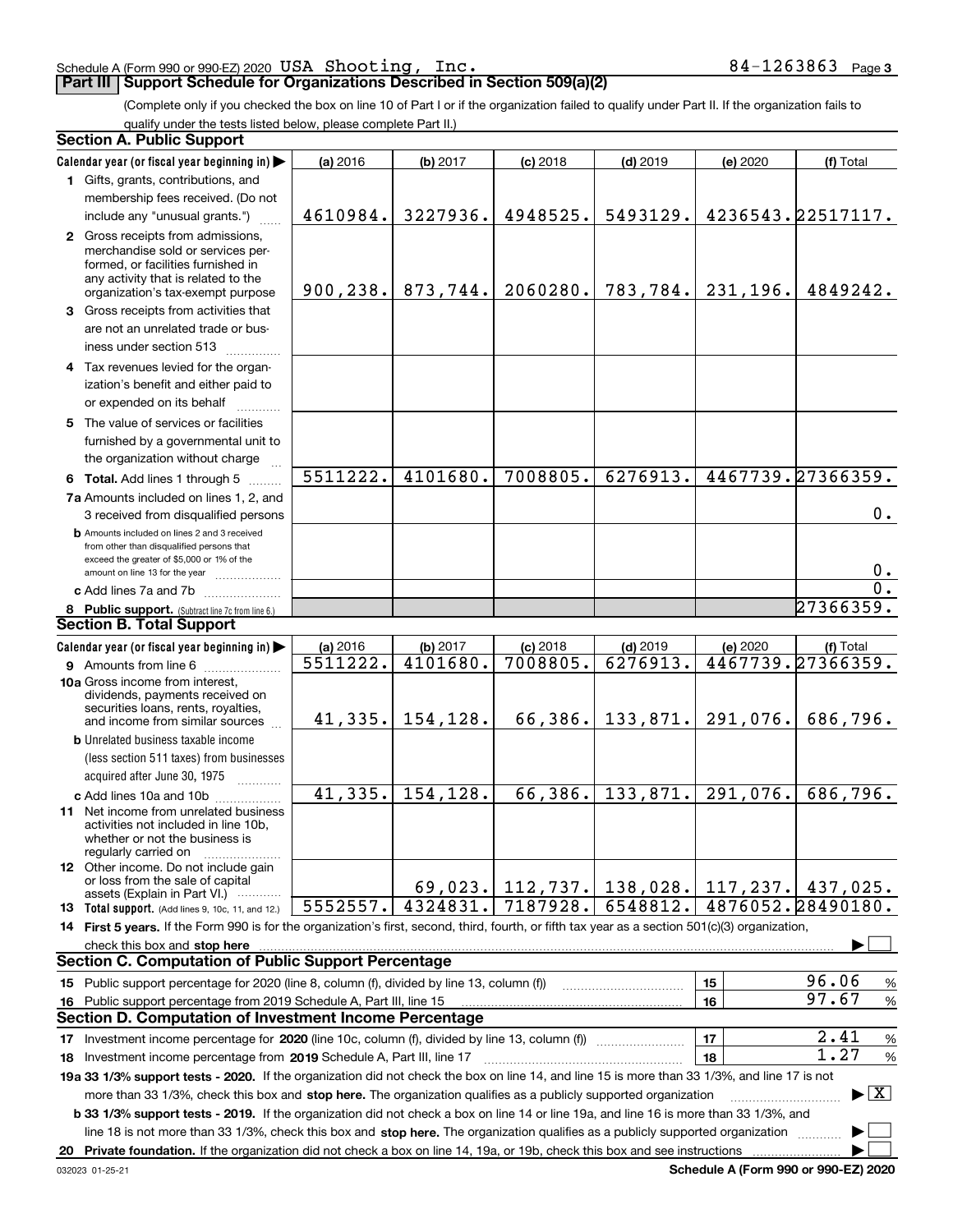Schedule A (Form 990 or 990-EZ) 2020 USA Shooting, Inc. 84-1263863 Page 3

## Part III Support Schedule for Organizations Described in Section 509(a)(2)

(Complete only if you checked the box on line 10 of Part I or if the organization failed to qualify under Part II. If the organization fails to qualify under the tests listed below, please complete Part II.)

### Section A. Public Support

| Calendar year (or fiscal year beginning in) ▶ | (a) 2016 | (b) 2017 | (c) 2018 | (d) 2019 | (e) 2020 | (f) Total |
|---|---|---|---|---|---|---|
| 1 Gifts, grants, contributions, and membership fees received. (Do not include any "unusual grants.") | 4610984. | 3227936. | 4948525. | 5493129. | 4236543. | 22517117. |
| 2 Gross receipts from admissions, merchandise sold or services performed, or facilities furnished in any activity that is related to the organization's tax-exempt purpose | 900,238. | 873,744. | 2060280. | 783,784. | 231,196. | 4849242. |
| 3 Gross receipts from activities that are not an unrelated trade or business under section 513 | | | | | | |
| 4 Tax revenues levied for the organization's benefit and either paid to or expended on its behalf | | | | | | |
| 5 The value of services or facilities furnished by a governmental unit to the organization without charge | | | | | | |
| 6 Total. Add lines 1 through 5 | 5511222. | 4101680. | 7008805. | 6276913. | 4467739. | 27366359. |
| 7a Amounts included on lines 1, 2, and 3 received from disqualified persons | | | | | | 0. |
| b Amounts included on lines 2 and 3 received from other than disqualified persons that exceed the greater of $5,000 or 1% of the amount on line 13 for the year | | | | | | 0. |
| c Add lines 7a and 7b | | | | | | 0. |
| 8 Public support. (Subtract line 7c from line 6.) | | | | | | 27366359. |

### Section B. Total Support

| Calendar year (or fiscal year beginning in) ▶ | (a) 2016 | (b) 2017 | (c) 2018 | (d) 2019 | (e) 2020 | (f) Total |
|---|---|---|---|---|---|---|
| 9 Amounts from line 6 | 5511222. | 4101680. | 7008805. | 6276913. | 4467739. | 27366359. |
| 10a Gross income from interest, dividends, payments received on securities loans, rents, royalties, and income from similar sources | 41,335. | 154,128. | 66,386. | 133,871. | 291,076. | 686,796. |
| b Unrelated business taxable income (less section 511 taxes) from businesses acquired after June 30, 1975 | | | | | | |
| c Add lines 10a and 10b | 41,335. | 154,128. | 66,386. | 133,871. | 291,076. | 686,796. |
| 11 Net income from unrelated business activities not included in line 10b, whether or not the business is regularly carried on | | | | | | |
| 12 Other income. Do not include gain or loss from the sale of capital assets (Explain in Part VI.) | | 69,023. | 112,737. | 138,028. | 117,237. | 437,025. |
| 13 Total support. (Add lines 9, 10c, 11, and 12.) | 5552557. | 4324831. | 7187928. | 6548812. | 4876052. | 28490180. |

14 First 5 years. If the Form 990 is for the organization's first, second, third, fourth, or fifth tax year as a section 501(c)(3) organization, check this box and stop here ▶ ☐

### Section C. Computation of Public Support Percentage

| | | |
|---|---|---|
| 15 Public support percentage for 2020 (line 8, column (f), divided by line 13, column (f)) | 15 | 96.06 % |
| 16 Public support percentage from 2019 Schedule A, Part III, line 15 | 16 | 97.67 % |

### Section D. Computation of Investment Income Percentage

| | | |
|---|---|---|
| 17 Investment income percentage for 2020 (line 10c, column (f), divided by line 13, column (f)) | 17 | 2.41 % |
| 18 Investment income percentage from 2019 Schedule A, Part III, line 17 | 18 | 1.27 % |

19a 33 1/3% support tests - 2020. If the organization did not check the box on line 14, and line 15 is more than 33 1/3%, and line 17 is not more than 33 1/3%, check this box and stop here. The organization qualifies as a publicly supported organization ▶ ☒

b 33 1/3% support tests - 2019. If the organization did not check a box on line 14 or line 19a, and line 16 is more than 33 1/3%, and line 18 is not more than 33 1/3%, check this box and stop here. The organization qualifies as a publicly supported organization ▶ ☐

20 Private foundation. If the organization did not check a box on line 14, 19a, or 19b, check this box and see instructions ▶ ☐

032023 01-25-21 Schedule A (Form 990 or 990-EZ) 2020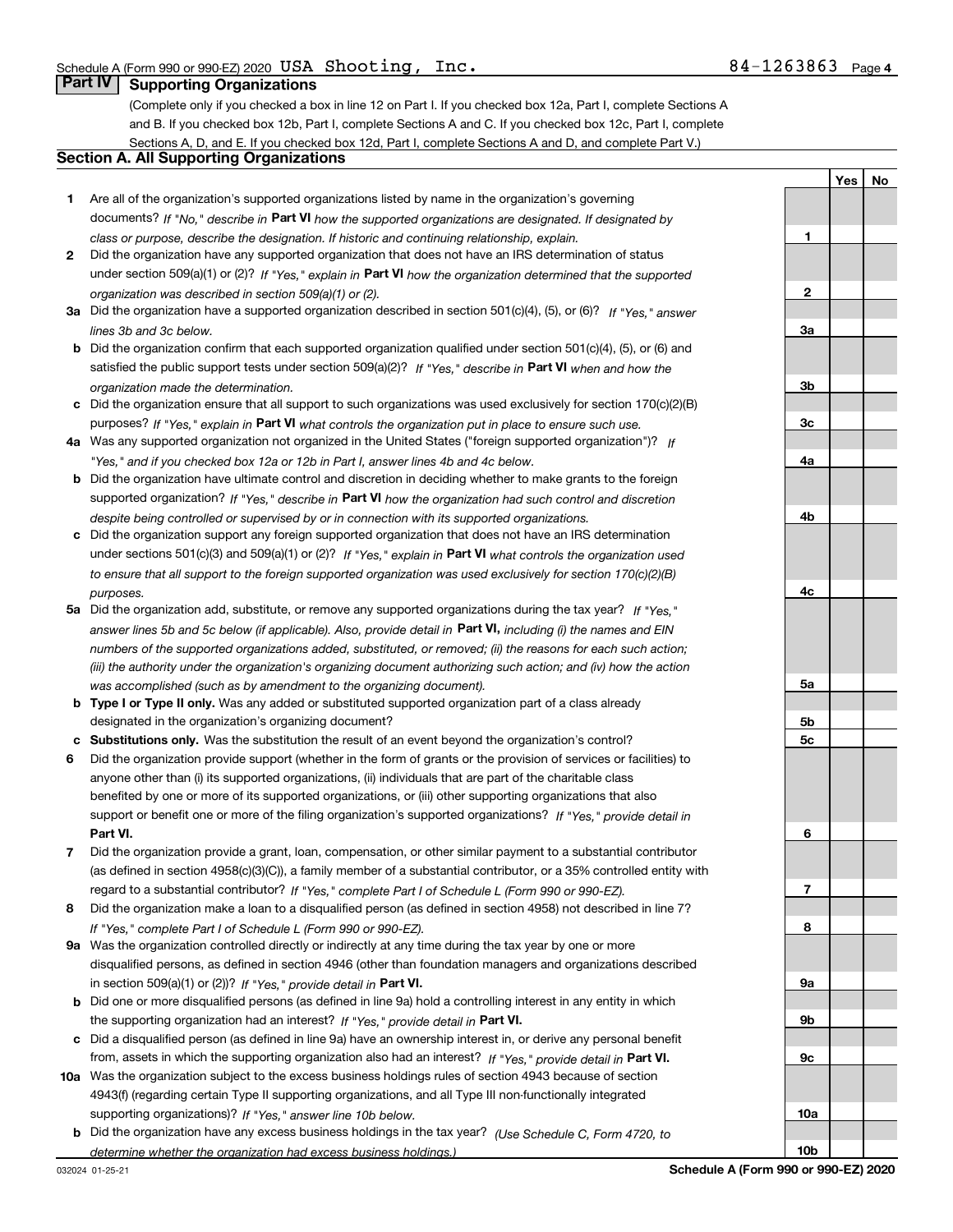## Part IV Supporting Organizations

(Complete only if you checked a box in line 12 on Part I. If you checked box 12a, Part I, complete Sections A and B. If you checked box 12b, Part I, complete Sections A and C. If you checked box 12c, Part I, complete Sections A, D, and E. If you checked box 12d, Part I, complete Sections A and D, and complete Part V.)

### Section A. All Supporting Organizations

| | | | Yes | No |
|---|---|---|---|---|
| **1** | Are all of the organization's supported organizations listed by name in the organization's governing documents? *If "No," describe in* **Part VI** *how the supported organizations are designated. If designated by class or purpose, describe the designation. If historic and continuing relationship, explain.* | **1** | | |
| **2** | Did the organization have any supported organization that does not have an IRS determination of status under section 509(a)(1) or (2)? *If "Yes," explain in* **Part VI** *how the organization determined that the supported organization was described in section 509(a)(1) or (2).* | **2** | | |
| **3a** | Did the organization have a supported organization described in section 501(c)(4), (5), or (6)? *If "Yes," answer lines 3b and 3c below.* | **3a** | | |
| **b** | Did the organization confirm that each supported organization qualified under section 501(c)(4), (5), or (6) and satisfied the public support tests under section 509(a)(2)? *If "Yes," describe in* **Part VI** *when and how the organization made the determination.* | **3b** | | |
| **c** | Did the organization ensure that all support to such organizations was used exclusively for section 170(c)(2)(B) purposes? *If "Yes," explain in* **Part VI** *what controls the organization put in place to ensure such use.* | **3c** | | |
| **4a** | Was any supported organization not organized in the United States ("foreign supported organization")? *If "Yes," and if you checked box 12a or 12b in Part I, answer lines 4b and 4c below.* | **4a** | | |
| **b** | Did the organization have ultimate control and discretion in deciding whether to make grants to the foreign supported organization? *If "Yes," describe in* **Part VI** *how the organization had such control and discretion despite being controlled or supervised by or in connection with its supported organizations.* | **4b** | | |
| **c** | Did the organization support any foreign supported organization that does not have an IRS determination under sections 501(c)(3) and 509(a)(1) or (2)? *If "Yes," explain in* **Part VI** *what controls the organization used to ensure that all support to the foreign supported organization was used exclusively for section 170(c)(2)(B) purposes.* | **4c** | | |
| **5a** | Did the organization add, substitute, or remove any supported organizations during the tax year? *If "Yes," answer lines 5b and 5c below (if applicable). Also, provide detail in* **Part VI,** *including (i) the names and EIN numbers of the supported organizations added, substituted, or removed; (ii) the reasons for each such action; (iii) the authority under the organization's organizing document authorizing such action; and (iv) how the action was accomplished (such as by amendment to the organizing document).* | **5a** | | |
| **b** | **Type I or Type II only.** Was any added or substituted supported organization part of a class already designated in the organization's organizing document? | **5b** | | |
| **c** | **Substitutions only.** Was the substitution the result of an event beyond the organization's control? | **5c** | | |
| **6** | Did the organization provide support (whether in the form of grants or the provision of services or facilities) to anyone other than (i) its supported organizations, (ii) individuals that are part of the charitable class benefited by one or more of its supported organizations, or (iii) other supporting organizations that also support or benefit one or more of the filing organization's supported organizations? *If "Yes," provide detail in* **Part VI.** | **6** | | |
| **7** | Did the organization provide a grant, loan, compensation, or other similar payment to a substantial contributor (as defined in section 4958(c)(3)(C)), a family member of a substantial contributor, or a 35% controlled entity with regard to a substantial contributor? *If "Yes," complete Part I of Schedule L (Form 990 or 990-EZ).* | **7** | | |
| **8** | Did the organization make a loan to a disqualified person (as defined in section 4958) not described in line 7? *If "Yes," complete Part I of Schedule L (Form 990 or 990-EZ).* | **8** | | |
| **9a** | Was the organization controlled directly or indirectly at any time during the tax year by one or more disqualified persons, as defined in section 4946 (other than foundation managers and organizations described in section 509(a)(1) or (2))? *If "Yes," provide detail in* **Part VI.** | **9a** | | |
| **b** | Did one or more disqualified persons (as defined in line 9a) hold a controlling interest in any entity in which the supporting organization had an interest? *If "Yes," provide detail in* **Part VI.** | **9b** | | |
| **c** | Did a disqualified person (as defined in line 9a) have an ownership interest in, or derive any personal benefit from, assets in which the supporting organization also had an interest? *If "Yes," provide detail in* **Part VI.** | **9c** | | |
| **10a** | Was the organization subject to the excess business holdings rules of section 4943 because of section 4943(f) (regarding certain Type II supporting organizations, and all Type III non-functionally integrated supporting organizations)? *If "Yes," answer line 10b below.* | **10a** | | |
| **b** | Did the organization have any excess business holdings in the tax year? *(Use Schedule C, Form 4720, to determine whether the organization had excess business holdings.)* | **10b** | | |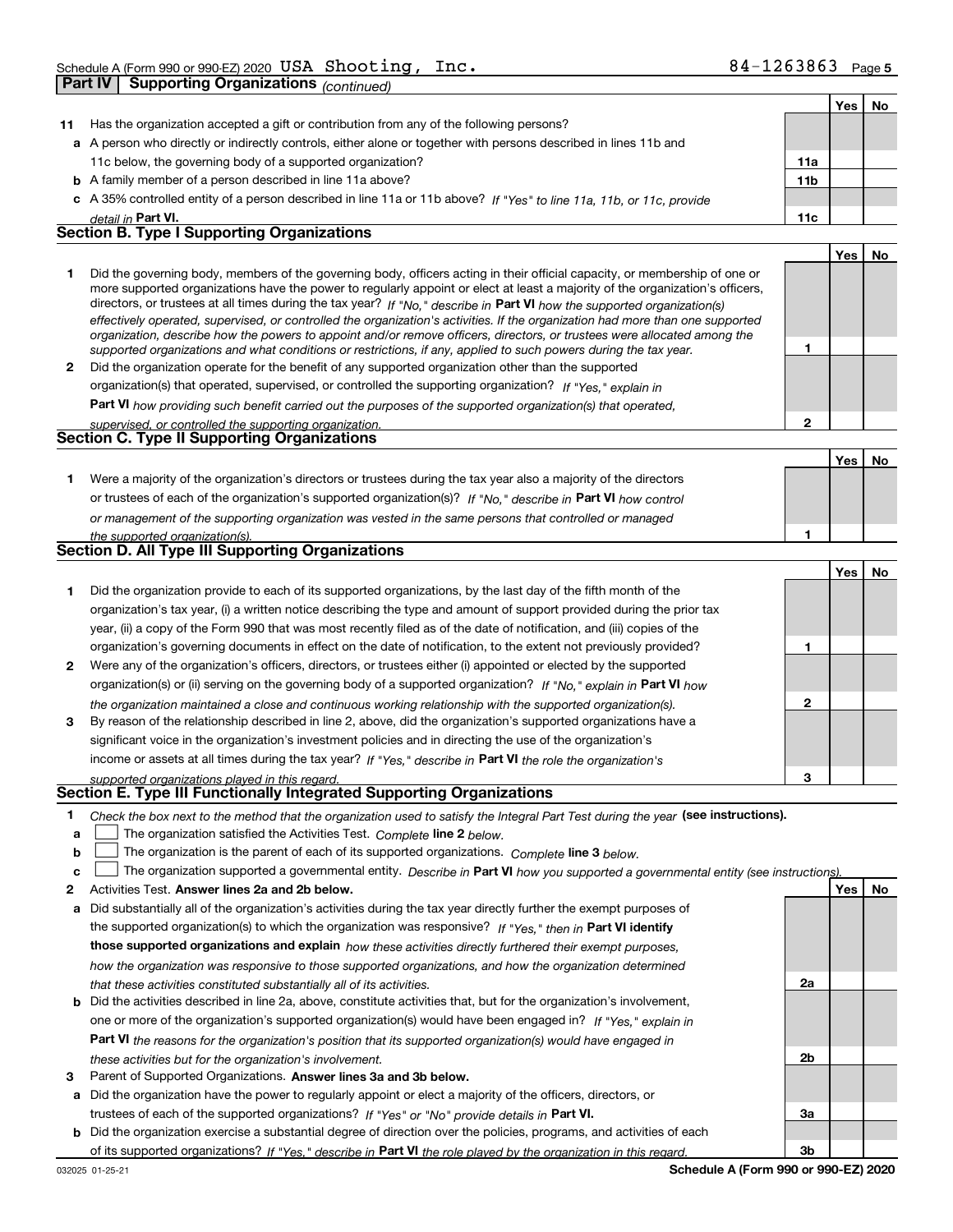## Part IV | Supporting Organizations *(continued)*

| | | | Yes | No |
|---|---|---|---|---|
| **11** | Has the organization accepted a gift or contribution from any of the following persons? | | | |
| **a** | A person who directly or indirectly controls, either alone or together with persons described in lines 11b and 11c below, the governing body of a supported organization? | **11a** | | |
| **b** | A family member of a person described in line 11a above? | **11b** | | |
| **c** | A 35% controlled entity of a person described in line 11a or 11b above? *If "Yes" to line 11a, 11b, or 11c, provide detail in* **Part VI.** | **11c** | | |

### Section B. Type I Supporting Organizations

| | | | Yes | No |
|---|---|---|---|---|
| **1** | Did the governing body, members of the governing body, officers acting in their official capacity, or membership of one or more supported organizations have the power to regularly appoint or elect at least a majority of the organization's officers, directors, or trustees at all times during the tax year? *If "No," describe in* **Part VI** *how the supported organization(s) effectively operated, supervised, or controlled the organization's activities. If the organization had more than one supported organization, describe how the powers to appoint and/or remove officers, directors, or trustees were allocated among the supported organizations and what conditions or restrictions, if any, applied to such powers during the tax year.* | **1** | | |
| **2** | Did the organization operate for the benefit of any supported organization other than the supported organization(s) that operated, supervised, or controlled the supporting organization? *If "Yes," explain in* **Part VI** *how providing such benefit carried out the purposes of the supported organization(s) that operated, supervised, or controlled the supporting organization.* | **2** | | |

### Section C. Type II Supporting Organizations

| | | | Yes | No |
|---|---|---|---|---|
| **1** | Were a majority of the organization's directors or trustees during the tax year also a majority of the directors or trustees of each of the organization's supported organization(s)? *If "No," describe in* **Part VI** *how control or management of the supporting organization was vested in the same persons that controlled or managed the supported organization(s).* | **1** | | |

### Section D. All Type III Supporting Organizations

| | | | Yes | No |
|---|---|---|---|---|
| **1** | Did the organization provide to each of its supported organizations, by the last day of the fifth month of the organization's tax year, (i) a written notice describing the type and amount of support provided during the prior tax year, (ii) a copy of the Form 990 that was most recently filed as of the date of notification, and (iii) copies of the organization's governing documents in effect on the date of notification, to the extent not previously provided? | **1** | | |
| **2** | Were any of the organization's officers, directors, or trustees either (i) appointed or elected by the supported organization(s) or (ii) serving on the governing body of a supported organization? *If "No," explain in* **Part VI** *how the organization maintained a close and continuous working relationship with the supported organization(s).* | **2** | | |
| **3** | By reason of the relationship described in line 2, above, did the organization's supported organizations have a significant voice in the organization's investment policies and in directing the use of the organization's income or assets at all times during the tax year? *If "Yes," describe in* **Part VI** *the role the organization's supported organizations played in this regard.* | **3** | | |

### Section E. Type III Functionally Integrated Supporting Organizations

**1** *Check the box next to the method that the organization used to satisfy the Integral Part Test during the year* **(see instructions).**

- **a** ☐ The organization satisfied the Activities Test. *Complete* **line 2** *below.*
- **b** ☐ The organization is the parent of each of its supported organizations. *Complete* **line 3** *below.*
- **c** ☐ The organization supported a governmental entity. *Describe in* **Part VI** *how you supported a governmental entity (see instructions).*

| | | | Yes | No |
|---|---|---|---|---|
| **2** | Activities Test. **Answer lines 2a and 2b below.** | | | |
| **a** | Did substantially all of the organization's activities during the tax year directly further the exempt purposes of the supported organization(s) to which the organization was responsive? *If "Yes," then in* **Part VI identify those supported organizations and explain** *how these activities directly furthered their exempt purposes, how the organization was responsive to those supported organizations, and how the organization determined that these activities constituted substantially all of its activities.* | **2a** | | |
| **b** | Did the activities described in line 2a, above, constitute activities that, but for the organization's involvement, one or more of the organization's supported organization(s) would have been engaged in? *If "Yes," explain in* **Part VI** *the reasons for the organization's position that its supported organization(s) would have engaged in these activities but for the organization's involvement.* | **2b** | | |
| **3** | Parent of Supported Organizations. **Answer lines 3a and 3b below.** | | | |
| **a** | Did the organization have the power to regularly appoint or elect a majority of the officers, directors, or trustees of each of the supported organizations? *If "Yes" or "No" provide details in* **Part VI.** | **3a** | | |
| **b** | Did the organization exercise a substantial degree of direction over the policies, programs, and activities of each of its supported organizations? *If "Yes," describe in* **Part VI** *the role played by the organization in this regard.* | **3b** | | |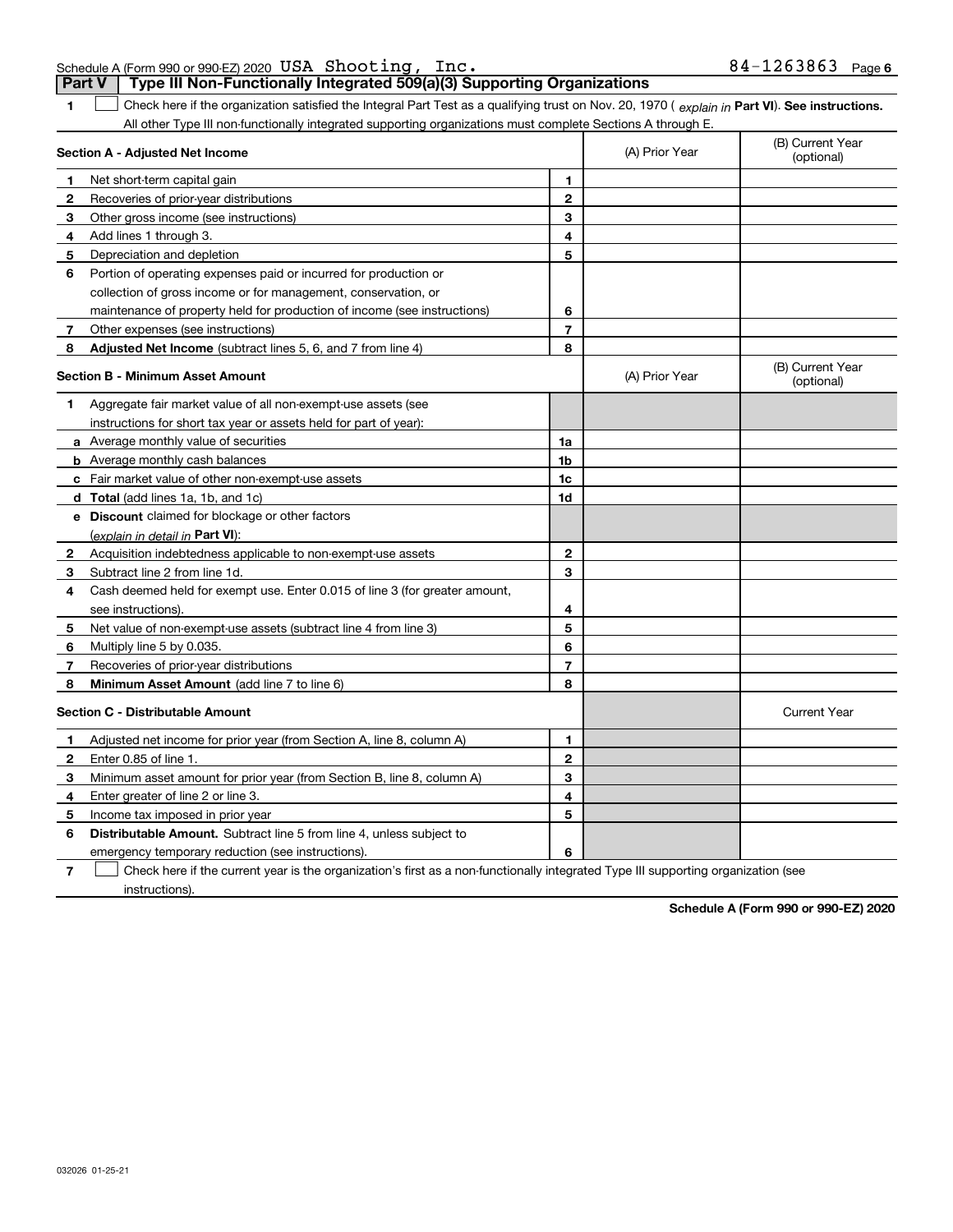Schedule A (Form 990 or 990-EZ) 2020 USA Shooting, Inc. 84-1263863 Page 6

## Part V Type III Non-Functionally Integrated 509(a)(3) Supporting Organizations

**1** ☐ Check here if the organization satisfied the Integral Part Test as a qualifying trust on Nov. 20, 1970 ( *explain in* **Part VI**). **See instructions.** All other Type III non-functionally integrated supporting organizations must complete Sections A through E.

| Section A - Adjusted Net Income | | | (A) Prior Year | (B) Current Year (optional) |
|---|---|---|---|---|
| 1 | Net short-term capital gain | 1 | | |
| 2 | Recoveries of prior-year distributions | 2 | | |
| 3 | Other gross income (see instructions) | 3 | | |
| 4 | Add lines 1 through 3. | 4 | | |
| 5 | Depreciation and depletion | 5 | | |
| 6 | Portion of operating expenses paid or incurred for production or collection of gross income or for management, conservation, or maintenance of property held for production of income (see instructions) | 6 | | |
| 7 | Other expenses (see instructions) | 7 | | |
| 8 | **Adjusted Net Income** (subtract lines 5, 6, and 7 from line 4) | 8 | | |

| Section B - Minimum Asset Amount | | | (A) Prior Year | (B) Current Year (optional) |
|---|---|---|---|---|
| 1 | Aggregate fair market value of all non-exempt-use assets (see instructions for short tax year or assets held for part of year): | | | |
| a | Average monthly value of securities | 1a | | |
| b | Average monthly cash balances | 1b | | |
| c | Fair market value of other non-exempt-use assets | 1c | | |
| d | **Total** (add lines 1a, 1b, and 1c) | 1d | | |
| e | **Discount** claimed for blockage or other factors (*explain in detail in* **Part VI**): | | | |
| 2 | Acquisition indebtedness applicable to non-exempt-use assets | 2 | | |
| 3 | Subtract line 2 from line 1d. | 3 | | |
| 4 | Cash deemed held for exempt use. Enter 0.015 of line 3 (for greater amount, see instructions). | 4 | | |
| 5 | Net value of non-exempt-use assets (subtract line 4 from line 3) | 5 | | |
| 6 | Multiply line 5 by 0.035. | 6 | | |
| 7 | Recoveries of prior-year distributions | 7 | | |
| 8 | **Minimum Asset Amount** (add line 7 to line 6) | 8 | | |

| Section C - Distributable Amount | | | | Current Year |
|---|---|---|---|---|
| 1 | Adjusted net income for prior year (from Section A, line 8, column A) | 1 | | |
| 2 | Enter 0.85 of line 1. | 2 | | |
| 3 | Minimum asset amount for prior year (from Section B, line 8, column A) | 3 | | |
| 4 | Enter greater of line 2 or line 3. | 4 | | |
| 5 | Income tax imposed in prior year | 5 | | |
| 6 | **Distributable Amount.** Subtract line 5 from line 4, unless subject to emergency temporary reduction (see instructions). | 6 | | |

**7** ☐ Check here if the current year is the organization's first as a non-functionally integrated Type III supporting organization (see instructions).

**Schedule A (Form 990 or 990-EZ) 2020**

032026 01-25-21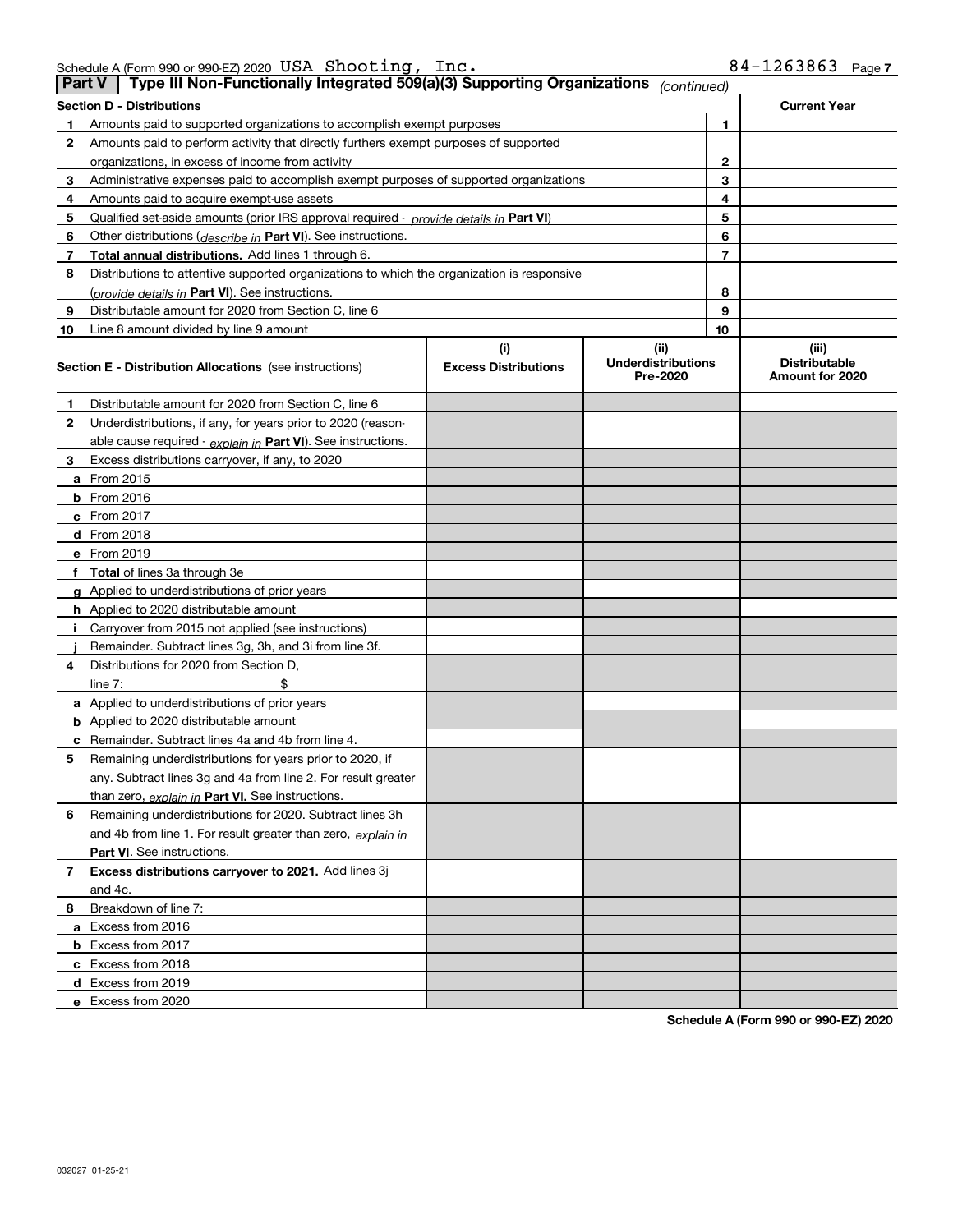Schedule A (Form 990 or 990-EZ) 2020 USA Shooting, Inc. 84-1263863 Page 7

## Part V Type III Non-Functionally Integrated 509(a)(3) Supporting Organizations *(continued)*

| Section D - Distributions | | | Current Year |
|---|---|---|---|
| 1 | Amounts paid to supported organizations to accomplish exempt purposes | 1 | |
| 2 | Amounts paid to perform activity that directly furthers exempt purposes of supported organizations, in excess of income from activity | 2 | |
| 3 | Administrative expenses paid to accomplish exempt purposes of supported organizations | 3 | |
| 4 | Amounts paid to acquire exempt-use assets | 4 | |
| 5 | Qualified set-aside amounts (prior IRS approval required - *provide details in* **Part VI**) | 5 | |
| 6 | Other distributions (*describe in* **Part VI**). See instructions. | 6 | |
| 7 | **Total annual distributions.** Add lines 1 through 6. | 7 | |
| 8 | Distributions to attentive supported organizations to which the organization is responsive (*provide details in* **Part VI**). See instructions. | 8 | |
| 9 | Distributable amount for 2020 from Section C, line 6 | 9 | |
| 10 | Line 8 amount divided by line 9 amount | 10 | |

| Section E - Distribution Allocations (see instructions) | (i) Excess Distributions | (ii) Underdistributions Pre-2020 | (iii) Distributable Amount for 2020 |
|---|---|---|---|
| **1** Distributable amount for 2020 from Section C, line 6 | | | |
| **2** Underdistributions, if any, for years prior to 2020 (reasonable cause required - *explain in* **Part VI**). See instructions. | | | |
| **3** Excess distributions carryover, if any, to 2020 | | | |
| **a** From 2015 | | | |
| **b** From 2016 | | | |
| **c** From 2017 | | | |
| **d** From 2018 | | | |
| **e** From 2019 | | | |
| **f Total** of lines 3a through 3e | | | |
| **g** Applied to underdistributions of prior years | | | |
| **h** Applied to 2020 distributable amount | | | |
| **i** Carryover from 2015 not applied (see instructions) | | | |
| **j** Remainder. Subtract lines 3g, 3h, and 3i from line 3f. | | | |
| **4** Distributions for 2020 from Section D, line 7: $ | | | |
| **a** Applied to underdistributions of prior years | | | |
| **b** Applied to 2020 distributable amount | | | |
| **c** Remainder. Subtract lines 4a and 4b from line 4. | | | |
| **5** Remaining underdistributions for years prior to 2020, if any. Subtract lines 3g and 4a from line 2. For result greater than zero, *explain in* **Part VI.** See instructions. | | | |
| **6** Remaining underdistributions for 2020. Subtract lines 3h and 4b from line 1. For result greater than zero, *explain in* **Part VI**. See instructions. | | | |
| **7 Excess distributions carryover to 2021.** Add lines 3j and 4c. | | | |
| **8** Breakdown of line 7: | | | |
| **a** Excess from 2016 | | | |
| **b** Excess from 2017 | | | |
| **c** Excess from 2018 | | | |
| **d** Excess from 2019 | | | |
| **e** Excess from 2020 | | | |

**Schedule A (Form 990 or 990-EZ) 2020**

032027 01-25-21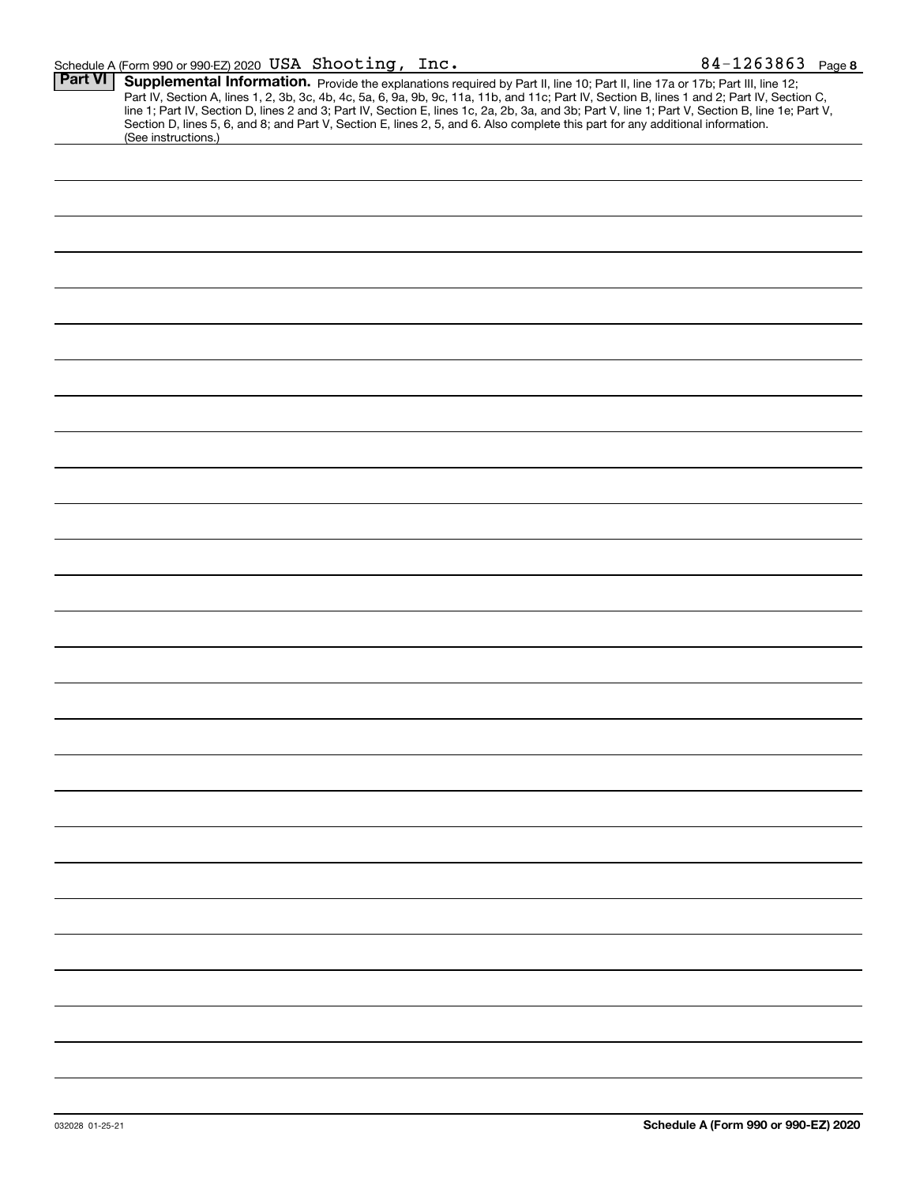Schedule A (Form 990 or 990-EZ) 2020 USA Shooting, Inc. 84-1263863 Page 8

**Part VI** **Supplemental Information.** Provide the explanations required by Part II, line 10; Part II, line 17a or 17b; Part III, line 12; Part IV, Section A, lines 1, 2, 3b, 3c, 4b, 4c, 5a, 6, 9a, 9b, 9c, 11a, 11b, and 11c; Part IV, Section B, lines 1 and 2; Part IV, Section C, line 1; Part IV, Section D, lines 2 and 3; Part IV, Section E, lines 1c, 2a, 2b, 3a, and 3b; Part V, line 1; Part V, Section B, line 1e; Part V, Section D, lines 5, 6, and 8; and Part V, Section E, lines 2, 5, and 6. Also complete this part for any additional information. (See instructions.)

032028 01-25-21 **Schedule A (Form 990 or 990-EZ) 2020**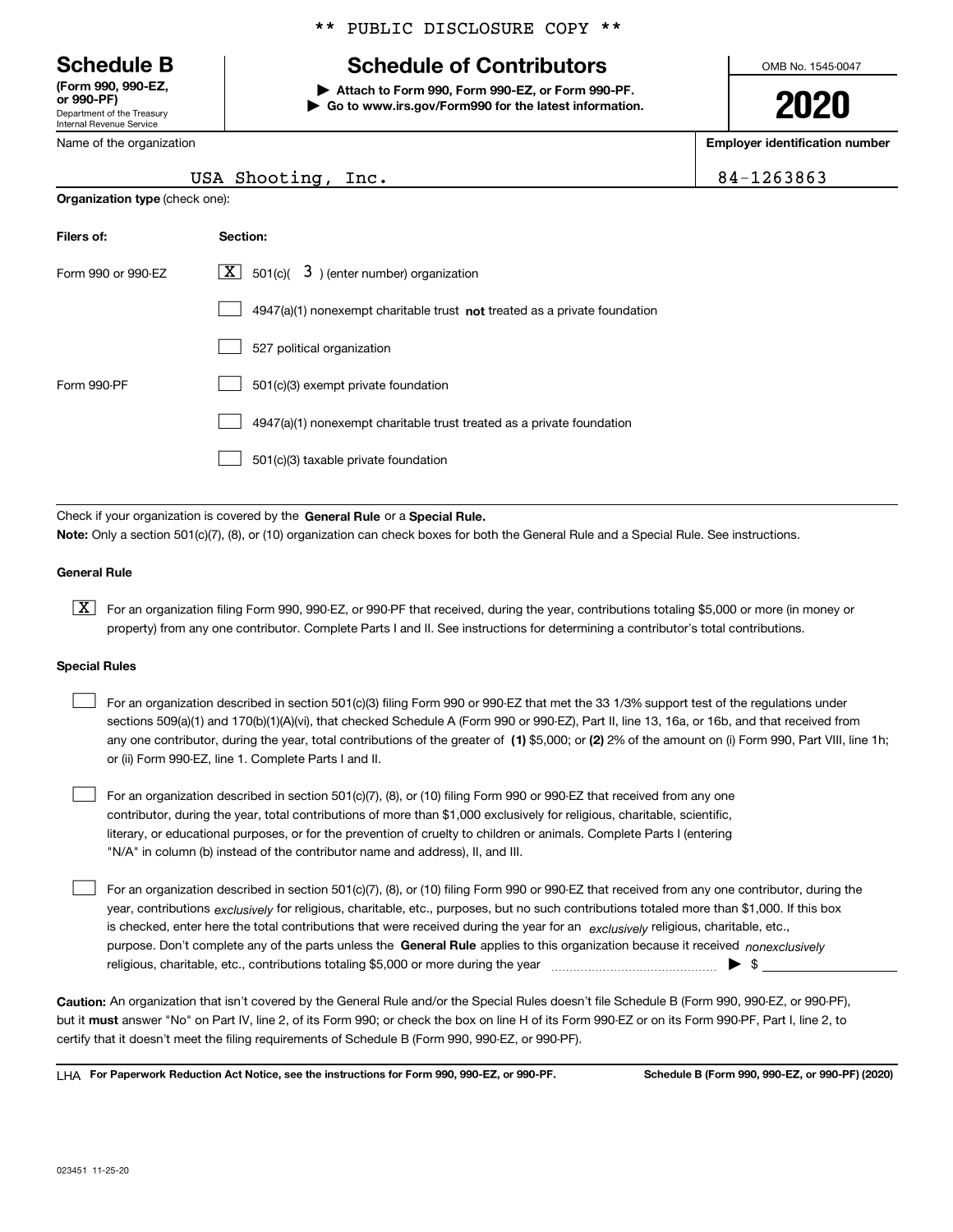** PUBLIC DISCLOSURE COPY **

**Schedule B**
**(Form 990, 990-EZ, or 990-PF)**
Department of the Treasury
Internal Revenue Service

# Schedule of Contributors

▶ **Attach to Form 990, Form 990-EZ, or Form 990-PF.**
▶ **Go to www.irs.gov/Form990 for the latest information.**

OMB No. 1545-0047

**2020**

| Name of the organization | Employer identification number |
|---|---|
| USA Shooting, Inc. | 84-1263863 |

**Organization type** (check one):

| Filers of: | Section: |
|---|---|
| Form 990 or 990-EZ | [X] 501(c)( 3 ) (enter number) organization |
| | [ ] 4947(a)(1) nonexempt charitable trust **not** treated as a private foundation |
| | [ ] 527 political organization |
| Form 990-PF | [ ] 501(c)(3) exempt private foundation |
| | [ ] 4947(a)(1) nonexempt charitable trust treated as a private foundation |
| | [ ] 501(c)(3) taxable private foundation |

Check if your organization is covered by the **General Rule** or a **Special Rule.**

**Note:** Only a section 501(c)(7), (8), or (10) organization can check boxes for both the General Rule and a Special Rule. See instructions.

**General Rule**

[X] For an organization filing Form 990, 990-EZ, or 990-PF that received, during the year, contributions totaling $5,000 or more (in money or property) from any one contributor. Complete Parts I and II. See instructions for determining a contributor's total contributions.

**Special Rules**

[ ] For an organization described in section 501(c)(3) filing Form 990 or 990-EZ that met the 33 1/3% support test of the regulations under sections 509(a)(1) and 170(b)(1)(A)(vi), that checked Schedule A (Form 990 or 990-EZ), Part II, line 13, 16a, or 16b, and that received from any one contributor, during the year, total contributions of the greater of **(1)** $5,000; or **(2)** 2% of the amount on (i) Form 990, Part VIII, line 1h; or (ii) Form 990-EZ, line 1. Complete Parts I and II.

[ ] For an organization described in section 501(c)(7), (8), or (10) filing Form 990 or 990-EZ that received from any one contributor, during the year, total contributions of more than $1,000 exclusively for religious, charitable, scientific, literary, or educational purposes, or for the prevention of cruelty to children or animals. Complete Parts I (entering "N/A" in column (b) instead of the contributor name and address), II, and III.

[ ] For an organization described in section 501(c)(7), (8), or (10) filing Form 990 or 990-EZ that received from any one contributor, during the year, contributions *exclusively* for religious, charitable, etc., purposes, but no such contributions totaled more than $1,000. If this box is checked, enter here the total contributions that were received during the year for an *exclusively* religious, charitable, etc., purpose. Don't complete any of the parts unless the **General Rule** applies to this organization because it received *nonexclusively* religious, charitable, etc., contributions totaling $5,000 or more during the year ▶ $ ____________

**Caution:** An organization that isn't covered by the General Rule and/or the Special Rules doesn't file Schedule B (Form 990, 990-EZ, or 990-PF), but it **must** answer "No" on Part IV, line 2, of its Form 990; or check the box on line H of its Form 990-EZ or on its Form 990-PF, Part I, line 2, to certify that it doesn't meet the filing requirements of Schedule B (Form 990, 990-EZ, or 990-PF).

LHA **For Paperwork Reduction Act Notice, see the instructions for Form 990, 990-EZ, or 990-PF.** **Schedule B (Form 990, 990-EZ, or 990-PF) (2020)**

023451 11-25-20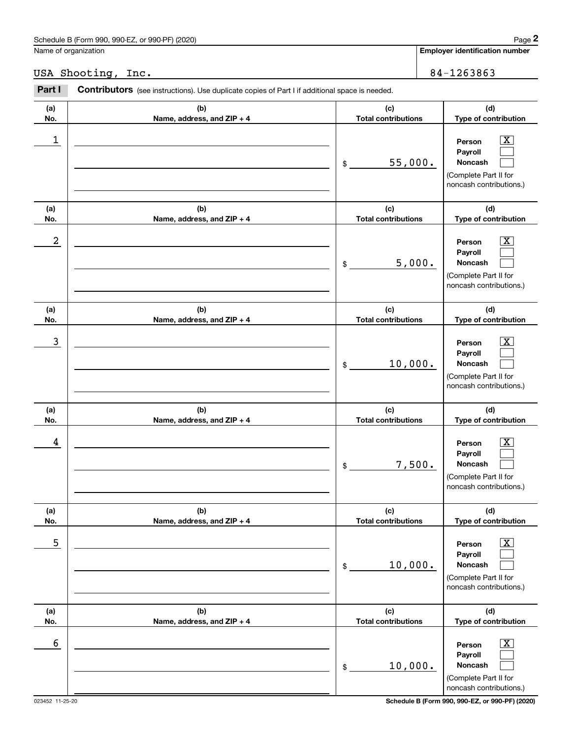Schedule B (Form 990, 990-EZ, or 990-PF) (2020)

Name of organization: USA Shooting, Inc.

Employer identification number: 84-1263863

**Part I** **Contributors** (see instructions). Use duplicate copies of Part I if additional space is needed.

| (a) No. | (b) Name, address, and ZIP + 4 | (c) Total contributions | (d) Type of contribution |
|---|---|---|---|
| 1 | | $ 55,000. | Person [X] Payroll [ ] Noncash [ ] (Complete Part II for noncash contributions.) |
| 2 | | $ 5,000. | Person [X] Payroll [ ] Noncash [ ] (Complete Part II for noncash contributions.) |
| 3 | | $ 10,000. | Person [X] Payroll [ ] Noncash [ ] (Complete Part II for noncash contributions.) |
| 4 | | $ 7,500. | Person [X] Payroll [ ] Noncash [ ] (Complete Part II for noncash contributions.) |
| 5 | | $ 10,000. | Person [X] Payroll [ ] Noncash [ ] (Complete Part II for noncash contributions.) |
| 6 | | $ 10,000. | Person [X] Payroll [ ] Noncash [ ] (Complete Part II for noncash contributions.) |

023452 11-25-20

Schedule B (Form 990, 990-EZ, or 990-PF) (2020)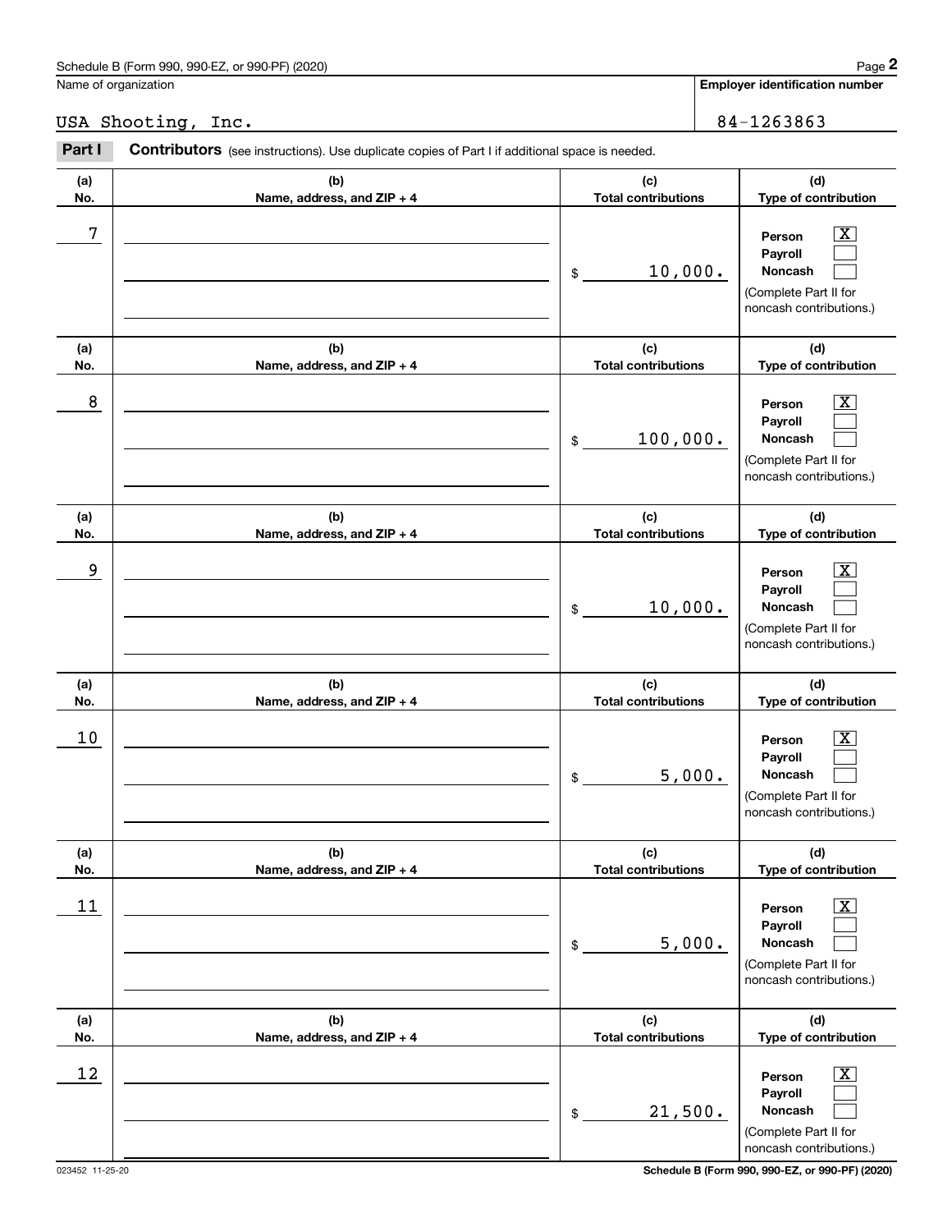Name of organization: USA Shooting, Inc.

Employer identification number: 84-1263863

**Part I** **Contributors** (see instructions). Use duplicate copies of Part I if additional space is needed.

| (a) No. | (b) Name, address, and ZIP + 4 | (c) Total contributions | (d) Type of contribution |
|---|---|---|---|
| 7 | | $ 10,000. | Person [X] Payroll [ ] Noncash [ ] (Complete Part II for noncash contributions.) |
| 8 | | $ 100,000. | Person [X] Payroll [ ] Noncash [ ] (Complete Part II for noncash contributions.) |
| 9 | | $ 10,000. | Person [X] Payroll [ ] Noncash [ ] (Complete Part II for noncash contributions.) |
| 10 | | $ 5,000. | Person [X] Payroll [ ] Noncash [ ] (Complete Part II for noncash contributions.) |
| 11 | | $ 5,000. | Person [X] Payroll [ ] Noncash [ ] (Complete Part II for noncash contributions.) |
| 12 | | $ 21,500. | Person [X] Payroll [ ] Noncash [ ] (Complete Part II for noncash contributions.) |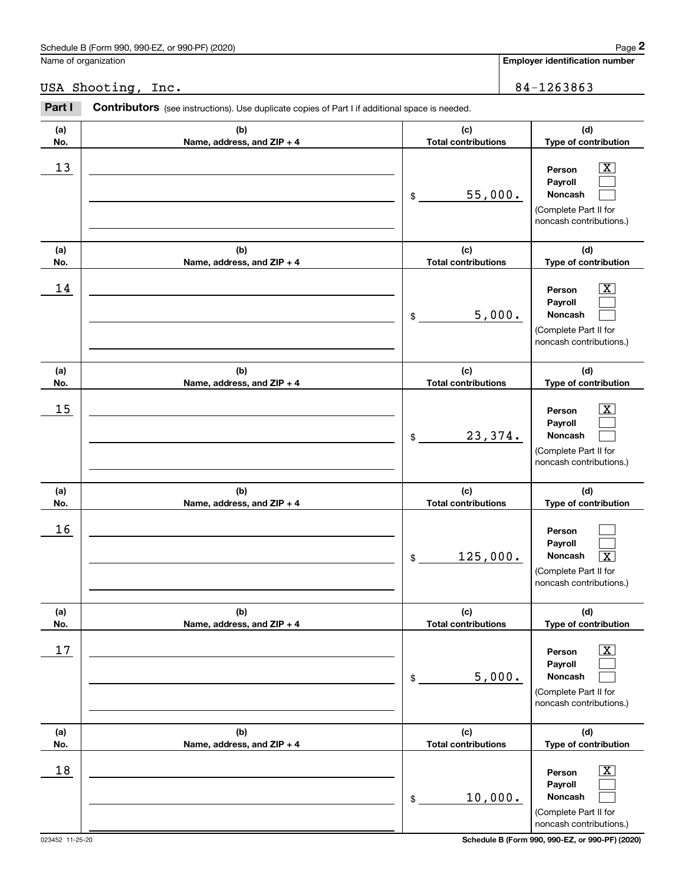Schedule B (Form 990, 990-EZ, or 990-PF) (2020)

Name of organization: USA Shooting, Inc.

Employer identification number: 84-1263863

## Part I Contributors

(see instructions). Use duplicate copies of Part I if additional space is needed.

| (a) No. | (b) Name, address, and ZIP + 4 | (c) Total contributions | (d) Type of contribution |
|---|---|---|---|
| 13 | | $ 55,000. | Person [X] Payroll [ ] Noncash [ ] (Complete Part II for noncash contributions.) |
| 14 | | $ 5,000. | Person [X] Payroll [ ] Noncash [ ] (Complete Part II for noncash contributions.) |
| 15 | | $ 23,374. | Person [X] Payroll [ ] Noncash [ ] (Complete Part II for noncash contributions.) |
| 16 | | $ 125,000. | Person [ ] Payroll [ ] Noncash [X] (Complete Part II for noncash contributions.) |
| 17 | | $ 5,000. | Person [X] Payroll [ ] Noncash [ ] (Complete Part II for noncash contributions.) |
| 18 | | $ 10,000. | Person [X] Payroll [ ] Noncash [ ] (Complete Part II for noncash contributions.) |

023452 11-25-20

Schedule B (Form 990, 990-EZ, or 990-PF) (2020)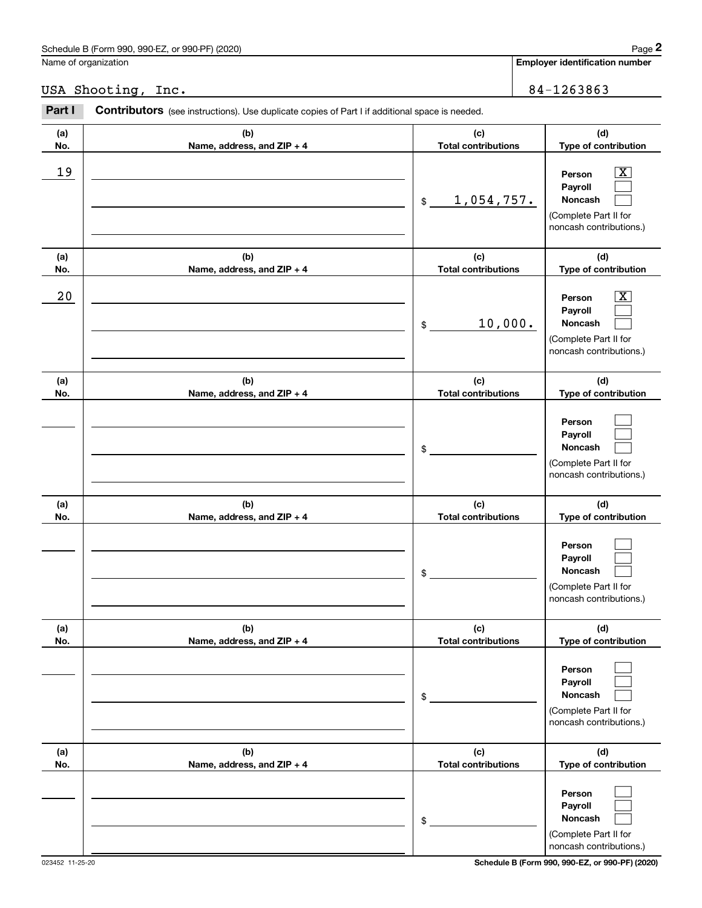Name of organization

USA Shooting, Inc.

**Employer identification number**

84-1263863

**Part I** **Contributors** (see instructions). Use duplicate copies of Part I if additional space is needed.

| (a) No. | (b) Name, address, and ZIP + 4 | (c) Total contributions | (d) Type of contribution |
|---|---|---|---|
| 19 | | $ 1,054,757. | Person [X] Payroll [ ] Noncash [ ] (Complete Part II for noncash contributions.) |
| 20 | | $ 10,000. | Person [X] Payroll [ ] Noncash [ ] (Complete Part II for noncash contributions.) |
| | | $ | Person [ ] Payroll [ ] Noncash [ ] (Complete Part II for noncash contributions.) |
| | | $ | Person [ ] Payroll [ ] Noncash [ ] (Complete Part II for noncash contributions.) |
| | | $ | Person [ ] Payroll [ ] Noncash [ ] (Complete Part II for noncash contributions.) |
| | | $ | Person [ ] Payroll [ ] Noncash [ ] (Complete Part II for noncash contributions.) |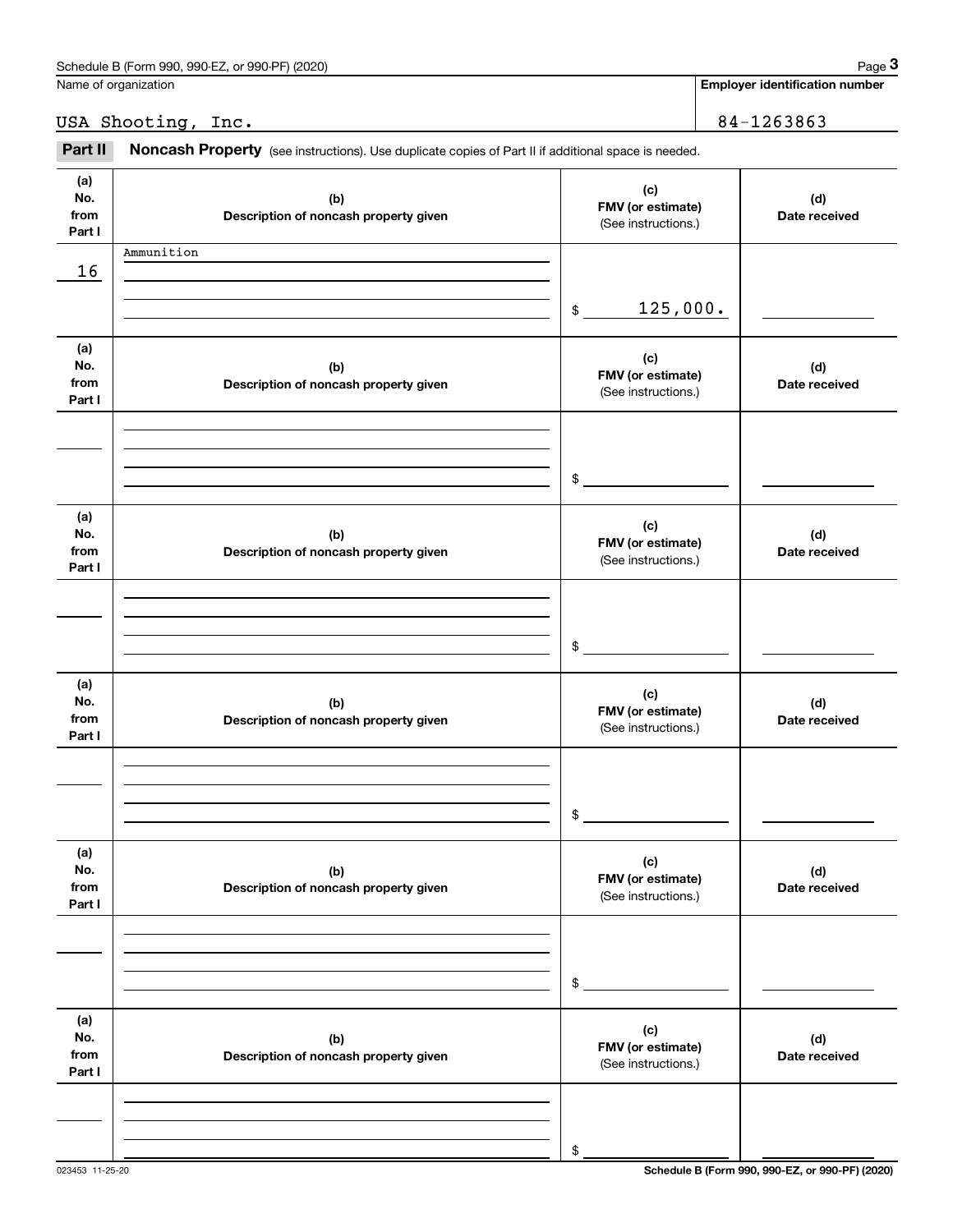Name of organization

**Employer identification number**

USA Shooting, Inc. 84-1263863

**Part II** **Noncash Property** (see instructions). Use duplicate copies of Part II if additional space is needed.

| (a) No. from Part I | (b) Description of noncash property given | (c) FMV (or estimate) (See instructions.) | (d) Date received |
|---|---|---|---|
| 16 | Ammunition | $ 125,000. | |

| (a) No. from Part I | (b) Description of noncash property given | (c) FMV (or estimate) (See instructions.) | (d) Date received |
|---|---|---|---|
| | | $ | |

| (a) No. from Part I | (b) Description of noncash property given | (c) FMV (or estimate) (See instructions.) | (d) Date received |
|---|---|---|---|
| | | $ | |

| (a) No. from Part I | (b) Description of noncash property given | (c) FMV (or estimate) (See instructions.) | (d) Date received |
|---|---|---|---|
| | | $ | |

| (a) No. from Part I | (b) Description of noncash property given | (c) FMV (or estimate) (See instructions.) | (d) Date received |
|---|---|---|---|
| | | $ | |

| (a) No. from Part I | (b) Description of noncash property given | (c) FMV (or estimate) (See instructions.) | (d) Date received |
|---|---|---|---|
| | | $ | |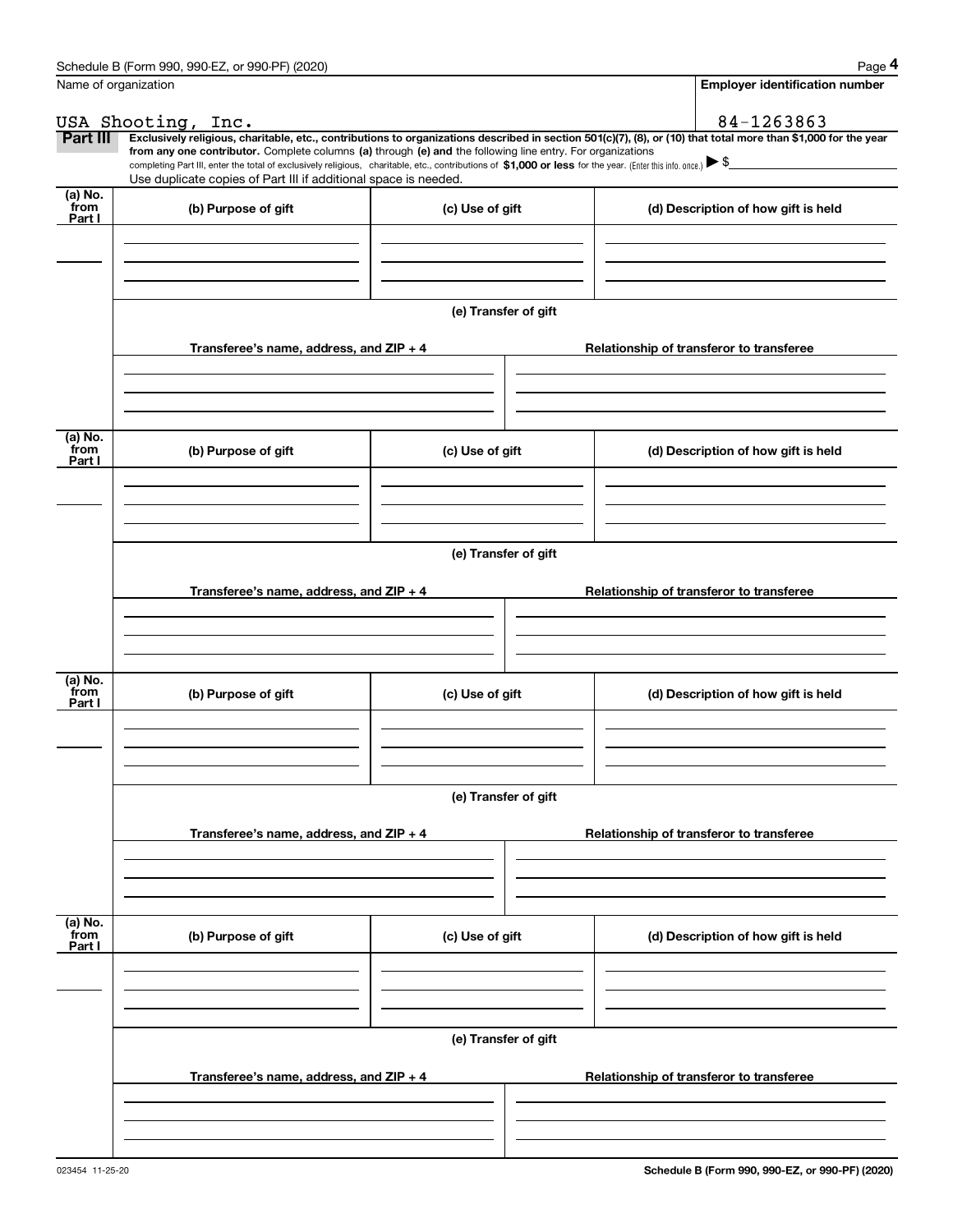Name of organization

USA Shooting, Inc.

**Employer identification number**

84-1263863

**Part III** **Exclusively religious, charitable, etc., contributions to organizations described in section 501(c)(7), (8), or (10) that total more than $1,000 for the year from any one contributor.** Complete columns **(a)** through **(e) and** the following line entry. For organizations completing Part III, enter the total of exclusively religious, charitable, etc., contributions of **$1,000 or less** for the year. (Enter this info. once.) ▶ $

Use duplicate copies of Part III if additional space is needed.

| (a) No. from Part I | (b) Purpose of gift | (c) Use of gift | (d) Description of how gift is held |
|---|---|---|---|
| | | | |

**(e) Transfer of gift**

| Transferee's name, address, and ZIP + 4 | Relationship of transferor to transferee |
|---|---|
| | |

| (a) No. from Part I | (b) Purpose of gift | (c) Use of gift | (d) Description of how gift is held |
|---|---|---|---|
| | | | |

**(e) Transfer of gift**

| Transferee's name, address, and ZIP + 4 | Relationship of transferor to transferee |
|---|---|
| | |

| (a) No. from Part I | (b) Purpose of gift | (c) Use of gift | (d) Description of how gift is held |
|---|---|---|---|
| | | | |

**(e) Transfer of gift**

| Transferee's name, address, and ZIP + 4 | Relationship of transferor to transferee |
|---|---|
| | |

| (a) No. from Part I | (b) Purpose of gift | (c) Use of gift | (d) Description of how gift is held |
|---|---|---|---|
| | | | |

**(e) Transfer of gift**

| Transferee's name, address, and ZIP + 4 | Relationship of transferor to transferee |
|---|---|
| | |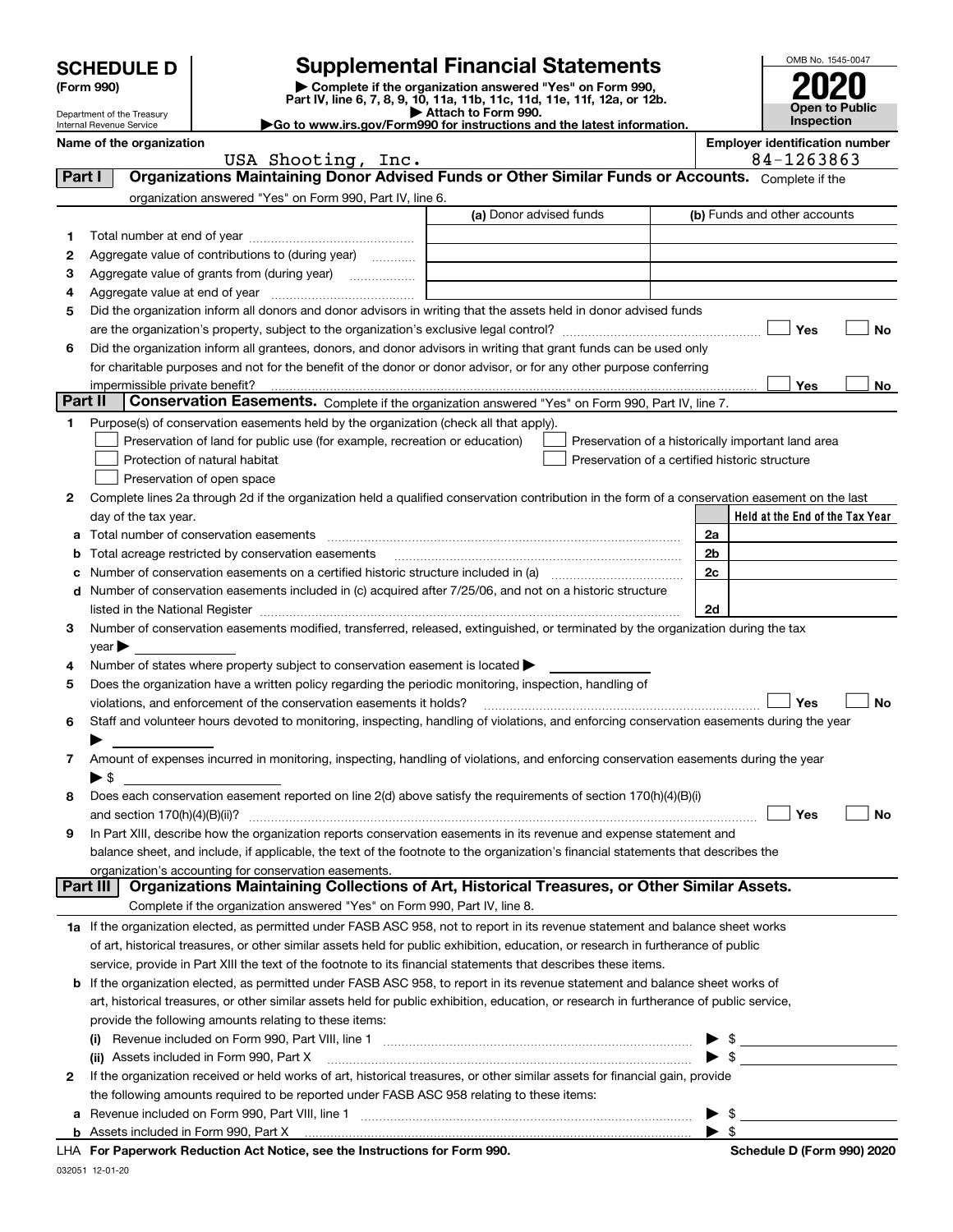# SCHEDULE D (Form 990)

Department of the Treasury
Internal Revenue Service

## Supplemental Financial Statements

▶ Complete if the organization answered "Yes" on Form 990, Part IV, line 6, 7, 8, 9, 10, 11a, 11b, 11c, 11d, 11e, 11f, 12a, or 12b.
▶ Attach to Form 990.
▶Go to www.irs.gov/Form990 for instructions and the latest information.

OMB No. 1545-0047
**2020**
**Open to Public Inspection**

**Name of the organization:** USA Shooting, Inc.
**Employer identification number:** 84-1263863

### Part I — Organizations Maintaining Donor Advised Funds or Other Similar Funds or Accounts.
Complete if the organization answered "Yes" on Form 990, Part IV, line 6.

| | | (a) Donor advised funds | (b) Funds and other accounts |
|---|---|---|---|
| 1 | Total number at end of year | | |
| 2 | Aggregate value of contributions to (during year) | | |
| 3 | Aggregate value of grants from (during year) | | |
| 4 | Aggregate value at end of year | | |

5 Did the organization inform all donors and donor advisors in writing that the assets held in donor advised funds are the organization's property, subject to the organization's exclusive legal control? ☐ Yes ☐ No

6 Did the organization inform all grantees, donors, and donor advisors in writing that grant funds can be used only for charitable purposes and not for the benefit of the donor or donor advisor, or for any other purpose conferring impermissible private benefit? ☐ Yes ☐ No

### Part II — Conservation Easements.
Complete if the organization answered "Yes" on Form 990, Part IV, line 7.

1 Purpose(s) of conservation easements held by the organization (check all that apply).

- ☐ Preservation of land for public use (for example, recreation or education)
- ☐ Protection of natural habitat
- ☐ Preservation of open space
- ☐ Preservation of a historically important land area
- ☐ Preservation of a certified historic structure

2 Complete lines 2a through 2d if the organization held a qualified conservation contribution in the form of a conservation easement on the last day of the tax year.

| | | | Held at the End of the Tax Year |
|---|---|---|---|
| a | Total number of conservation easements | 2a | |
| b | Total acreage restricted by conservation easements | 2b | |
| c | Number of conservation easements on a certified historic structure included in (a) | 2c | |
| d | Number of conservation easements included in (c) acquired after 7/25/06, and not on a historic structure listed in the National Register | 2d | |

3 Number of conservation easements modified, transferred, released, extinguished, or terminated by the organization during the tax year ▶

4 Number of states where property subject to conservation easement is located ▶

5 Does the organization have a written policy regarding the periodic monitoring, inspection, handling of violations, and enforcement of the conservation easements it holds? ☐ Yes ☐ No

6 Staff and volunteer hours devoted to monitoring, inspecting, handling of violations, and enforcing conservation easements during the year ▶

7 Amount of expenses incurred in monitoring, inspecting, handling of violations, and enforcing conservation easements during the year ▶ $

8 Does each conservation easement reported on line 2(d) above satisfy the requirements of section 170(h)(4)(B)(i) and section 170(h)(4)(B)(ii)? ☐ Yes ☐ No

9 In Part XIII, describe how the organization reports conservation easements in its revenue and expense statement and balance sheet, and include, if applicable, the text of the footnote to the organization's financial statements that describes the organization's accounting for conservation easements.

### Part III — Organizations Maintaining Collections of Art, Historical Treasures, or Other Similar Assets.
Complete if the organization answered "Yes" on Form 990, Part IV, line 8.

1a If the organization elected, as permitted under FASB ASC 958, not to report in its revenue statement and balance sheet works of art, historical treasures, or other similar assets held for public exhibition, education, or research in furtherance of public service, provide in Part XIII the text of the footnote to its financial statements that describes these items.

b If the organization elected, as permitted under FASB ASC 958, to report in its revenue statement and balance sheet works of art, historical treasures, or other similar assets held for public exhibition, education, or research in furtherance of public service, provide the following amounts relating to these items:

(i) Revenue included on Form 990, Part VIII, line 1 ▶ $

(ii) Assets included in Form 990, Part X ▶ $

2 If the organization received or held works of art, historical treasures, or other similar assets for financial gain, provide the following amounts required to be reported under FASB ASC 958 relating to these items:

a Revenue included on Form 990, Part VIII, line 1 ▶ $

b Assets included in Form 990, Part X ▶ $

LHA **For Paperwork Reduction Act Notice, see the Instructions for Form 990.** **Schedule D (Form 990) 2020**

032051 12-01-20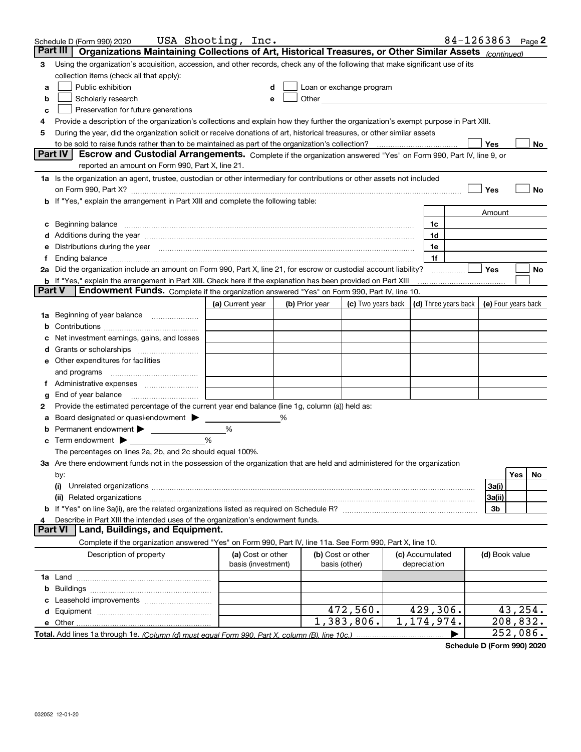Schedule D (Form 990) 2020 USA Shooting, Inc. 84-1263863 Page 2

## Part III Organizations Maintaining Collections of Art, Historical Treasures, or Other Similar Assets *(continued)*

**3** Using the organization's acquisition, accession, and other records, check any of the following that make significant use of its collection items (check all that apply):

- **a** ☐ Public exhibition
- **b** ☐ Scholarly research
- **c** ☐ Preservation for future generations
- **d** ☐ Loan or exchange program
- **e** ☐ Other

**4** Provide a description of the organization's collections and explain how they further the organization's exempt purpose in Part XIII.

**5** During the year, did the organization solicit or receive donations of art, historical treasures, or other similar assets to be sold to raise funds rather than to be maintained as part of the organization's collection? ☐ Yes ☐ No

## Part IV Escrow and Custodial Arrangements.

Complete if the organization answered "Yes" on Form 990, Part IV, line 9, or reported an amount on Form 990, Part X, line 21.

**1a** Is the organization an agent, trustee, custodian or other intermediary for contributions or other assets not included on Form 990, Part X? ☐ Yes ☐ No

**b** If "Yes," explain the arrangement in Part XIII and complete the following table:

| | | Amount |
|---|---|---|
| **c** Beginning balance | 1c | |
| **d** Additions during the year | 1d | |
| **e** Distributions during the year | 1e | |
| **f** Ending balance | 1f | |

**2a** Did the organization include an amount on Form 990, Part X, line 21, for escrow or custodial account liability? ☐ Yes ☐ No

**b** If "Yes," explain the arrangement in Part XIII. Check here if the explanation has been provided on Part XIII ☐

## Part V Endowment Funds.

Complete if the organization answered "Yes" on Form 990, Part IV, line 10.

| | (a) Current year | (b) Prior year | (c) Two years back | (d) Three years back | (e) Four years back |
|---|---|---|---|---|---|
| **1a** Beginning of year balance | | | | | |
| **b** Contributions | | | | | |
| **c** Net investment earnings, gains, and losses | | | | | |
| **d** Grants or scholarships | | | | | |
| **e** Other expenditures for facilities and programs | | | | | |
| **f** Administrative expenses | | | | | |
| **g** End of year balance | | | | | |

**2** Provide the estimated percentage of the current year end balance (line 1g, column (a)) held as:

- **a** Board designated or quasi-endowment ▶ _____ %
- **b** Permanent endowment ▶ _____ %
- **c** Term endowment ▶ _____ %

The percentages on lines 2a, 2b, and 2c should equal 100%.

**3a** Are there endowment funds not in the possession of the organization that are held and administered for the organization by:

| | | Yes | No |
|---|---|---|---|
| **(i)** Unrelated organizations | 3a(i) | | |
| **(ii)** Related organizations | 3a(ii) | | |
| **b** If "Yes" on line 3a(ii), are the related organizations listed as required on Schedule R? | 3b | | |

**4** Describe in Part XIII the intended uses of the organization's endowment funds.

## Part VI Land, Buildings, and Equipment.

Complete if the organization answered "Yes" on Form 990, Part IV, line 11a. See Form 990, Part X, line 10.

| Description of property | (a) Cost or other basis (investment) | (b) Cost or other basis (other) | (c) Accumulated depreciation | (d) Book value |
|---|---|---|---|---|
| **1a** Land | | | | |
| **b** Buildings | | | | |
| **c** Leasehold improvements | | | | |
| **d** Equipment | | 472,560. | 429,306. | 43,254. |
| **e** Other | | 1,383,806. | 1,174,974. | 208,832. |
| **Total.** Add lines 1a through 1e. *(Column (d) must equal Form 990, Part X, column (B), line 10c.)* ▶ | | | | 252,086. |

**Schedule D (Form 990) 2020**

032052 12-01-20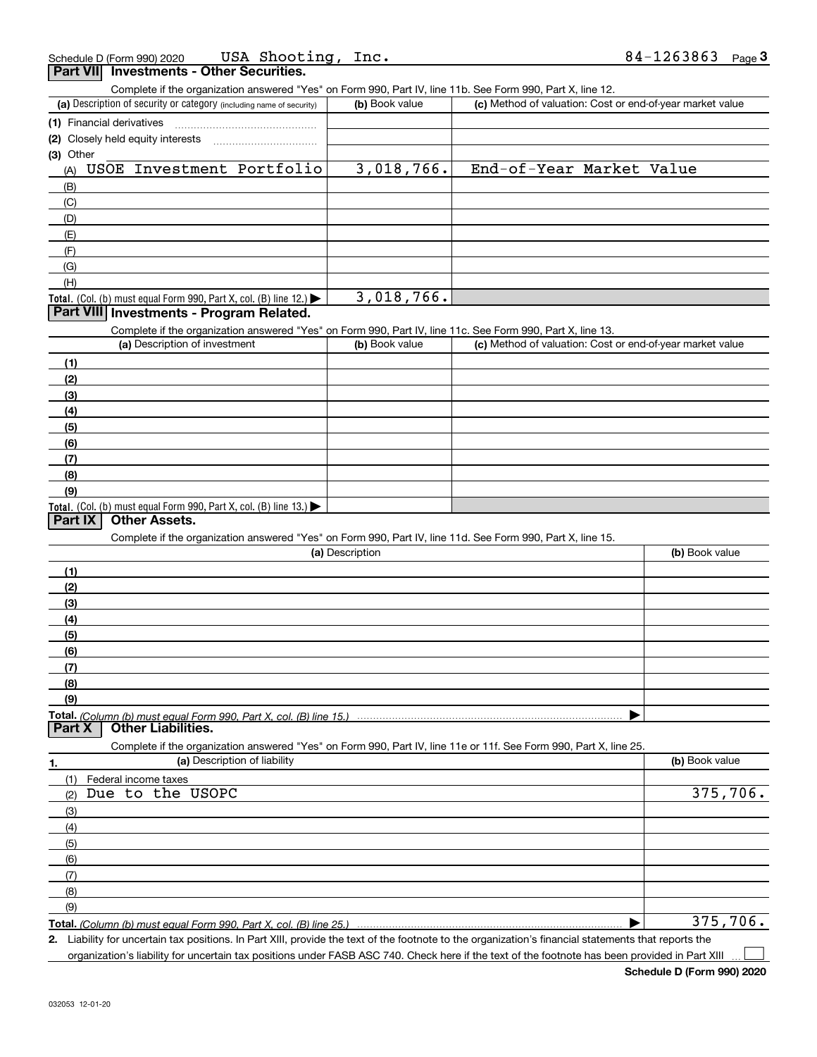Schedule D (Form 990) 2020 USA Shooting, Inc. 84-1263863 Page 3

## Part VII Investments - Other Securities.

Complete if the organization answered "Yes" on Form 990, Part IV, line 11b. See Form 990, Part X, line 12.

| (a) Description of security or category (including name of security) | (b) Book value | (c) Method of valuation: Cost or end-of-year market value |
|---|---|---|
| (1) Financial derivatives | | |
| (2) Closely held equity interests | | |
| (3) Other | | |
| (A) USOE Investment Portfolio | 3,018,766. | End-of-Year Market Value |
| (B) | | |
| (C) | | |
| (D) | | |
| (E) | | |
| (F) | | |
| (G) | | |
| (H) | | |
| **Total.** (Col. (b) must equal Form 990, Part X, col. (B) line 12.) ▶ | 3,018,766. | |

## Part VIII Investments - Program Related.

Complete if the organization answered "Yes" on Form 990, Part IV, line 11c. See Form 990, Part X, line 13.

| (a) Description of investment | (b) Book value | (c) Method of valuation: Cost or end-of-year market value |
|---|---|---|
| (1) | | |
| (2) | | |
| (3) | | |
| (4) | | |
| (5) | | |
| (6) | | |
| (7) | | |
| (8) | | |
| (9) | | |
| **Total.** (Col. (b) must equal Form 990, Part X, col. (B) line 13.) ▶ | | |

## Part IX Other Assets.

Complete if the organization answered "Yes" on Form 990, Part IV, line 11d. See Form 990, Part X, line 15.

| (a) Description | (b) Book value |
|---|---|
| (1) | |
| (2) | |
| (3) | |
| (4) | |
| (5) | |
| (6) | |
| (7) | |
| (8) | |
| (9) | |
| **Total.** *(Column (b) must equal Form 990, Part X, col. (B) line 15.)* ▶ | |

## Part X Other Liabilities.

Complete if the organization answered "Yes" on Form 990, Part IV, line 11e or 11f. See Form 990, Part X, line 25.

| 1. (a) Description of liability | (b) Book value |
|---|---|
| (1) Federal income taxes | |
| (2) Due to the USOPC | 375,706. |
| (3) | |
| (4) | |
| (5) | |
| (6) | |
| (7) | |
| (8) | |
| (9) | |
| **Total.** *(Column (b) must equal Form 990, Part X, col. (B) line 25.)* ▶ | 375,706. |

2. Liability for uncertain tax positions. In Part XIII, provide the text of the footnote to the organization's financial statements that reports the organization's liability for uncertain tax positions under FASB ASC 740. Check here if the text of the footnote has been provided in Part XIII ☐

**Schedule D (Form 990) 2020**

032053 12-01-20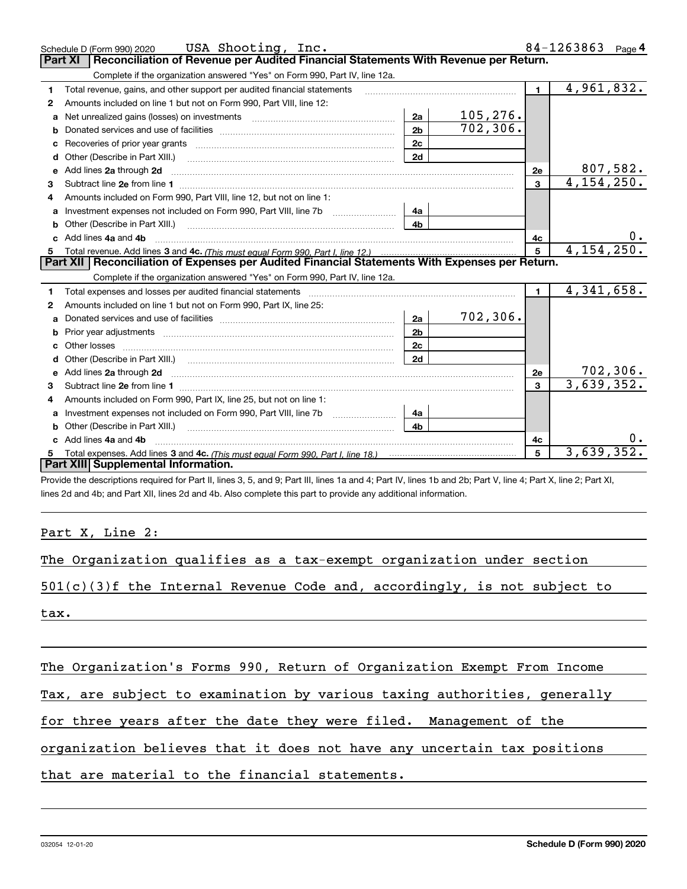Schedule D (Form 990) 2020 USA Shooting, Inc. 84-1263863 Page 4

## Part XI Reconciliation of Revenue per Audited Financial Statements With Revenue per Return.

Complete if the organization answered "Yes" on Form 990, Part IV, line 12a.

| | | | | | |
|---|---|---|---|---|---|
| 1 | Total revenue, gains, and other support per audited financial statements | | | 1 | 4,961,832. |
| 2 | Amounts included on line 1 but not on Form 990, Part VIII, line 12: | | | | |
| a | Net unrealized gains (losses) on investments | 2a | 105,276. | | |
| b | Donated services and use of facilities | 2b | 702,306. | | |
| c | Recoveries of prior year grants | 2c | | | |
| d | Other (Describe in Part XIII.) | 2d | | | |
| e | Add lines 2a through 2d | | | 2e | 807,582. |
| 3 | Subtract line 2e from line 1 | | | 3 | 4,154,250. |
| 4 | Amounts included on Form 990, Part VIII, line 12, but not on line 1: | | | | |
| a | Investment expenses not included on Form 990, Part VIII, line 7b | 4a | | | |
| b | Other (Describe in Part XIII.) | 4b | | | |
| c | Add lines 4a and 4b | | | 4c | 0. |
| 5 | Total revenue. Add lines 3 and 4c. *(This must equal Form 990, Part I, line 12.)* | | | 5 | 4,154,250. |

## Part XII Reconciliation of Expenses per Audited Financial Statements With Expenses per Return.

Complete if the organization answered "Yes" on Form 990, Part IV, line 12a.

| | | | | | |
|---|---|---|---|---|---|
| 1 | Total expenses and losses per audited financial statements | | | 1 | 4,341,658. |
| 2 | Amounts included on line 1 but not on Form 990, Part IX, line 25: | | | | |
| a | Donated services and use of facilities | 2a | 702,306. | | |
| b | Prior year adjustments | 2b | | | |
| c | Other losses | 2c | | | |
| d | Other (Describe in Part XIII.) | 2d | | | |
| e | Add lines 2a through 2d | | | 2e | 702,306. |
| 3 | Subtract line 2e from line 1 | | | 3 | 3,639,352. |
| 4 | Amounts included on Form 990, Part IX, line 25, but not on line 1: | | | | |
| a | Investment expenses not included on Form 990, Part VIII, line 7b | 4a | | | |
| b | Other (Describe in Part XIII.) | 4b | | | |
| c | Add lines 4a and 4b | | | 4c | 0. |
| 5 | Total expenses. Add lines 3 and 4c. *(This must equal Form 990, Part I, line 18.)* | | | 5 | 3,639,352. |

## Part XIII Supplemental Information.

Provide the descriptions required for Part II, lines 3, 5, and 9; Part III, lines 1a and 4; Part IV, lines 1b and 2b; Part V, line 4; Part X, line 2; Part XI, lines 2d and 4b; and Part XII, lines 2d and 4b. Also complete this part to provide any additional information.

Part X, Line 2:

The Organization qualifies as a tax-exempt organization under section 501(c)(3)f the Internal Revenue Code and, accordingly, is not subject to tax.

The Organization's Forms 990, Return of Organization Exempt From Income Tax, are subject to examination by various taxing authorities, generally for three years after the date they were filed. Management of the organization believes that it does not have any uncertain tax positions that are material to the financial statements.

032054 12-01-20 Schedule D (Form 990) 2020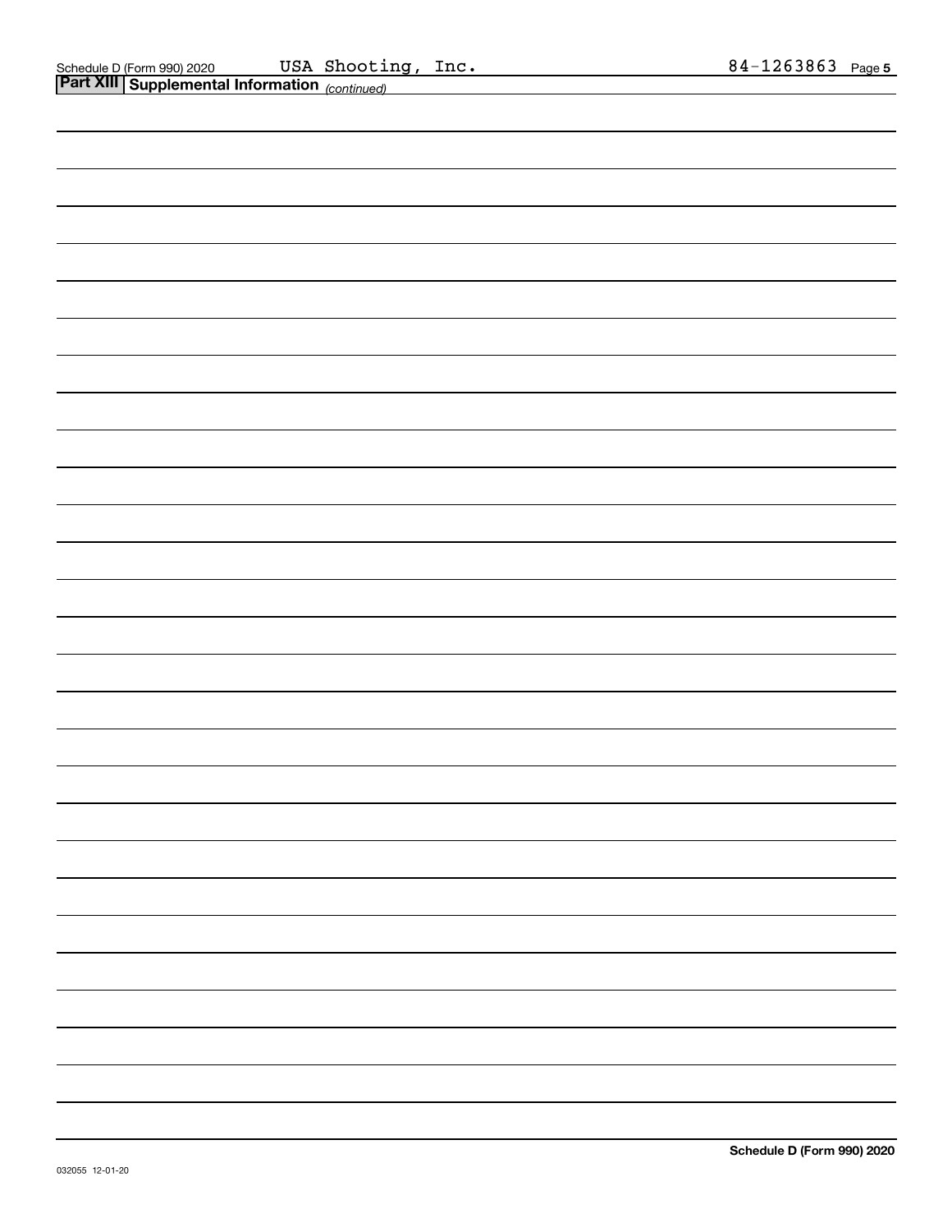Schedule D (Form 990) 2020 USA Shooting, Inc. 84-1263863 Page 5

**Part XIII Supplemental Information** *(continued)*

Schedule D (Form 990) 2020

032055 12-01-20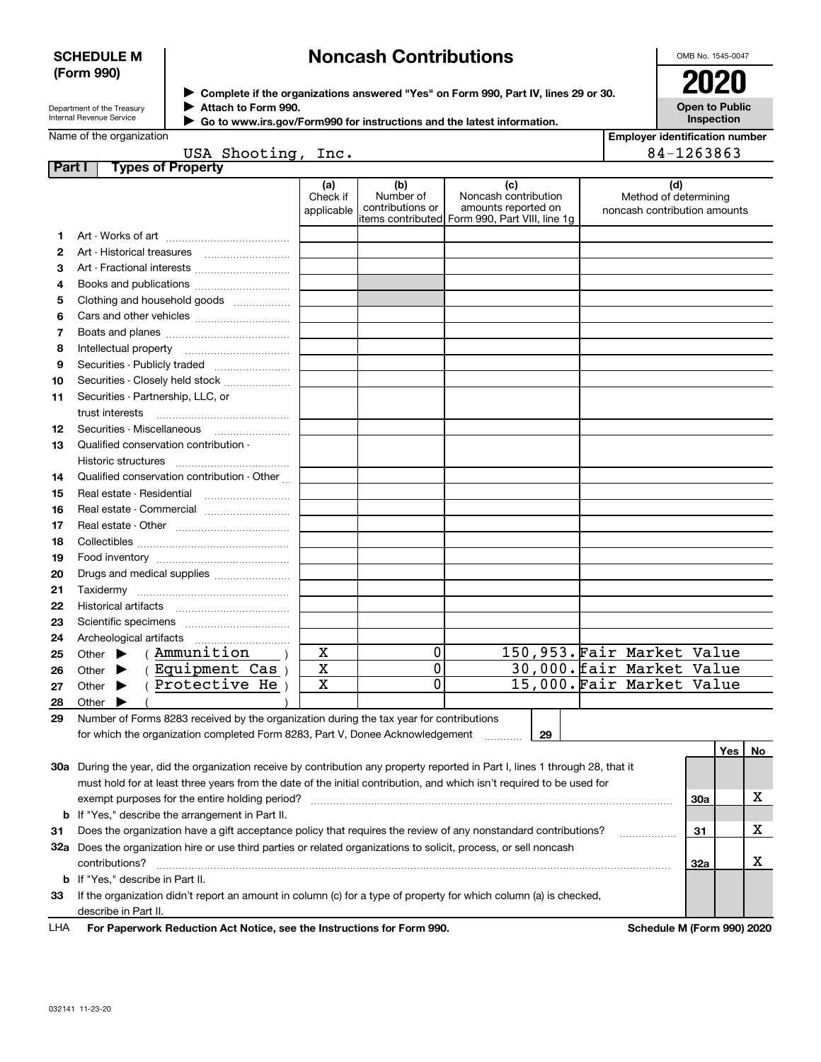**SCHEDULE M (Form 990)**

Department of the Treasury
Internal Revenue Service

# Noncash Contributions

▶ Complete if the organizations answered "Yes" on Form 990, Part IV, lines 29 or 30.
▶ Attach to Form 990.
▶ Go to www.irs.gov/Form990 for instructions and the latest information.

OMB No. 1545-0047

**2020**

**Open to Public Inspection**

Name of the organization: USA Shooting, Inc.

Employer identification number: 84-1263863

## Part I Types of Property

| | | (a) Check if applicable | (b) Number of contributions or items contributed | (c) Noncash contribution amounts reported on Form 990, Part VIII, line 1g | (d) Method of determining noncash contribution amounts |
|---|---|---|---|---|---|
| 1 | Art - Works of art | | | | |
| 2 | Art - Historical treasures | | | | |
| 3 | Art - Fractional interests | | | | |
| 4 | Books and publications | | | | |
| 5 | Clothing and household goods | | | | |
| 6 | Cars and other vehicles | | | | |
| 7 | Boats and planes | | | | |
| 8 | Intellectual property | | | | |
| 9 | Securities - Publicly traded | | | | |
| 10 | Securities - Closely held stock | | | | |
| 11 | Securities - Partnership, LLC, or trust interests | | | | |
| 12 | Securities - Miscellaneous | | | | |
| 13 | Qualified conservation contribution - Historic structures | | | | |
| 14 | Qualified conservation contribution - Other | | | | |
| 15 | Real estate - Residential | | | | |
| 16 | Real estate - Commercial | | | | |
| 17 | Real estate - Other | | | | |
| 18 | Collectibles | | | | |
| 19 | Food inventory | | | | |
| 20 | Drugs and medical supplies | | | | |
| 21 | Taxidermy | | | | |
| 22 | Historical artifacts | | | | |
| 23 | Scientific specimens | | | | |
| 24 | Archeological artifacts | | | | |
| 25 | Other ▶ ( Ammunition ) | X | 0 | 150,953. | Fair Market Value |
| 26 | Other ▶ ( Equipment Cas ) | X | 0 | 30,000. | fair Market Value |
| 27 | Other ▶ ( Protective He ) | X | 0 | 15,000. | Fair Market Value |
| 28 | Other ▶ ( ) | | | | |

29 Number of Forms 8283 received by the organization during the tax year for contributions for which the organization completed Form 8283, Part V, Donee Acknowledgement ..... 29

| | | | Yes | No |
|---|---|---|---|---|
| 30a | During the year, did the organization receive by contribution any property reported in Part I, lines 1 through 28, that it must hold for at least three years from the date of the initial contribution, and which isn't required to be used for exempt purposes for the entire holding period? | 30a | | X |
| b | If "Yes," describe the arrangement in Part II. | | | |
| 31 | Does the organization have a gift acceptance policy that requires the review of any nonstandard contributions? | 31 | | X |
| 32a | Does the organization hire or use third parties or related organizations to solicit, process, or sell noncash contributions? | 32a | | X |
| b | If "Yes," describe in Part II. | | | |
| 33 | If the organization didn't report an amount in column (c) for a type of property for which column (a) is checked, describe in Part II. | | | |

LHA **For Paperwork Reduction Act Notice, see the Instructions for Form 990.** **Schedule M (Form 990) 2020**

032141 11-23-20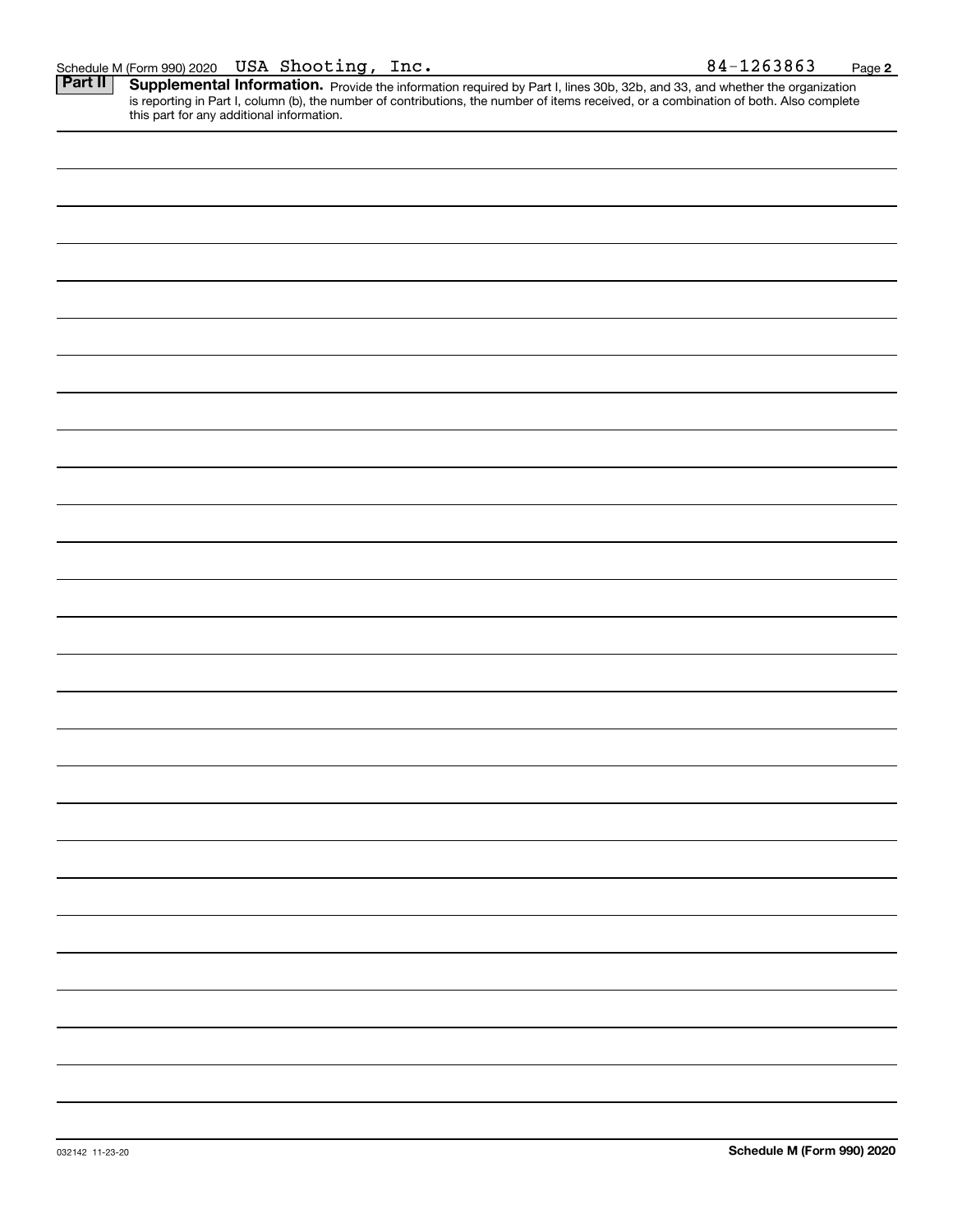Schedule M (Form 990) 2020 USA Shooting, Inc. 84-1263863 Page 2

**Part II** **Supplemental Information.** Provide the information required by Part I, lines 30b, 32b, and 33, and whether the organization is reporting in Part I, column (b), the number of contributions, the number of items received, or a combination of both. Also complete this part for any additional information.

032142 11-23-20

**Schedule M (Form 990) 2020**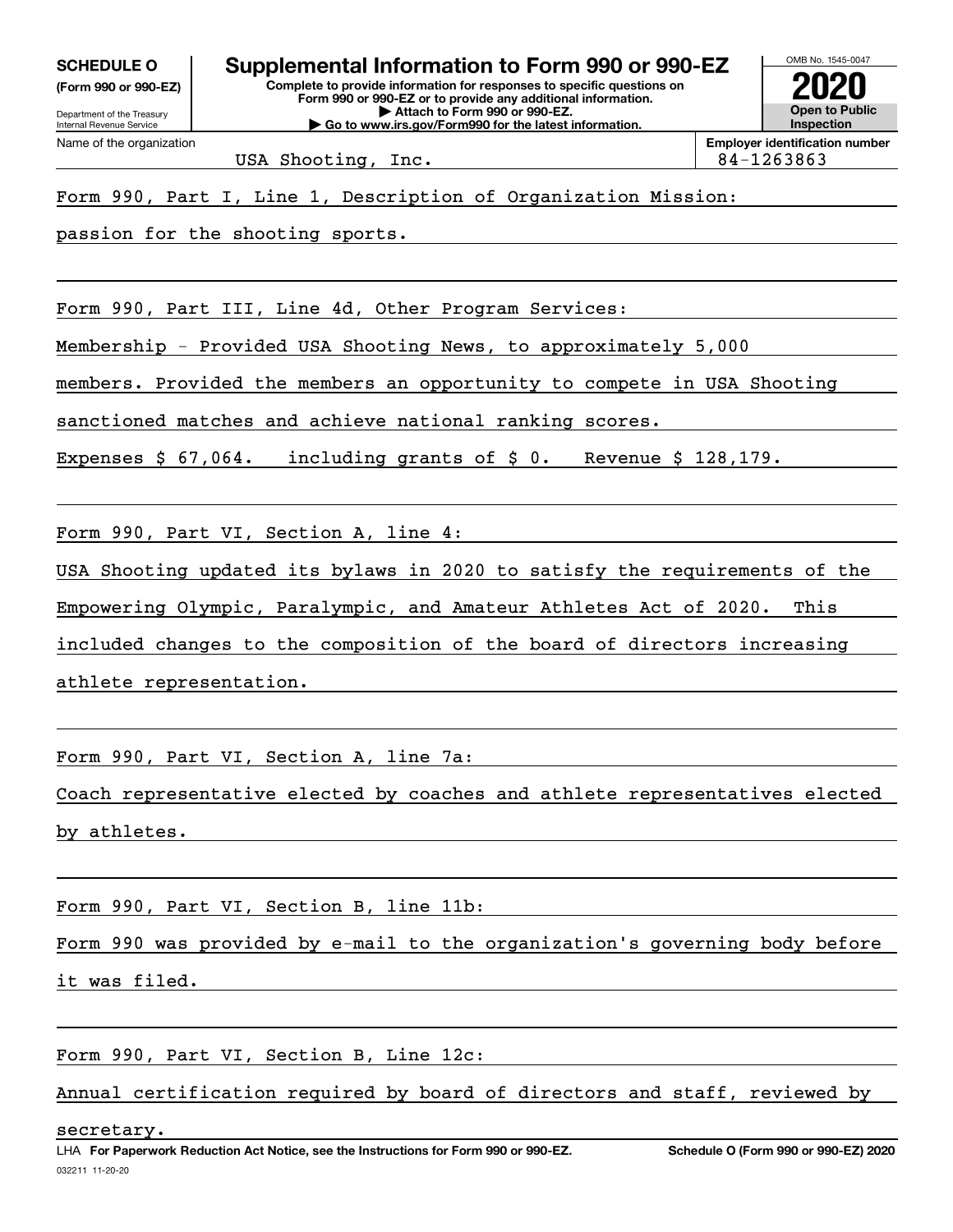**SCHEDULE O**
**(Form 990 or 990-EZ)**

Department of the Treasury
Internal Revenue Service

# Supplemental Information to Form 990 or 990-EZ

**Complete to provide information for responses to specific questions on Form 990 or 990-EZ or to provide any additional information.**
**▶ Attach to Form 990 or 990-EZ.**
**▶ Go to www.irs.gov/Form990 for the latest information.**

OMB No. 1545-0047
**2020**
**Open to Public Inspection**

Name of the organization: USA Shooting, Inc.
**Employer identification number**: 84-1263863

Form 990, Part I, Line 1, Description of Organization Mission:

passion for the shooting sports.

Form 990, Part III, Line 4d, Other Program Services:

Membership - Provided USA Shooting News, to approximately 5,000 members. Provided the members an opportunity to compete in USA Shooting sanctioned matches and achieve national ranking scores.

Expenses $ 67,064. including grants of $ 0. Revenue $ 128,179.

Form 990, Part VI, Section A, line 4:

USA Shooting updated its bylaws in 2020 to satisfy the requirements of the Empowering Olympic, Paralympic, and Amateur Athletes Act of 2020. This included changes to the composition of the board of directors increasing athlete representation.

Form 990, Part VI, Section A, line 7a:

Coach representative elected by coaches and athlete representatives elected by athletes.

Form 990, Part VI, Section B, line 11b:

Form 990 was provided by e-mail to the organization's governing body before it was filed.

Form 990, Part VI, Section B, Line 12c:

Annual certification required by board of directors and staff, reviewed by secretary.

LHA **For Paperwork Reduction Act Notice, see the Instructions for Form 990 or 990-EZ.** **Schedule O (Form 990 or 990-EZ) 2020**
032211 11-20-20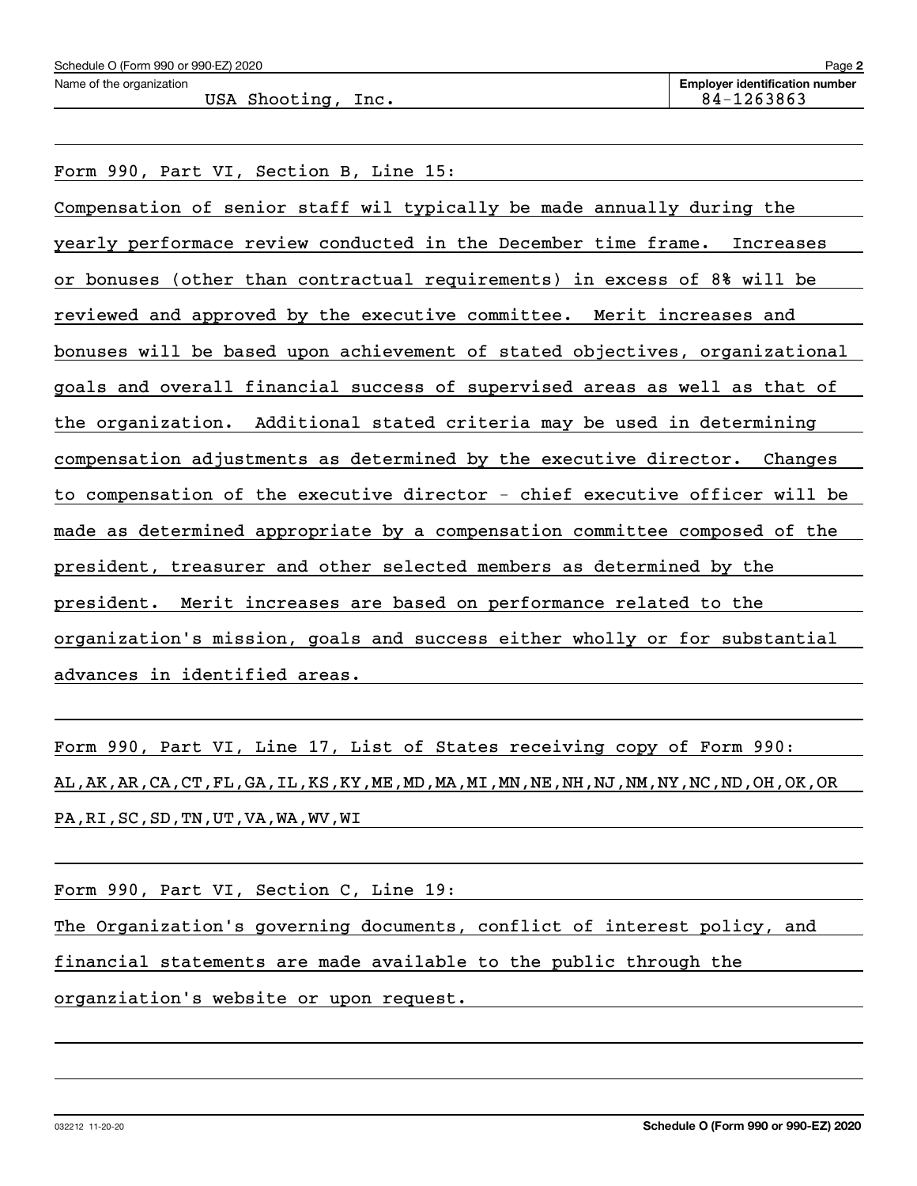Schedule O (Form 990 or 990-EZ) 2020

Name of the organization: USA Shooting, Inc.

**Employer identification number** 84-1263863

Form 990, Part VI, Section B, Line 15:

Compensation of senior staff wil typically be made annually during the yearly performace review conducted in the December time frame. Increases or bonuses (other than contractual requirements) in excess of 8% will be reviewed and approved by the executive committee. Merit increases and bonuses will be based upon achievement of stated objectives, organizational goals and overall financial success of supervised areas as well as that of the organization. Additional stated criteria may be used in determining compensation adjustments as determined by the executive director. Changes to compensation of the executive director - chief executive officer will be made as determined appropriate by a compensation committee composed of the president, treasurer and other selected members as determined by the president. Merit increases are based on performance related to the organization's mission, goals and success either wholly or for substantial advances in identified areas.

Form 990, Part VI, Line 17, List of States receiving copy of Form 990:

AL,AK,AR,CA,CT,FL,GA,IL,KS,KY,ME,MD,MA,MI,MN,NE,NH,NJ,NM,NY,NC,ND,OH,OK,OR PA,RI,SC,SD,TN,UT,VA,WA,WV,WI

Form 990, Part VI, Section C, Line 19:

The Organization's governing documents, conflict of interest policy, and financial statements are made available to the public through the organziation's website or upon request.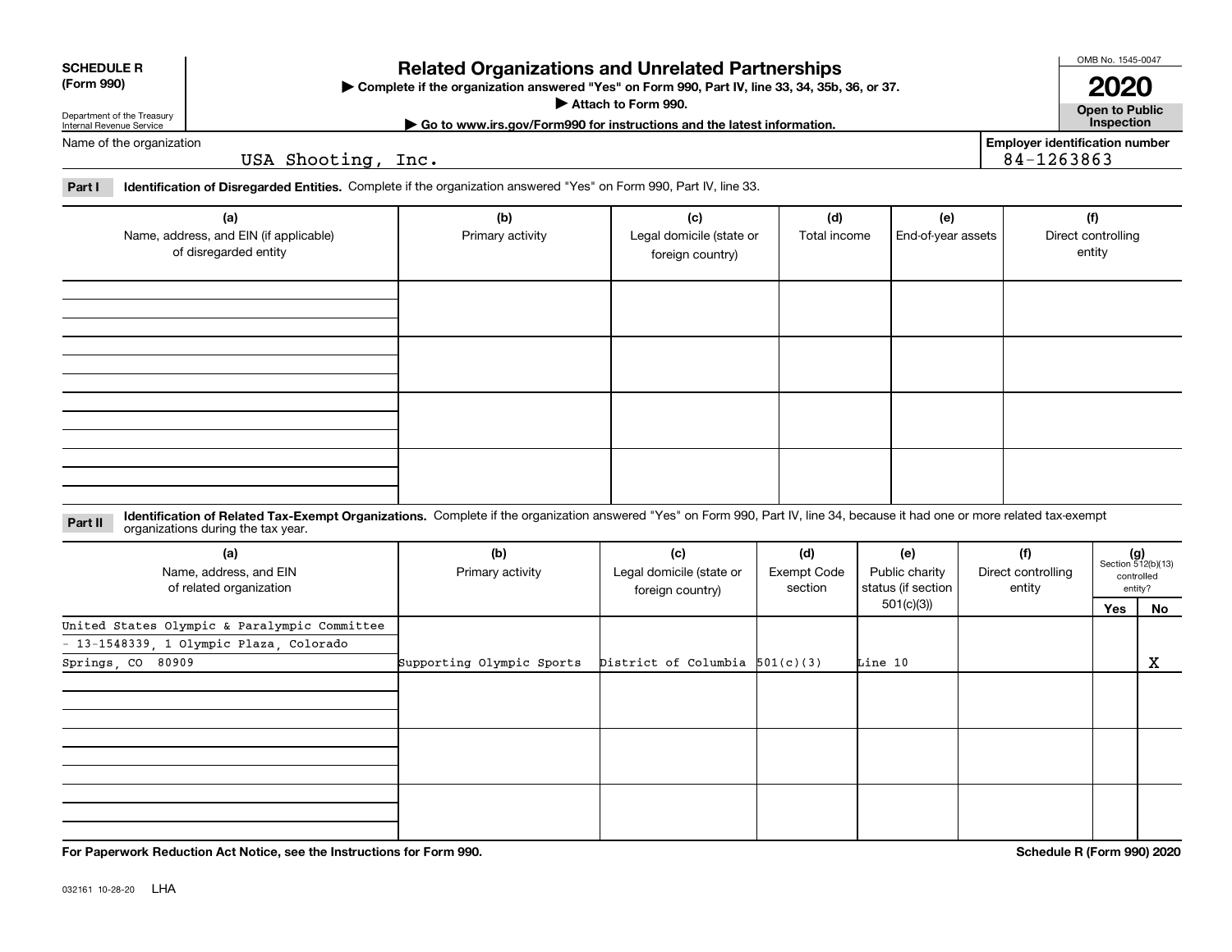**SCHEDULE R (Form 990)**

Department of the Treasury
Internal Revenue Service

# Related Organizations and Unrelated Partnerships

▶ Complete if the organization answered "Yes" on Form 990, Part IV, line 33, 34, 35b, 36, or 37.
▶ Attach to Form 990.
▶ Go to www.irs.gov/Form990 for instructions and the latest information.

OMB No. 1545-0047

**2020**

**Open to Public Inspection**

Name of the organization: USA Shooting, Inc.

Employer identification number: 84-1263863

**Part I** **Identification of Disregarded Entities.** Complete if the organization answered "Yes" on Form 990, Part IV, line 33.

| (a) Name, address, and EIN (if applicable) of disregarded entity | (b) Primary activity | (c) Legal domicile (state or foreign country) | (d) Total income | (e) End-of-year assets | (f) Direct controlling entity |
|---|---|---|---|---|---|
| | | | | | |
| | | | | | |
| | | | | | |
| | | | | | |

**Part II** **Identification of Related Tax-Exempt Organizations.** Complete if the organization answered "Yes" on Form 990, Part IV, line 34, because it had one or more related tax-exempt organizations during the tax year.

| (a) Name, address, and EIN of related organization | (b) Primary activity | (c) Legal domicile (state or foreign country) | (d) Exempt Code section | (e) Public charity status (if section 501(c)(3)) | (f) Direct controlling entity | (g) Section 512(b)(13) controlled entity? Yes | No |
|---|---|---|---|---|---|---|---|
| United States Olympic & Paralympic Committee - 13-1548339, 1 Olympic Plaza, Colorado Springs, CO 80909 | Supporting Olympic Sports | District of Columbia | 501(c)(3) | Line 10 | | | X |
| | | | | | | | |
| | | | | | | | |
| | | | | | | | |

**For Paperwork Reduction Act Notice, see the Instructions for Form 990.**

**Schedule R (Form 990) 2020**

032161 10-28-20 LHA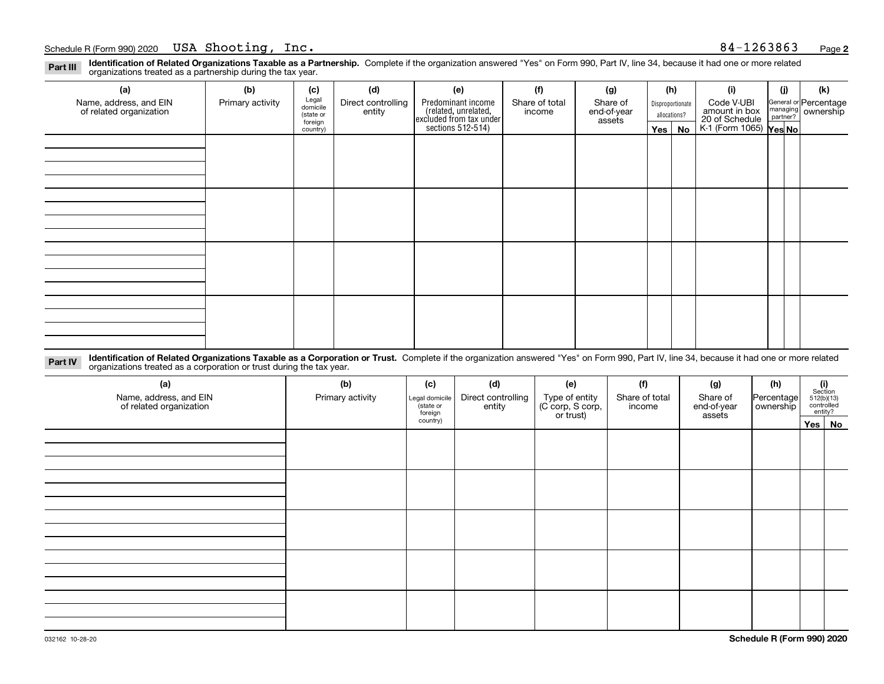Schedule R (Form 990) 2020 USA Shooting, Inc. 84-1263863

**Part III** **Identification of Related Organizations Taxable as a Partnership.** Complete if the organization answered "Yes" on Form 990, Part IV, line 34, because it had one or more related organizations treated as a partnership during the tax year.

| (a) Name, address, and EIN of related organization | (b) Primary activity | (c) Legal domicile (state or foreign country) | (d) Direct controlling entity | (e) Predominant income (related, unrelated, excluded from tax under sections 512-514) | (f) Share of total income | (g) Share of end-of-year assets | (h) Disproportionate allocations? | | (i) Code V-UBI amount in box 20 of Schedule K-1 (Form 1065) | (j) General or managing partner? | | (k) Percentage ownership |
|---|---|---|---|---|---|---|---|---|---|---|---|---|
| | | | | | | | Yes | No | | Yes | No | |
| | | | | | | | | | | | | |
| | | | | | | | | | | | | |
| | | | | | | | | | | | | |
| | | | | | | | | | | | | |

**Part IV** **Identification of Related Organizations Taxable as a Corporation or Trust.** Complete if the organization answered "Yes" on Form 990, Part IV, line 34, because it had one or more related organizations treated as a corporation or trust during the tax year.

| (a) Name, address, and EIN of related organization | (b) Primary activity | (c) Legal domicile (state or foreign country) | (d) Direct controlling entity | (e) Type of entity (C corp, S corp, or trust) | (f) Share of total income | (g) Share of end-of-year assets | (h) Percentage ownership | (i) Section 512(b)(13) controlled entity? | |
|---|---|---|---|---|---|---|---|---|---|
| | | | | | | | | Yes | No |
| | | | | | | | | | |
| | | | | | | | | | |
| | | | | | | | | | |
| | | | | | | | | | |
| | | | | | | | | | |

032162 10-28-20

**Schedule R (Form 990) 2020**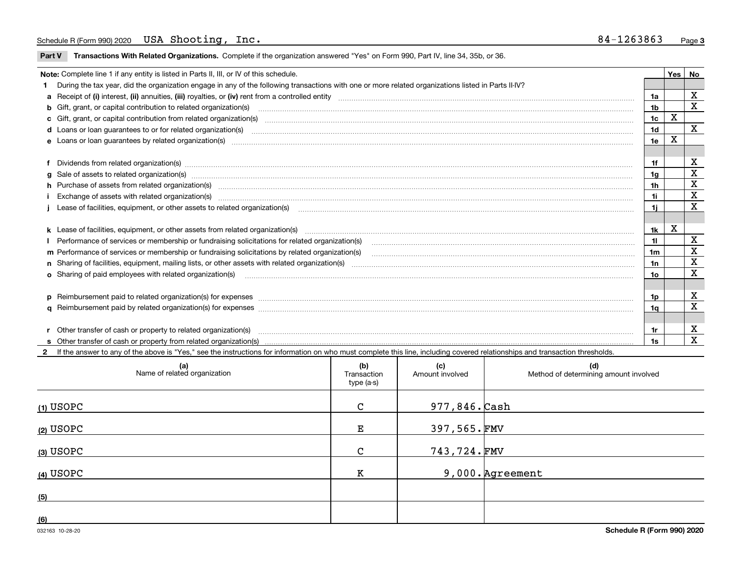Schedule R (Form 990) 2020 USA Shooting, Inc. 84-1263863

**Part V Transactions With Related Organizations.** Complete if the organization answered "Yes" on Form 990, Part IV, line 34, 35b, or 36.

| Note: Complete line 1 if any entity is listed in Parts II, III, or IV of this schedule. | | Yes | No |
|---|---|---|---|
| **1** During the tax year, did the organization engage in any of the following transactions with one or more related organizations listed in Parts II-IV? | | | |
| **a** Receipt of **(i)** interest, **(ii)** annuities, **(iii)** royalties, or **(iv)** rent from a controlled entity | 1a | | X |
| **b** Gift, grant, or capital contribution to related organization(s) | 1b | | X |
| **c** Gift, grant, or capital contribution from related organization(s) | 1c | X | |
| **d** Loans or loan guarantees to or for related organization(s) | 1d | | X |
| **e** Loans or loan guarantees by related organization(s) | 1e | X | |
| **f** Dividends from related organization(s) | 1f | | X |
| **g** Sale of assets to related organization(s) | 1g | | X |
| **h** Purchase of assets from related organization(s) | 1h | | X |
| **i** Exchange of assets with related organization(s) | 1i | | X |
| **j** Lease of facilities, equipment, or other assets to related organization(s) | 1j | | X |
| **k** Lease of facilities, equipment, or other assets from related organization(s) | 1k | X | |
| **l** Performance of services or membership or fundraising solicitations for related organization(s) | 1l | | X |
| **m** Performance of services or membership or fundraising solicitations by related organization(s) | 1m | | X |
| **n** Sharing of facilities, equipment, mailing lists, or other assets with related organization(s) | 1n | | X |
| **o** Sharing of paid employees with related organization(s) | 1o | | X |
| **p** Reimbursement paid to related organization(s) for expenses | 1p | | X |
| **q** Reimbursement paid by related organization(s) for expenses | 1q | | X |
| **r** Other transfer of cash or property to related organization(s) | 1r | | X |
| **s** Other transfer of cash or property from related organization(s) | 1s | | X |

**2** If the answer to any of the above is "Yes," see the instructions for information on who must complete this line, including covered relationships and transaction thresholds.

| | (a) Name of related organization | (b) Transaction type (a-s) | (c) Amount involved | (d) Method of determining amount involved |
|---|---|---|---|---|
| (1) | USOPC | C | 977,846. | Cash |
| (2) | USOPC | E | 397,565. | FMV |
| (3) | USOPC | C | 743,724. | FMV |
| (4) | USOPC | K | 9,000. | Agreement |
| (5) | | | | |
| (6) | | | | |

032163 10-28-20

Schedule R (Form 990) 2020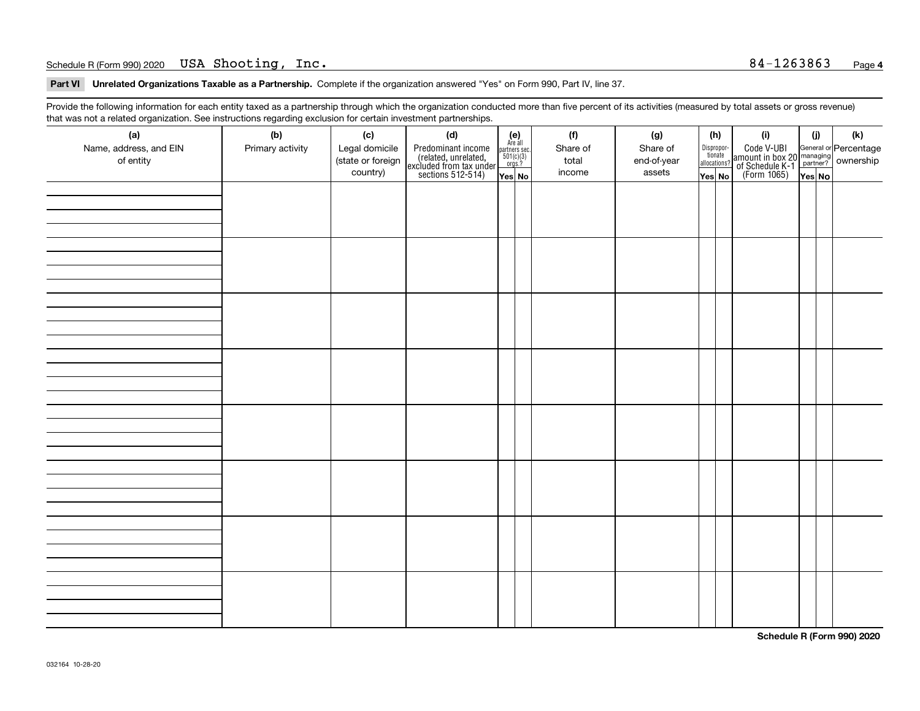Schedule R (Form 990) 2020 USA Shooting, Inc. 84-1263863

**Part VI Unrelated Organizations Taxable as a Partnership.** Complete if the organization answered "Yes" on Form 990, Part IV, line 37.

Provide the following information for each entity taxed as a partnership through which the organization conducted more than five percent of its activities (measured by total assets or gross revenue) that was not a related organization. See instructions regarding exclusion for certain investment partnerships.

| (a) Name, address, and EIN of entity | (b) Primary activity | (c) Legal domicile (state or foreign country) | (d) Predominant income (related, unrelated, excluded from tax under sections 512-514) | (e) Are all partners sec. 501(c)(3) orgs.? | | (f) Share of total income | (g) Share of end-of-year assets | (h) Disproportionate allocations? | | (i) Code V-UBI amount in box 20 of Schedule K-1 (Form 1065) | (j) General or managing partner? | | (k) Percentage ownership |
|---|---|---|---|---|---|---|---|---|---|---|---|---|---|
| | | | | Yes | No | | | Yes | No | | Yes | No | |
| | | | | | | | | | | | | | |
| | | | | | | | | | | | | | |
| | | | | | | | | | | | | | |
| | | | | | | | | | | | | | |
| | | | | | | | | | | | | | |
| | | | | | | | | | | | | | |
| | | | | | | | | | | | | | |
| | | | | | | | | | | | | | |

**Schedule R (Form 990) 2020**

032164 10-28-20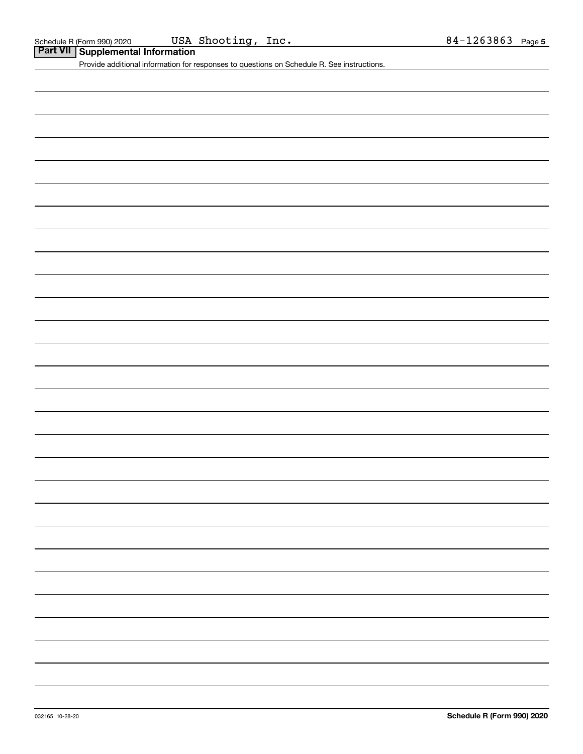Schedule R (Form 990) 2020 USA Shooting, Inc. 84-1263863 Page **5**

## Part VII Supplemental Information

Provide additional information for responses to questions on Schedule R. See instructions.

032165 10-28-20 **Schedule R (Form 990) 2020**